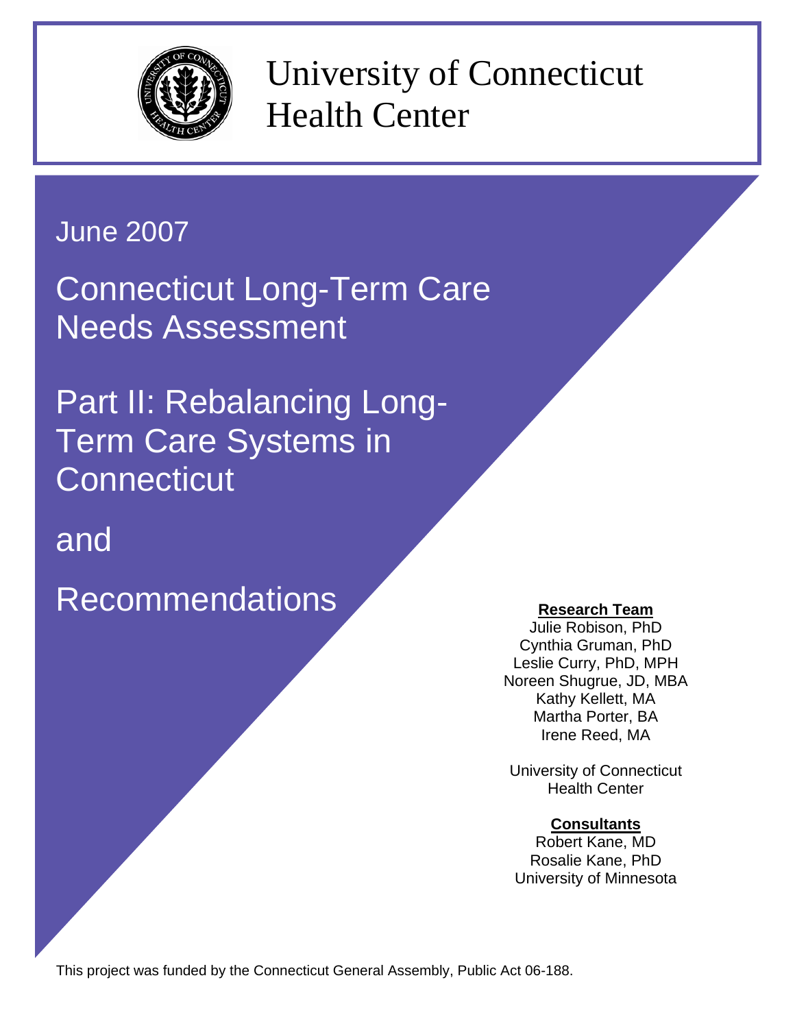# University of Connecticut Health Center

June 2007

# Connecticut Long-Term Care Needs Assessment

# Part II: Rebalancing Long-Term Care Systems in Connecticut

# and

# Recommendations

**Research Team**

Julie Robison, PhD
Cynthia Gruman, PhD
Leslie Curry, PhD, MPH
Noreen Shugrue, JD, MBA
Kathy Kellett, MA
Martha Porter, BA
Irene Reed, MA

University of Connecticut
Health Center

**Consultants**

Robert Kane, MD
Rosalie Kane, PhD
University of Minnesota

This project was funded by the Connecticut General Assembly, Public Act 06-188.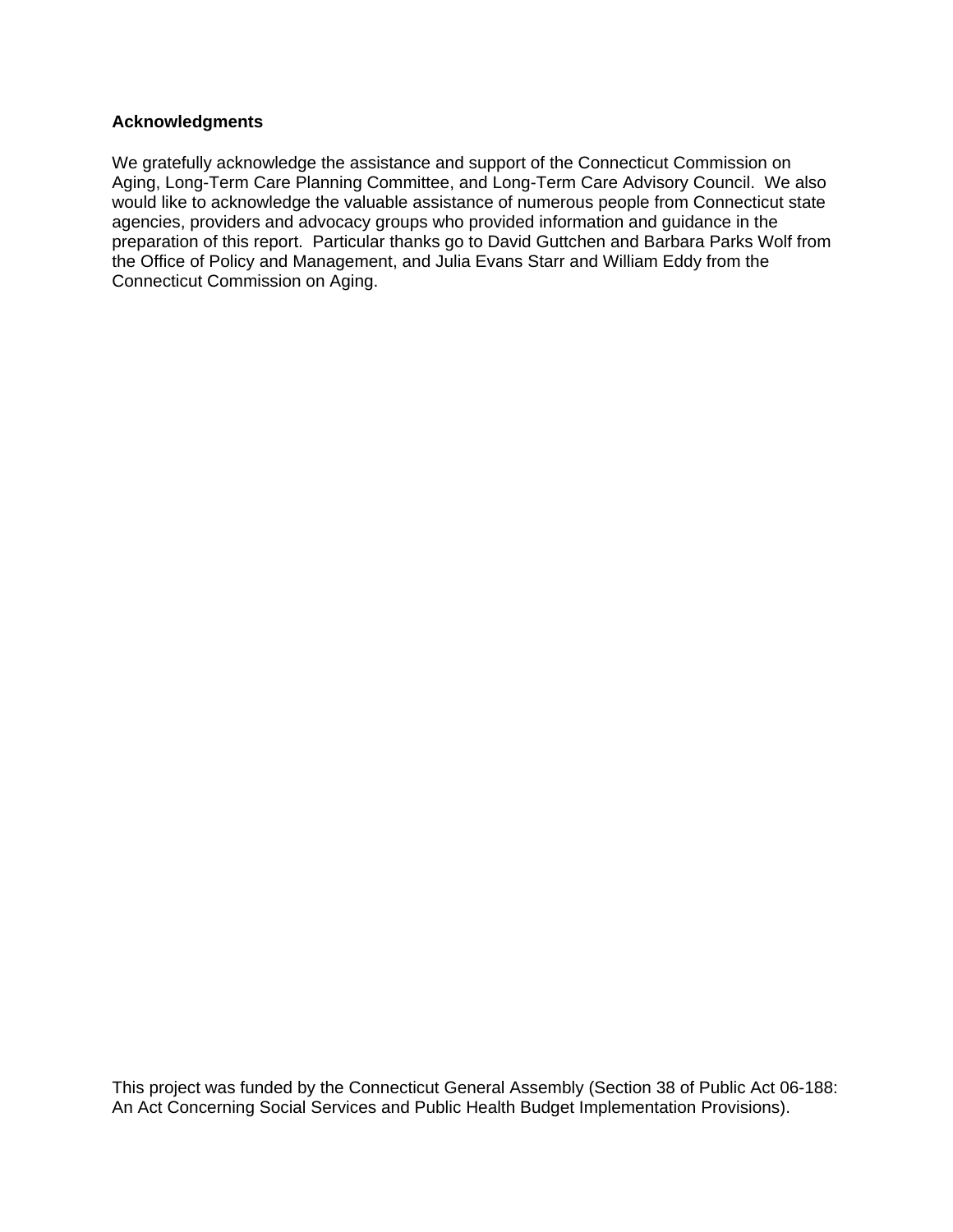**Acknowledgments**

We gratefully acknowledge the assistance and support of the Connecticut Commission on Aging, Long-Term Care Planning Committee, and Long-Term Care Advisory Council. We also would like to acknowledge the valuable assistance of numerous people from Connecticut state agencies, providers and advocacy groups who provided information and guidance in the preparation of this report. Particular thanks go to David Guttchen and Barbara Parks Wolf from the Office of Policy and Management, and Julia Evans Starr and William Eddy from the Connecticut Commission on Aging.

This project was funded by the Connecticut General Assembly (Section 38 of Public Act 06-188: An Act Concerning Social Services and Public Health Budget Implementation Provisions).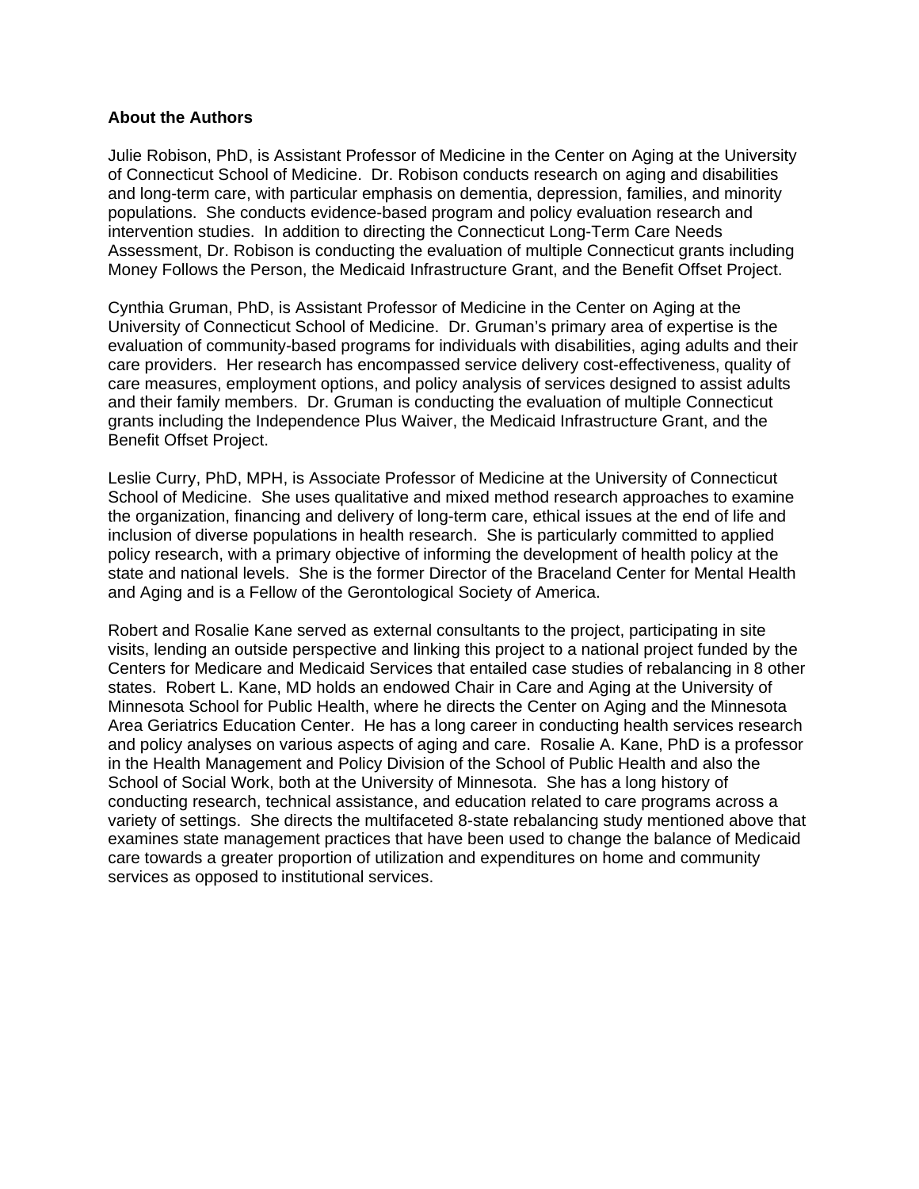**About the Authors**

Julie Robison, PhD, is Assistant Professor of Medicine in the Center on Aging at the University of Connecticut School of Medicine. Dr. Robison conducts research on aging and disabilities and long-term care, with particular emphasis on dementia, depression, families, and minority populations. She conducts evidence-based program and policy evaluation research and intervention studies. In addition to directing the Connecticut Long-Term Care Needs Assessment, Dr. Robison is conducting the evaluation of multiple Connecticut grants including Money Follows the Person, the Medicaid Infrastructure Grant, and the Benefit Offset Project.

Cynthia Gruman, PhD, is Assistant Professor of Medicine in the Center on Aging at the University of Connecticut School of Medicine. Dr. Gruman's primary area of expertise is the evaluation of community-based programs for individuals with disabilities, aging adults and their care providers. Her research has encompassed service delivery cost-effectiveness, quality of care measures, employment options, and policy analysis of services designed to assist adults and their family members. Dr. Gruman is conducting the evaluation of multiple Connecticut grants including the Independence Plus Waiver, the Medicaid Infrastructure Grant, and the Benefit Offset Project.

Leslie Curry, PhD, MPH, is Associate Professor of Medicine at the University of Connecticut School of Medicine. She uses qualitative and mixed method research approaches to examine the organization, financing and delivery of long-term care, ethical issues at the end of life and inclusion of diverse populations in health research. She is particularly committed to applied policy research, with a primary objective of informing the development of health policy at the state and national levels. She is the former Director of the Braceland Center for Mental Health and Aging and is a Fellow of the Gerontological Society of America.

Robert and Rosalie Kane served as external consultants to the project, participating in site visits, lending an outside perspective and linking this project to a national project funded by the Centers for Medicare and Medicaid Services that entailed case studies of rebalancing in 8 other states. Robert L. Kane, MD holds an endowed Chair in Care and Aging at the University of Minnesota School for Public Health, where he directs the Center on Aging and the Minnesota Area Geriatrics Education Center. He has a long career in conducting health services research and policy analyses on various aspects of aging and care. Rosalie A. Kane, PhD is a professor in the Health Management and Policy Division of the School of Public Health and also the School of Social Work, both at the University of Minnesota. She has a long history of conducting research, technical assistance, and education related to care programs across a variety of settings. She directs the multifaceted 8-state rebalancing study mentioned above that examines state management practices that have been used to change the balance of Medicaid care towards a greater proportion of utilization and expenditures on home and community services as opposed to institutional services.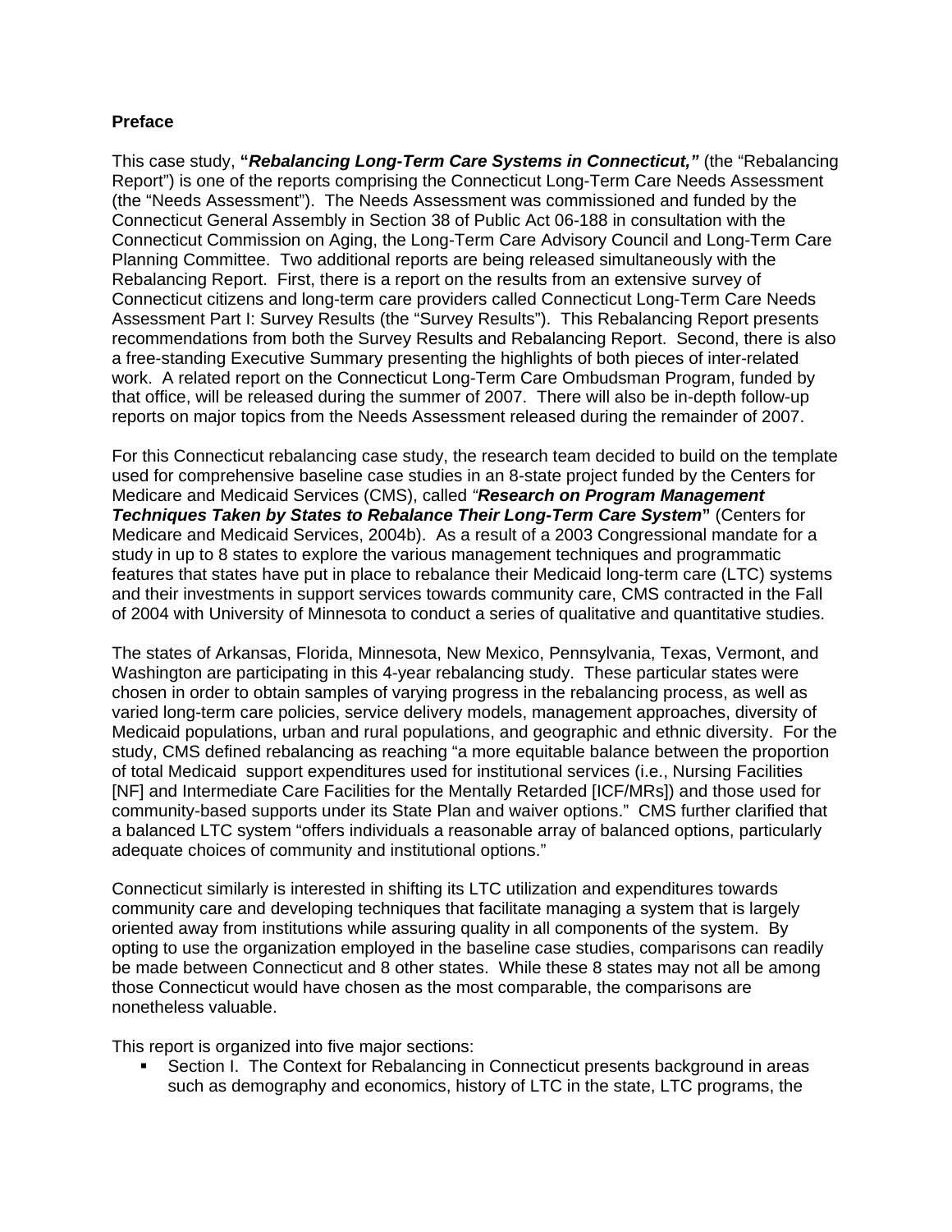**Preface**

This case study, **"*Rebalancing Long-Term Care Systems in Connecticut,"*** (the "Rebalancing Report") is one of the reports comprising the Connecticut Long-Term Care Needs Assessment (the "Needs Assessment"). The Needs Assessment was commissioned and funded by the Connecticut General Assembly in Section 38 of Public Act 06-188 in consultation with the Connecticut Commission on Aging, the Long-Term Care Advisory Council and Long-Term Care Planning Committee. Two additional reports are being released simultaneously with the Rebalancing Report. First, there is a report on the results from an extensive survey of Connecticut citizens and long-term care providers called Connecticut Long-Term Care Needs Assessment Part I: Survey Results (the "Survey Results"). This Rebalancing Report presents recommendations from both the Survey Results and Rebalancing Report. Second, there is also a free-standing Executive Summary presenting the highlights of both pieces of inter-related work. A related report on the Connecticut Long-Term Care Ombudsman Program, funded by that office, will be released during the summer of 2007. There will also be in-depth follow-up reports on major topics from the Needs Assessment released during the remainder of 2007.

For this Connecticut rebalancing case study, the research team decided to build on the template used for comprehensive baseline case studies in an 8-state project funded by the Centers for Medicare and Medicaid Services (CMS), called *"**Research on Program Management Techniques Taken by States to Rebalance Their Long-Term Care System**"* (Centers for Medicare and Medicaid Services, 2004b). As a result of a 2003 Congressional mandate for a study in up to 8 states to explore the various management techniques and programmatic features that states have put in place to rebalance their Medicaid long-term care (LTC) systems and their investments in support services towards community care, CMS contracted in the Fall of 2004 with University of Minnesota to conduct a series of qualitative and quantitative studies.

The states of Arkansas, Florida, Minnesota, New Mexico, Pennsylvania, Texas, Vermont, and Washington are participating in this 4-year rebalancing study. These particular states were chosen in order to obtain samples of varying progress in the rebalancing process, as well as varied long-term care policies, service delivery models, management approaches, diversity of Medicaid populations, urban and rural populations, and geographic and ethnic diversity. For the study, CMS defined rebalancing as reaching "a more equitable balance between the proportion of total Medicaid support expenditures used for institutional services (i.e., Nursing Facilities [NF] and Intermediate Care Facilities for the Mentally Retarded [ICF/MRs]) and those used for community-based supports under its State Plan and waiver options." CMS further clarified that a balanced LTC system "offers individuals a reasonable array of balanced options, particularly adequate choices of community and institutional options."

Connecticut similarly is interested in shifting its LTC utilization and expenditures towards community care and developing techniques that facilitate managing a system that is largely oriented away from institutions while assuring quality in all components of the system. By opting to use the organization employed in the baseline case studies, comparisons can readily be made between Connecticut and 8 other states. While these 8 states may not all be among those Connecticut would have chosen as the most comparable, the comparisons are nonetheless valuable.

This report is organized into five major sections:

- Section I. The Context for Rebalancing in Connecticut presents background in areas such as demography and economics, history of LTC in the state, LTC programs, the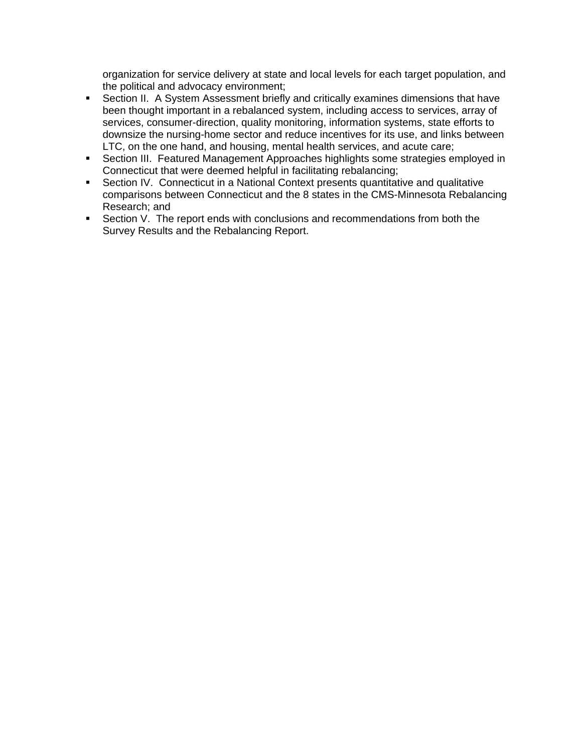organization for service delivery at state and local levels for each target population, and the political and advocacy environment;

- Section II. A System Assessment briefly and critically examines dimensions that have been thought important in a rebalanced system, including access to services, array of services, consumer-direction, quality monitoring, information systems, state efforts to downsize the nursing-home sector and reduce incentives for its use, and links between LTC, on the one hand, and housing, mental health services, and acute care;
- Section III. Featured Management Approaches highlights some strategies employed in Connecticut that were deemed helpful in facilitating rebalancing;
- Section IV. Connecticut in a National Context presents quantitative and qualitative comparisons between Connecticut and the 8 states in the CMS-Minnesota Rebalancing Research; and
- Section V. The report ends with conclusions and recommendations from both the Survey Results and the Rebalancing Report.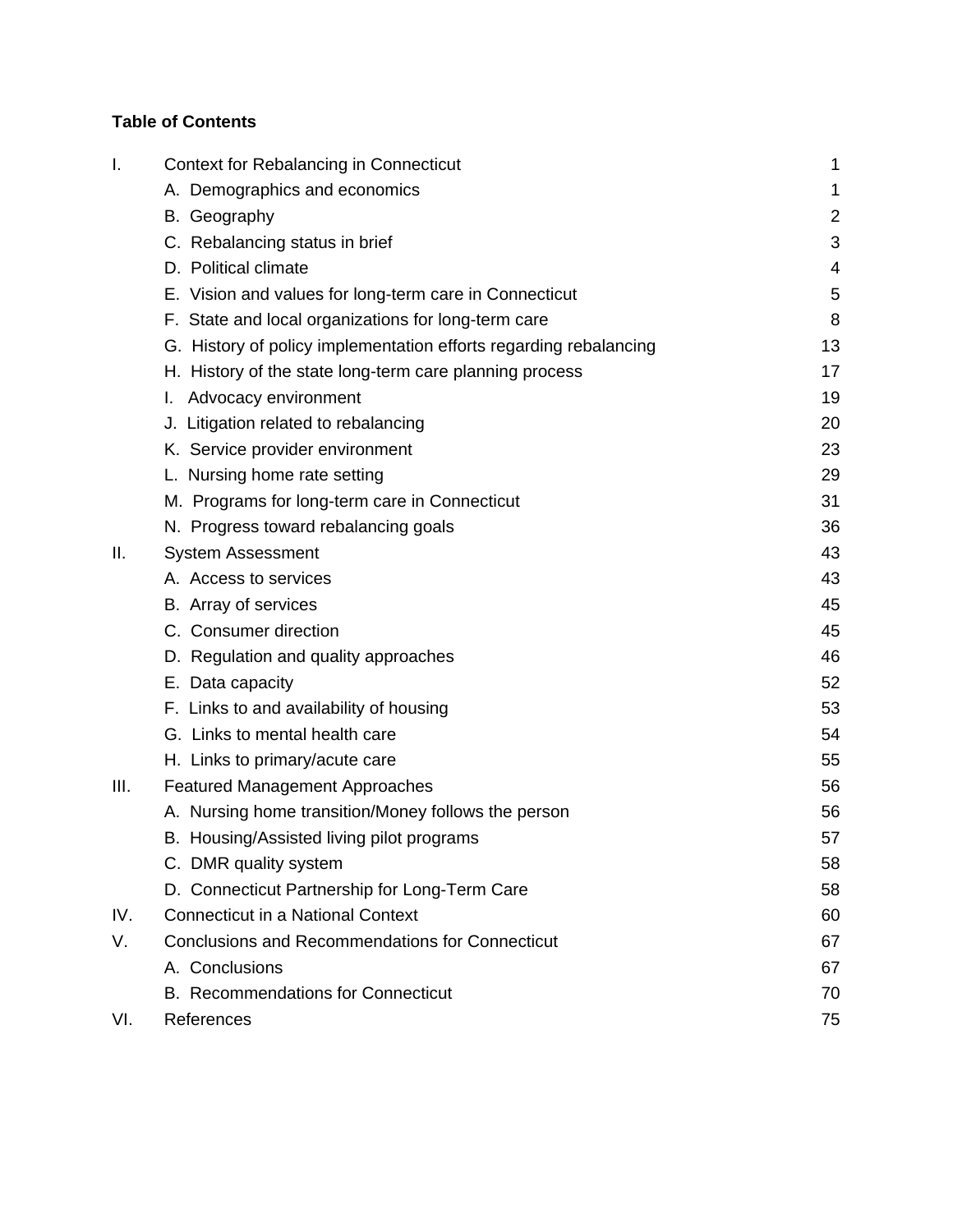**Table of Contents**

| | | |
|---|---|---|
| I. | Context for Rebalancing in Connecticut | 1 |
| | A. Demographics and economics | 1 |
| | B. Geography | 2 |
| | C. Rebalancing status in brief | 3 |
| | D. Political climate | 4 |
| | E. Vision and values for long-term care in Connecticut | 5 |
| | F. State and local organizations for long-term care | 8 |
| | G. History of policy implementation efforts regarding rebalancing | 13 |
| | H. History of the state long-term care planning process | 17 |
| | I. Advocacy environment | 19 |
| | J. Litigation related to rebalancing | 20 |
| | K. Service provider environment | 23 |
| | L. Nursing home rate setting | 29 |
| | M. Programs for long-term care in Connecticut | 31 |
| | N. Progress toward rebalancing goals | 36 |
| II. | System Assessment | 43 |
| | A. Access to services | 43 |
| | B. Array of services | 45 |
| | C. Consumer direction | 45 |
| | D. Regulation and quality approaches | 46 |
| | E. Data capacity | 52 |
| | F. Links to and availability of housing | 53 |
| | G. Links to mental health care | 54 |
| | H. Links to primary/acute care | 55 |
| III. | Featured Management Approaches | 56 |
| | A. Nursing home transition/Money follows the person | 56 |
| | B. Housing/Assisted living pilot programs | 57 |
| | C. DMR quality system | 58 |
| | D. Connecticut Partnership for Long-Term Care | 58 |
| IV. | Connecticut in a National Context | 60 |
| V. | Conclusions and Recommendations for Connecticut | 67 |
| | A. Conclusions | 67 |
| | B. Recommendations for Connecticut | 70 |
| VI. | References | 75 |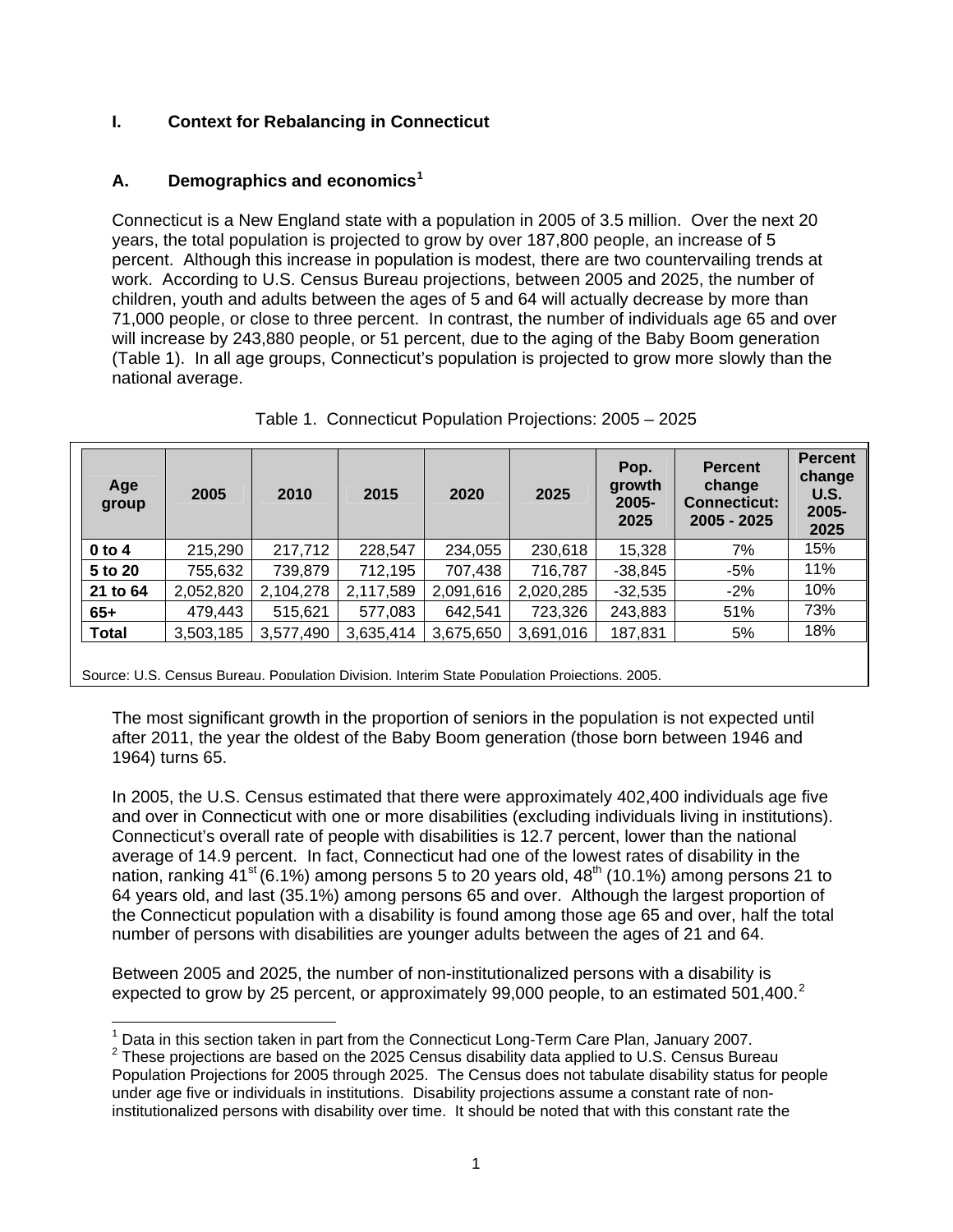## I. Context for Rebalancing in Connecticut

### A. Demographics and economics[1]

Connecticut is a New England state with a population in 2005 of 3.5 million. Over the next 20 years, the total population is projected to grow by over 187,800 people, an increase of 5 percent. Although this increase in population is modest, there are two countervailing trends at work. According to U.S. Census Bureau projections, between 2005 and 2025, the number of children, youth and adults between the ages of 5 and 64 will actually decrease by more than 71,000 people, or close to three percent. In contrast, the number of individuals age 65 and over will increase by 243,880 people, or 51 percent, due to the aging of the Baby Boom generation (Table 1). In all age groups, Connecticut's population is projected to grow more slowly than the national average.

Table 1. Connecticut Population Projections: 2005 – 2025

| Age group | 2005 | 2010 | 2015 | 2020 | 2025 | Pop. growth 2005-2025 | Percent change Connecticut: 2005 - 2025 | Percent change U.S. 2005-2025 |
|---|---|---|---|---|---|---|---|---|
| **0 to 4** | 215,290 | 217,712 | 228,547 | 234,055 | 230,618 | 15,328 | 7% | 15% |
| **5 to 20** | 755,632 | 739,879 | 712,195 | 707,438 | 716,787 | -38,845 | -5% | 11% |
| **21 to 64** | 2,052,820 | 2,104,278 | 2,117,589 | 2,091,616 | 2,020,285 | -32,535 | -2% | 10% |
| **65+** | 479,443 | 515,621 | 577,083 | 642,541 | 723,326 | 243,883 | 51% | 73% |
| **Total** | 3,503,185 | 3,577,490 | 3,635,414 | 3,675,650 | 3,691,016 | 187,831 | 5% | 18% |

Source: U.S. Census Bureau, Population Division, Interim State Population Projections, 2005.

The most significant growth in the proportion of seniors in the population is not expected until after 2011, the year the oldest of the Baby Boom generation (those born between 1946 and 1964) turns 65.

In 2005, the U.S. Census estimated that there were approximately 402,400 individuals age five and over in Connecticut with one or more disabilities (excluding individuals living in institutions). Connecticut's overall rate of people with disabilities is 12.7 percent, lower than the national average of 14.9 percent. In fact, Connecticut had one of the lowest rates of disability in the nation, ranking 41st (6.1%) among persons 5 to 20 years old, 48th (10.1%) among persons 21 to 64 years old, and last (35.1%) among persons 65 and over. Although the largest proportion of the Connecticut population with a disability is found among those age 65 and over, half the total number of persons with disabilities are younger adults between the ages of 21 and 64.

Between 2005 and 2025, the number of non-institutionalized persons with a disability is expected to grow by 25 percent, or approximately 99,000 people, to an estimated 501,400.[2]

---

[1] Data in this section taken in part from the Connecticut Long-Term Care Plan, January 2007.

[2] These projections are based on the 2025 Census disability data applied to U.S. Census Bureau Population Projections for 2005 through 2025. The Census does not tabulate disability status for people under age five or individuals in institutions. Disability projections assume a constant rate of non-institutionalized persons with disability over time. It should be noted that with this constant rate the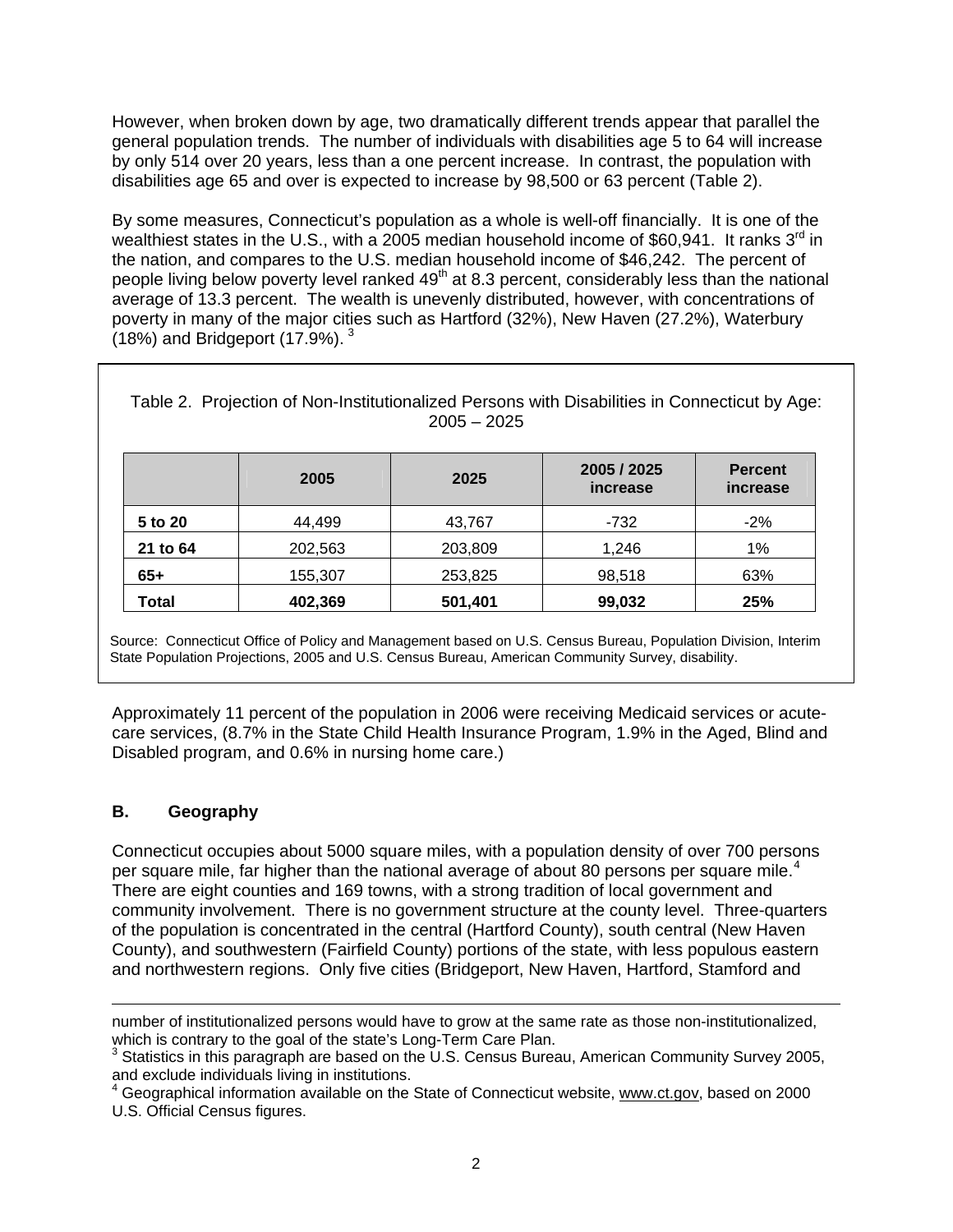However, when broken down by age, two dramatically different trends appear that parallel the general population trends. The number of individuals with disabilities age 5 to 64 will increase by only 514 over 20 years, less than a one percent increase. In contrast, the population with disabilities age 65 and over is expected to increase by 98,500 or 63 percent (Table 2).

By some measures, Connecticut's population as a whole is well-off financially. It is one of the wealthiest states in the U.S., with a 2005 median household income of $60,941. It ranks 3rd in the nation, and compares to the U.S. median household income of $46,242. The percent of people living below poverty level ranked 49th at 8.3 percent, considerably less than the national average of 13.3 percent. The wealth is unevenly distributed, however, with concentrations of poverty in many of the major cities such as Hartford (32%), New Haven (27.2%), Waterbury (18%) and Bridgeport (17.9%). [3]

Table 2. Projection of Non-Institutionalized Persons with Disabilities in Connecticut by Age: 2005 – 2025

| | 2005 | 2025 | 2005 / 2025 increase | Percent increase |
|---|---|---|---|---|
| **5 to 20** | 44,499 | 43,767 | -732 | -2% |
| **21 to 64** | 202,563 | 203,809 | 1,246 | 1% |
| **65+** | 155,307 | 253,825 | 98,518 | 63% |
| **Total** | **402,369** | **501,401** | **99,032** | **25%** |

Source: Connecticut Office of Policy and Management based on U.S. Census Bureau, Population Division, Interim State Population Projections, 2005 and U.S. Census Bureau, American Community Survey, disability.

Approximately 11 percent of the population in 2006 were receiving Medicaid services or acute-care services, (8.7% in the State Child Health Insurance Program, 1.9% in the Aged, Blind and Disabled program, and 0.6% in nursing home care.)

## B. Geography

Connecticut occupies about 5000 square miles, with a population density of over 700 persons per square mile, far higher than the national average of about 80 persons per square mile.[4] There are eight counties and 169 towns, with a strong tradition of local government and community involvement. There is no government structure at the county level. Three-quarters of the population is concentrated in the central (Hartford County), south central (New Haven County), and southwestern (Fairfield County) portions of the state, with less populous eastern and northwestern regions. Only five cities (Bridgeport, New Haven, Hartford, Stamford and

---

number of institutionalized persons would have to grow at the same rate as those non-institutionalized, which is contrary to the goal of the state's Long-Term Care Plan.

[3] Statistics in this paragraph are based on the U.S. Census Bureau, American Community Survey 2005, and exclude individuals living in institutions.

[4] Geographical information available on the State of Connecticut website, www.ct.gov, based on 2000 U.S. Official Census figures.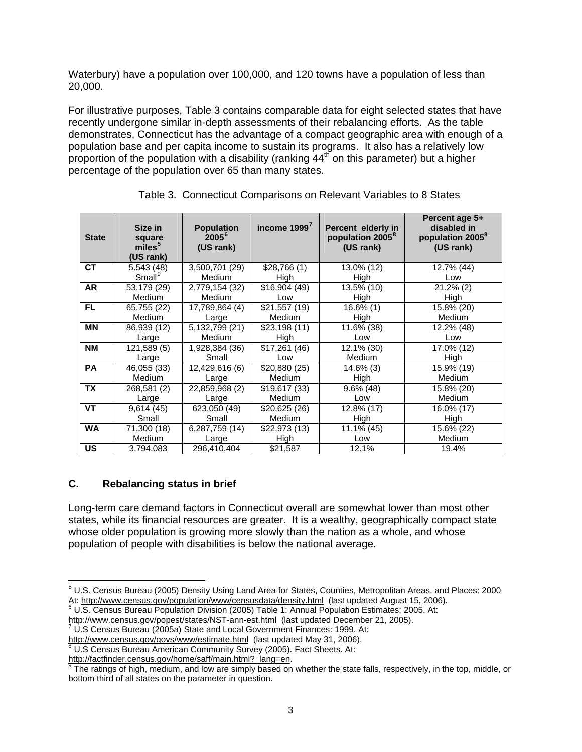Waterbury) have a population over 100,000, and 120 towns have a population of less than 20,000.

For illustrative purposes, Table 3 contains comparable data for eight selected states that have recently undergone similar in-depth assessments of their rebalancing efforts. As the table demonstrates, Connecticut has the advantage of a compact geographic area with enough of a population base and per capita income to sustain its programs. It also has a relatively low proportion of the population with a disability (ranking 44th on this parameter) but a higher percentage of the population over 65 than many states.

Table 3. Connecticut Comparisons on Relevant Variables to 8 States

| State | Size in square miles[5] (US rank) | Population 2005[6] (US rank) | income 1999[7] | Percent elderly in population 2005[8] (US rank) | Percent age 5+ disabled in population 2005[8] (US rank) |
|---|---|---|---|---|---|
| CT | 5.543 (48) Small[9] | 3,500,701 (29) Medium | $28,766 (1) High | 13.0% (12) High | 12.7% (44) Low |
| AR | 53,179 (29) Medium | 2,779,154 (32) Medium | $16,904 (49) Low | 13.5% (10) High | 21.2% (2) High |
| FL | 65,755 (22) Medium | 17,789,864 (4) Large | $21,557 (19) Medium | 16.6% (1) High | 15.8% (20) Medium |
| MN | 86,939 (12) Large | 5,132,799 (21) Medium | $23,198 (11) High | 11.6% (38) Low | 12.2% (48) Low |
| NM | 121,589 (5) Large | 1,928,384 (36) Small | $17,261 (46) Low | 12.1% (30) Medium | 17.0% (12) High |
| PA | 46,055 (33) Medium | 12,429,616 (6) Large | $20,880 (25) Medium | 14.6% (3) High | 15.9% (19) Medium |
| TX | 268,581 (2) Large | 22,859,968 (2) Large | $19,617 (33) Medium | 9.6% (48) Low | 15.8% (20) Medium |
| VT | 9,614 (45) Small | 623,050 (49) Small | $20,625 (26) Medium | 12.8% (17) High | 16.0% (17) High |
| WA | 71,300 (18) Medium | 6,287,759 (14) Large | $22,973 (13) High | 11.1% (45) Low | 15.6% (22) Medium |
| US | 3,794,083 | 296,410,404 | $21,587 | 12.1% | 19.4% |

## C. Rebalancing status in brief

Long-term care demand factors in Connecticut overall are somewhat lower than most other states, while its financial resources are greater. It is a wealthy, geographically compact state whose older population is growing more slowly than the nation as a whole, and whose population of people with disabilities is below the national average.

---

[5] U.S. Census Bureau (2005) Density Using Land Area for States, Counties, Metropolitan Areas, and Places: 2000 At: http://www.census.gov/population/www/censusdata/density.html (last updated August 15, 2006).

[6] U.S. Census Bureau Population Division (2005) Table 1: Annual Population Estimates: 2005. At: http://www.census.gov/popest/states/NST-ann-est.html (last updated December 21, 2005).

[7] U.S Census Bureau (2005a) State and Local Government Finances: 1999. At: http://www.census.gov/govs/www/estimate.html (last updated May 31, 2006).

[8] U.S Census Bureau American Community Survey (2005). Fact Sheets. At: http://factfinder.census.gov/home/saff/main.html?_lang=en.

[9] The ratings of high, medium, and low are simply based on whether the state falls, respectively, in the top, middle, or bottom third of all states on the parameter in question.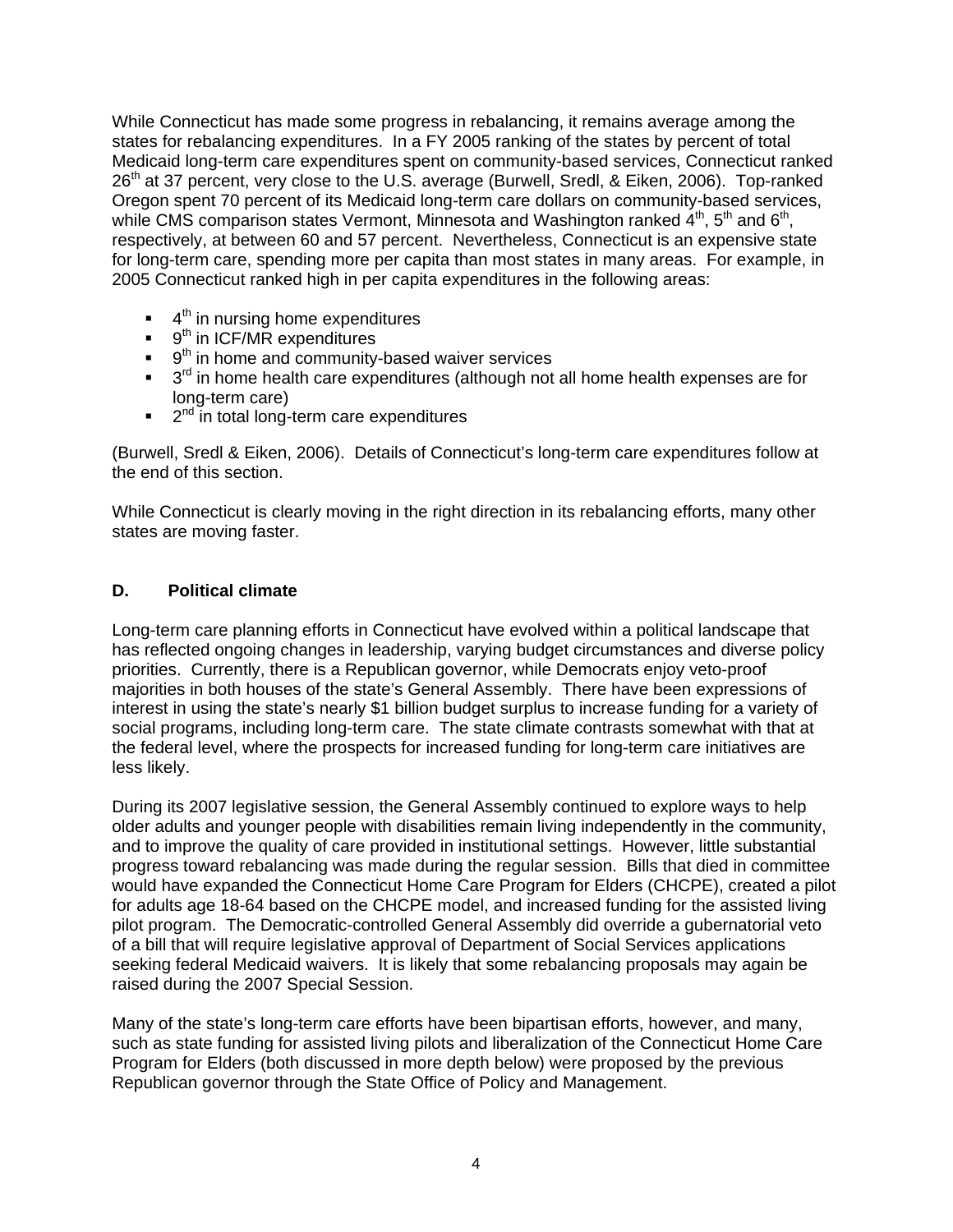While Connecticut has made some progress in rebalancing, it remains average among the states for rebalancing expenditures. In a FY 2005 ranking of the states by percent of total Medicaid long-term care expenditures spent on community-based services, Connecticut ranked 26th at 37 percent, very close to the U.S. average (Burwell, Sredl, & Eiken, 2006). Top-ranked Oregon spent 70 percent of its Medicaid long-term care dollars on community-based services, while CMS comparison states Vermont, Minnesota and Washington ranked 4th, 5th and 6th, respectively, at between 60 and 57 percent. Nevertheless, Connecticut is an expensive state for long-term care, spending more per capita than most states in many areas. For example, in 2005 Connecticut ranked high in per capita expenditures in the following areas:

- 4th in nursing home expenditures
- 9th in ICF/MR expenditures
- 9th in home and community-based waiver services
- 3rd in home health care expenditures (although not all home health expenses are for long-term care)
- 2nd in total long-term care expenditures

(Burwell, Sredl & Eiken, 2006). Details of Connecticut's long-term care expenditures follow at the end of this section.

While Connecticut is clearly moving in the right direction in its rebalancing efforts, many other states are moving faster.

### D. Political climate

Long-term care planning efforts in Connecticut have evolved within a political landscape that has reflected ongoing changes in leadership, varying budget circumstances and diverse policy priorities. Currently, there is a Republican governor, while Democrats enjoy veto-proof majorities in both houses of the state's General Assembly. There have been expressions of interest in using the state's nearly $1 billion budget surplus to increase funding for a variety of social programs, including long-term care. The state climate contrasts somewhat with that at the federal level, where the prospects for increased funding for long-term care initiatives are less likely.

During its 2007 legislative session, the General Assembly continued to explore ways to help older adults and younger people with disabilities remain living independently in the community, and to improve the quality of care provided in institutional settings. However, little substantial progress toward rebalancing was made during the regular session. Bills that died in committee would have expanded the Connecticut Home Care Program for Elders (CHCPE), created a pilot for adults age 18-64 based on the CHCPE model, and increased funding for the assisted living pilot program. The Democratic-controlled General Assembly did override a gubernatorial veto of a bill that will require legislative approval of Department of Social Services applications seeking federal Medicaid waivers. It is likely that some rebalancing proposals may again be raised during the 2007 Special Session.

Many of the state's long-term care efforts have been bipartisan efforts, however, and many, such as state funding for assisted living pilots and liberalization of the Connecticut Home Care Program for Elders (both discussed in more depth below) were proposed by the previous Republican governor through the State Office of Policy and Management.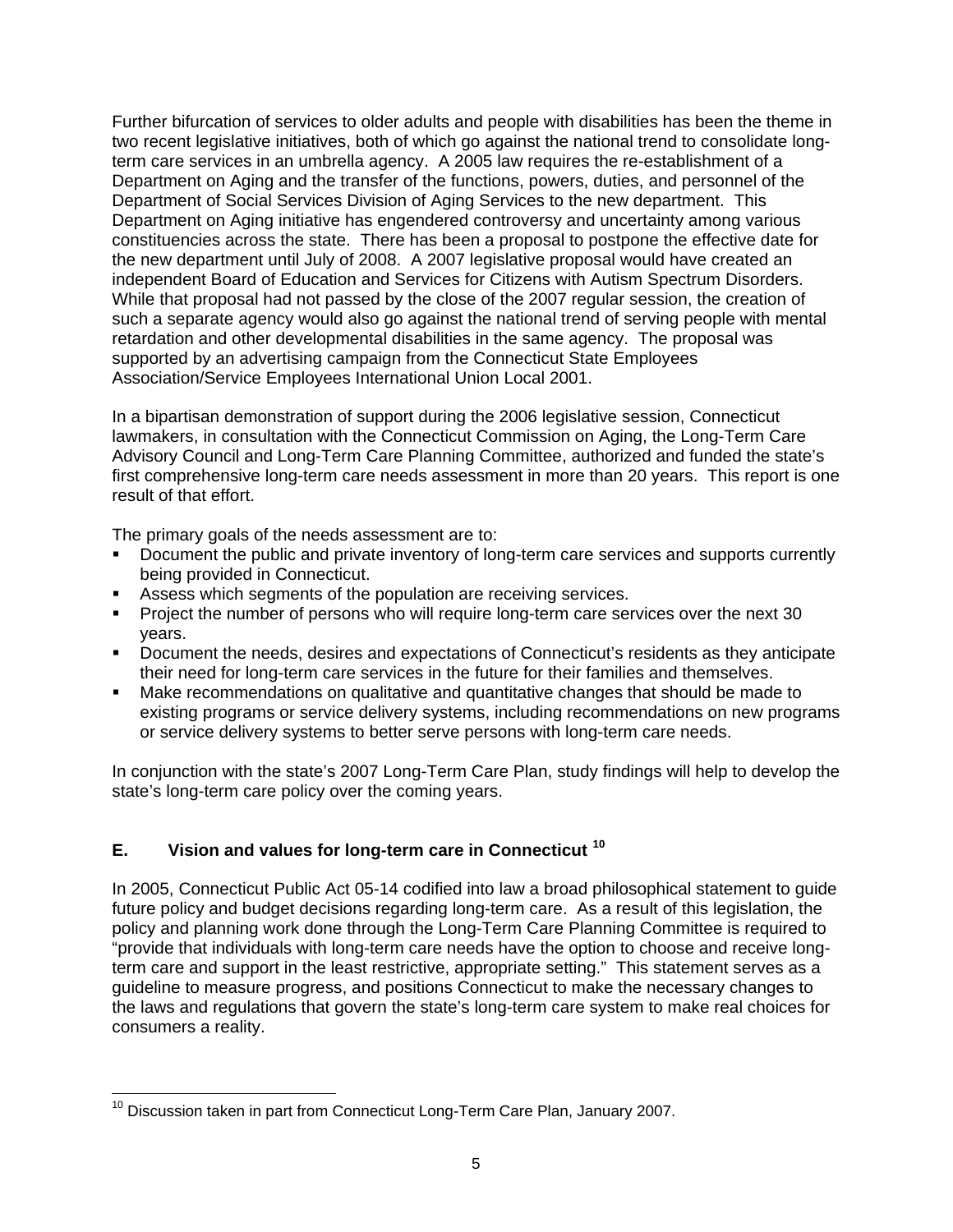Further bifurcation of services to older adults and people with disabilities has been the theme in two recent legislative initiatives, both of which go against the national trend to consolidate long-term care services in an umbrella agency. A 2005 law requires the re-establishment of a Department on Aging and the transfer of the functions, powers, duties, and personnel of the Department of Social Services Division of Aging Services to the new department. This Department on Aging initiative has engendered controversy and uncertainty among various constituencies across the state. There has been a proposal to postpone the effective date for the new department until July of 2008. A 2007 legislative proposal would have created an independent Board of Education and Services for Citizens with Autism Spectrum Disorders. While that proposal had not passed by the close of the 2007 regular session, the creation of such a separate agency would also go against the national trend of serving people with mental retardation and other developmental disabilities in the same agency. The proposal was supported by an advertising campaign from the Connecticut State Employees Association/Service Employees International Union Local 2001.

In a bipartisan demonstration of support during the 2006 legislative session, Connecticut lawmakers, in consultation with the Connecticut Commission on Aging, the Long-Term Care Advisory Council and Long-Term Care Planning Committee, authorized and funded the state's first comprehensive long-term care needs assessment in more than 20 years. This report is one result of that effort.

The primary goals of the needs assessment are to:

- Document the public and private inventory of long-term care services and supports currently being provided in Connecticut.
- Assess which segments of the population are receiving services.
- Project the number of persons who will require long-term care services over the next 30 years.
- Document the needs, desires and expectations of Connecticut's residents as they anticipate their need for long-term care services in the future for their families and themselves.
- Make recommendations on qualitative and quantitative changes that should be made to existing programs or service delivery systems, including recommendations on new programs or service delivery systems to better serve persons with long-term care needs.

In conjunction with the state's 2007 Long-Term Care Plan, study findings will help to develop the state's long-term care policy over the coming years.

## E. Vision and values for long-term care in Connecticut [10]

In 2005, Connecticut Public Act 05-14 codified into law a broad philosophical statement to guide future policy and budget decisions regarding long-term care. As a result of this legislation, the policy and planning work done through the Long-Term Care Planning Committee is required to "provide that individuals with long-term care needs have the option to choose and receive long-term care and support in the least restrictive, appropriate setting." This statement serves as a guideline to measure progress, and positions Connecticut to make the necessary changes to the laws and regulations that govern the state's long-term care system to make real choices for consumers a reality.

[10] Discussion taken in part from Connecticut Long-Term Care Plan, January 2007.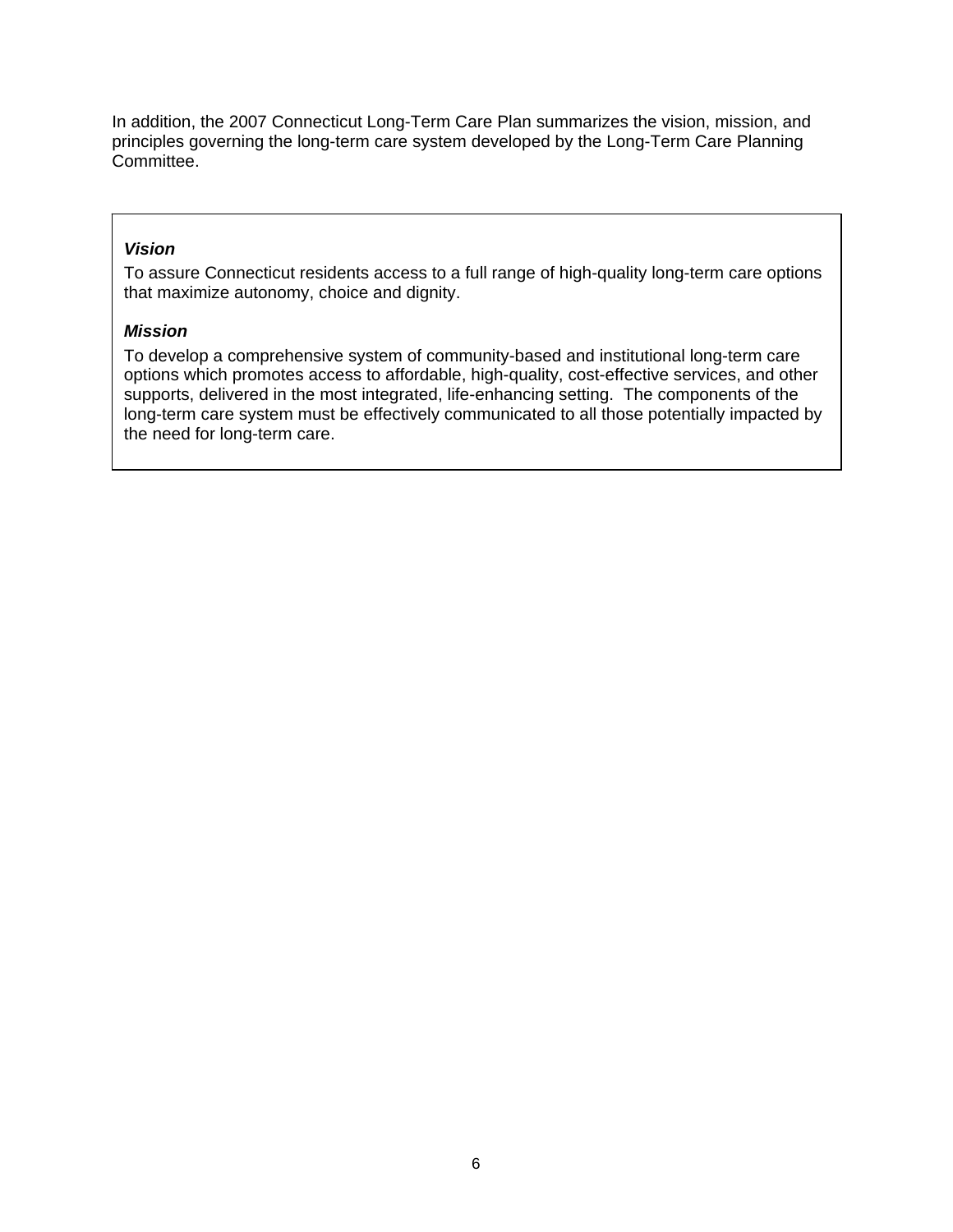In addition, the 2007 Connecticut Long-Term Care Plan summarizes the vision, mission, and principles governing the long-term care system developed by the Long-Term Care Planning Committee.

***Vision***

To assure Connecticut residents access to a full range of high-quality long-term care options that maximize autonomy, choice and dignity.

***Mission***

To develop a comprehensive system of community-based and institutional long-term care options which promotes access to affordable, high-quality, cost-effective services, and other supports, delivered in the most integrated, life-enhancing setting. The components of the long-term care system must be effectively communicated to all those potentially impacted by the need for long-term care.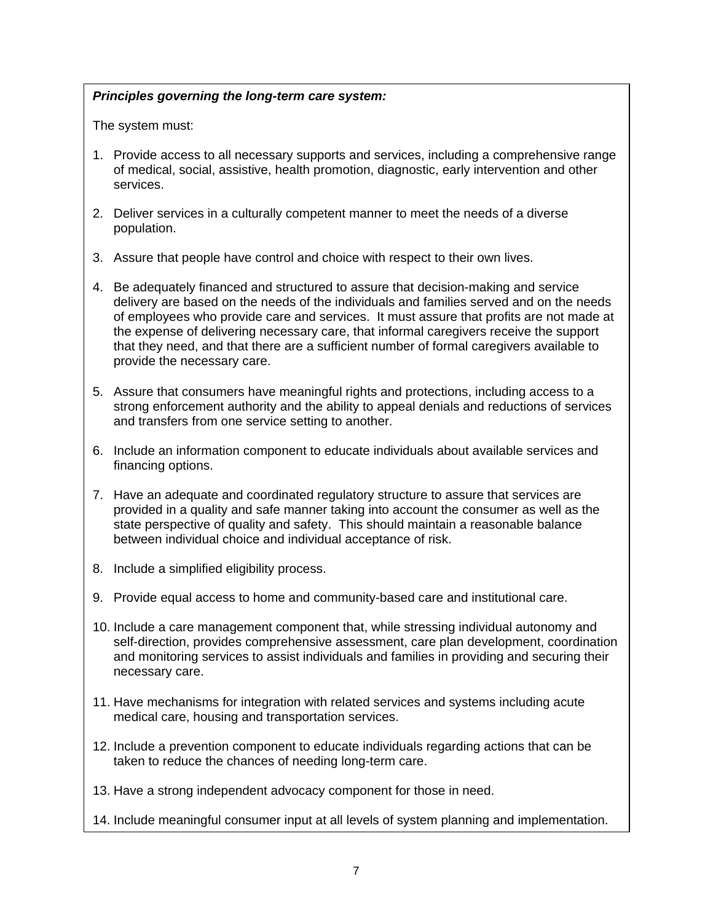***Principles governing the long-term care system:***

The system must:

1. Provide access to all necessary supports and services, including a comprehensive range of medical, social, assistive, health promotion, diagnostic, early intervention and other services.

2. Deliver services in a culturally competent manner to meet the needs of a diverse population.

3. Assure that people have control and choice with respect to their own lives.

4. Be adequately financed and structured to assure that decision-making and service delivery are based on the needs of the individuals and families served and on the needs of employees who provide care and services. It must assure that profits are not made at the expense of delivering necessary care, that informal caregivers receive the support that they need, and that there are a sufficient number of formal caregivers available to provide the necessary care.

5. Assure that consumers have meaningful rights and protections, including access to a strong enforcement authority and the ability to appeal denials and reductions of services and transfers from one service setting to another.

6. Include an information component to educate individuals about available services and financing options.

7. Have an adequate and coordinated regulatory structure to assure that services are provided in a quality and safe manner taking into account the consumer as well as the state perspective of quality and safety. This should maintain a reasonable balance between individual choice and individual acceptance of risk.

8. Include a simplified eligibility process.

9. Provide equal access to home and community-based care and institutional care.

10. Include a care management component that, while stressing individual autonomy and self-direction, provides comprehensive assessment, care plan development, coordination and monitoring services to assist individuals and families in providing and securing their necessary care.

11. Have mechanisms for integration with related services and systems including acute medical care, housing and transportation services.

12. Include a prevention component to educate individuals regarding actions that can be taken to reduce the chances of needing long-term care.

13. Have a strong independent advocacy component for those in need.

14. Include meaningful consumer input at all levels of system planning and implementation.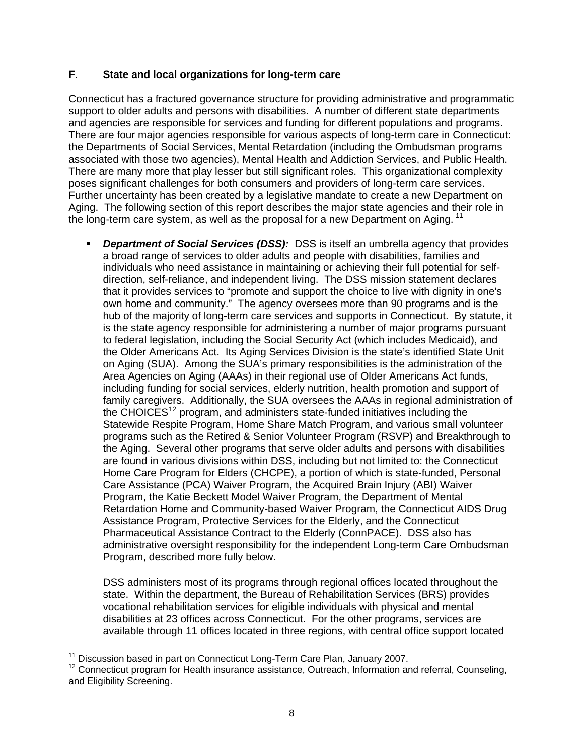## F. State and local organizations for long-term care

Connecticut has a fractured governance structure for providing administrative and programmatic support to older adults and persons with disabilities. A number of different state departments and agencies are responsible for services and funding for different populations and programs. There are four major agencies responsible for various aspects of long-term care in Connecticut: the Departments of Social Services, Mental Retardation (including the Ombudsman programs associated with those two agencies), Mental Health and Addiction Services, and Public Health. There are many more that play lesser but still significant roles. This organizational complexity poses significant challenges for both consumers and providers of long-term care services. Further uncertainty has been created by a legislative mandate to create a new Department on Aging. The following section of this report describes the major state agencies and their role in the long-term care system, as well as the proposal for a new Department on Aging.[11]

- ***Department of Social Services (DSS):*** DSS is itself an umbrella agency that provides a broad range of services to older adults and people with disabilities, families and individuals who need assistance in maintaining or achieving their full potential for self-direction, self-reliance, and independent living. The DSS mission statement declares that it provides services to "promote and support the choice to live with dignity in one's own home and community." The agency oversees more than 90 programs and is the hub of the majority of long-term care services and supports in Connecticut. By statute, it is the state agency responsible for administering a number of major programs pursuant to federal legislation, including the Social Security Act (which includes Medicaid), and the Older Americans Act. Its Aging Services Division is the state's identified State Unit on Aging (SUA). Among the SUA's primary responsibilities is the administration of the Area Agencies on Aging (AAAs) in their regional use of Older Americans Act funds, including funding for social services, elderly nutrition, health promotion and support of family caregivers. Additionally, the SUA oversees the AAAs in regional administration of the CHOICES[12] program, and administers state-funded initiatives including the Statewide Respite Program, Home Share Match Program, and various small volunteer programs such as the Retired & Senior Volunteer Program (RSVP) and Breakthrough to the Aging. Several other programs that serve older adults and persons with disabilities are found in various divisions within DSS, including but not limited to: the Connecticut Home Care Program for Elders (CHCPE), a portion of which is state-funded, Personal Care Assistance (PCA) Waiver Program, the Acquired Brain Injury (ABI) Waiver Program, the Katie Beckett Model Waiver Program, the Department of Mental Retardation Home and Community-based Waiver Program, the Connecticut AIDS Drug Assistance Program, Protective Services for the Elderly, and the Connecticut Pharmaceutical Assistance Contract to the Elderly (ConnPACE). DSS also has administrative oversight responsibility for the independent Long-term Care Ombudsman Program, described more fully below.

  DSS administers most of its programs through regional offices located throughout the state. Within the department, the Bureau of Rehabilitation Services (BRS) provides vocational rehabilitation services for eligible individuals with physical and mental disabilities at 23 offices across Connecticut. For the other programs, services are available through 11 offices located in three regions, with central office support located

[11] Discussion based in part on Connecticut Long-Term Care Plan, January 2007.

[12] Connecticut program for Health insurance assistance, Outreach, Information and referral, Counseling, and Eligibility Screening.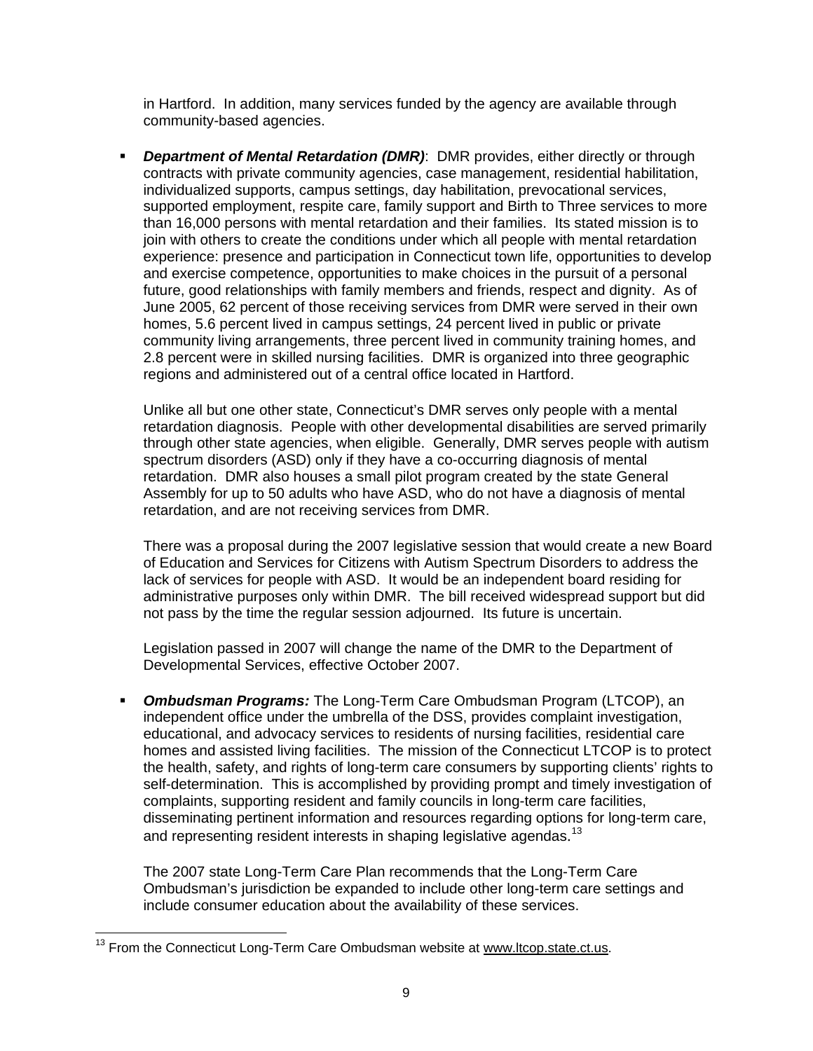in Hartford. In addition, many services funded by the agency are available through community-based agencies.

- ***Department of Mental Retardation (DMR)***: DMR provides, either directly or through contracts with private community agencies, case management, residential habilitation, individualized supports, campus settings, day habilitation, prevocational services, supported employment, respite care, family support and Birth to Three services to more than 16,000 persons with mental retardation and their families. Its stated mission is to join with others to create the conditions under which all people with mental retardation experience: presence and participation in Connecticut town life, opportunities to develop and exercise competence, opportunities to make choices in the pursuit of a personal future, good relationships with family members and friends, respect and dignity. As of June 2005, 62 percent of those receiving services from DMR were served in their own homes, 5.6 percent lived in campus settings, 24 percent lived in public or private community living arrangements, three percent lived in community training homes, and 2.8 percent were in skilled nursing facilities. DMR is organized into three geographic regions and administered out of a central office located in Hartford.

  Unlike all but one other state, Connecticut's DMR serves only people with a mental retardation diagnosis. People with other developmental disabilities are served primarily through other state agencies, when eligible. Generally, DMR serves people with autism spectrum disorders (ASD) only if they have a co-occurring diagnosis of mental retardation. DMR also houses a small pilot program created by the state General Assembly for up to 50 adults who have ASD, who do not have a diagnosis of mental retardation, and are not receiving services from DMR.

  There was a proposal during the 2007 legislative session that would create a new Board of Education and Services for Citizens with Autism Spectrum Disorders to address the lack of services for people with ASD. It would be an independent board residing for administrative purposes only within DMR. The bill received widespread support but did not pass by the time the regular session adjourned. Its future is uncertain.

  Legislation passed in 2007 will change the name of the DMR to the Department of Developmental Services, effective October 2007.

- ***Ombudsman Programs:*** The Long-Term Care Ombudsman Program (LTCOP), an independent office under the umbrella of the DSS, provides complaint investigation, educational, and advocacy services to residents of nursing facilities, residential care homes and assisted living facilities. The mission of the Connecticut LTCOP is to protect the health, safety, and rights of long-term care consumers by supporting clients' rights to self-determination. This is accomplished by providing prompt and timely investigation of complaints, supporting resident and family councils in long-term care facilities, disseminating pertinent information and resources regarding options for long-term care, and representing resident interests in shaping legislative agendas.[13]

  The 2007 state Long-Term Care Plan recommends that the Long-Term Care Ombudsman's jurisdiction be expanded to include other long-term care settings and include consumer education about the availability of these services.

[13] From the Connecticut Long-Term Care Ombudsman website at www.ltcop.state.ct.us.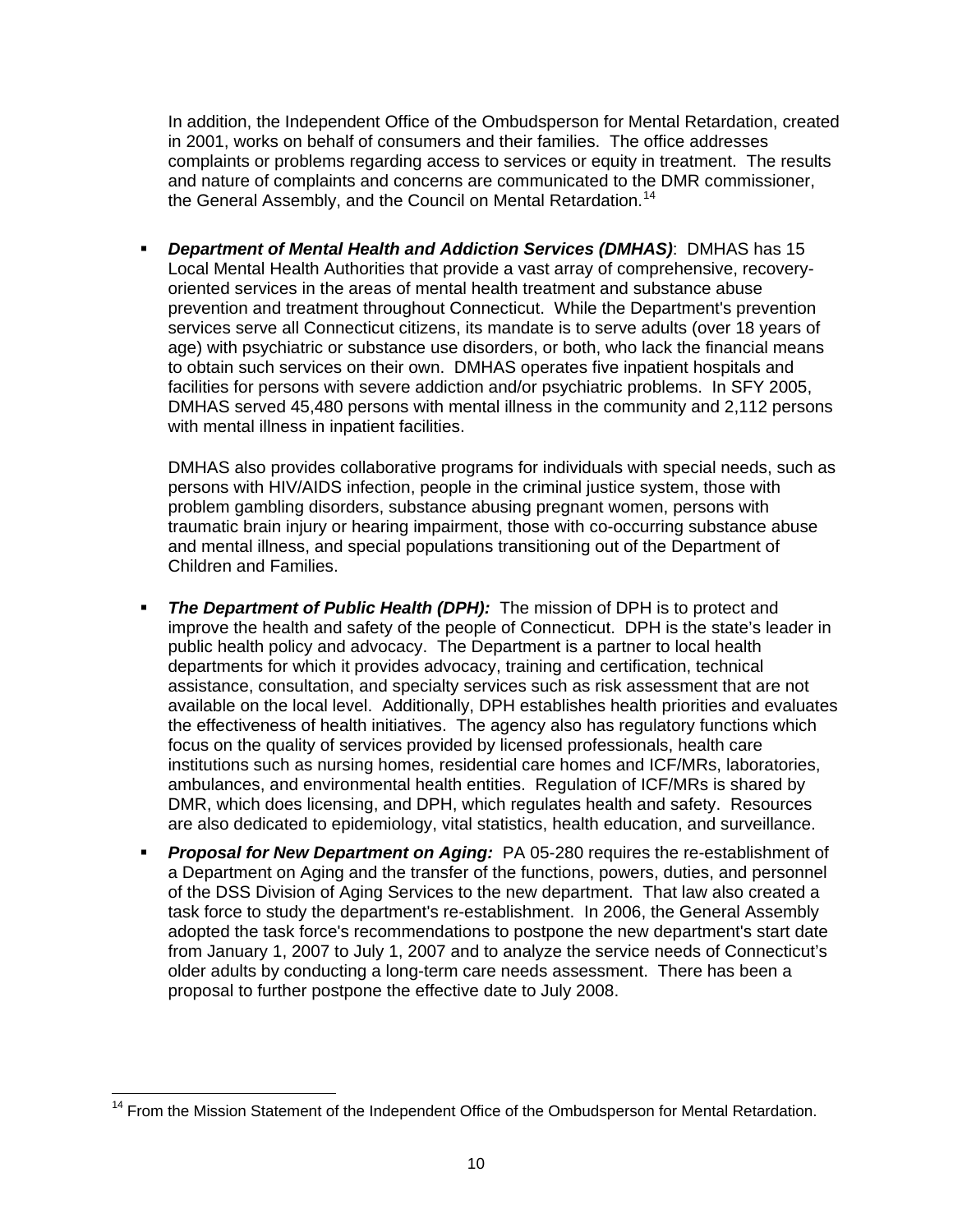In addition, the Independent Office of the Ombudsperson for Mental Retardation, created in 2001, works on behalf of consumers and their families. The office addresses complaints or problems regarding access to services or equity in treatment. The results and nature of complaints and concerns are communicated to the DMR commissioner, the General Assembly, and the Council on Mental Retardation.[14]

- ***Department of Mental Health and Addiction Services (DMHAS)***: DMHAS has 15 Local Mental Health Authorities that provide a vast array of comprehensive, recovery-oriented services in the areas of mental health treatment and substance abuse prevention and treatment throughout Connecticut. While the Department's prevention services serve all Connecticut citizens, its mandate is to serve adults (over 18 years of age) with psychiatric or substance use disorders, or both, who lack the financial means to obtain such services on their own. DMHAS operates five inpatient hospitals and facilities for persons with severe addiction and/or psychiatric problems. In SFY 2005, DMHAS served 45,480 persons with mental illness in the community and 2,112 persons with mental illness in inpatient facilities.

  DMHAS also provides collaborative programs for individuals with special needs, such as persons with HIV/AIDS infection, people in the criminal justice system, those with problem gambling disorders, substance abusing pregnant women, persons with traumatic brain injury or hearing impairment, those with co-occurring substance abuse and mental illness, and special populations transitioning out of the Department of Children and Families.

- ***The Department of Public Health (DPH):*** The mission of DPH is to protect and improve the health and safety of the people of Connecticut. DPH is the state's leader in public health policy and advocacy. The Department is a partner to local health departments for which it provides advocacy, training and certification, technical assistance, consultation, and specialty services such as risk assessment that are not available on the local level. Additionally, DPH establishes health priorities and evaluates the effectiveness of health initiatives. The agency also has regulatory functions which focus on the quality of services provided by licensed professionals, health care institutions such as nursing homes, residential care homes and ICF/MRs, laboratories, ambulances, and environmental health entities. Regulation of ICF/MRs is shared by DMR, which does licensing, and DPH, which regulates health and safety. Resources are also dedicated to epidemiology, vital statistics, health education, and surveillance.

- ***Proposal for New Department on Aging:*** PA 05-280 requires the re-establishment of a Department on Aging and the transfer of the functions, powers, duties, and personnel of the DSS Division of Aging Services to the new department. That law also created a task force to study the department's re-establishment. In 2006, the General Assembly adopted the task force's recommendations to postpone the new department's start date from January 1, 2007 to July 1, 2007 and to analyze the service needs of Connecticut's older adults by conducting a long-term care needs assessment. There has been a proposal to further postpone the effective date to July 2008.

[14] From the Mission Statement of the Independent Office of the Ombudsperson for Mental Retardation.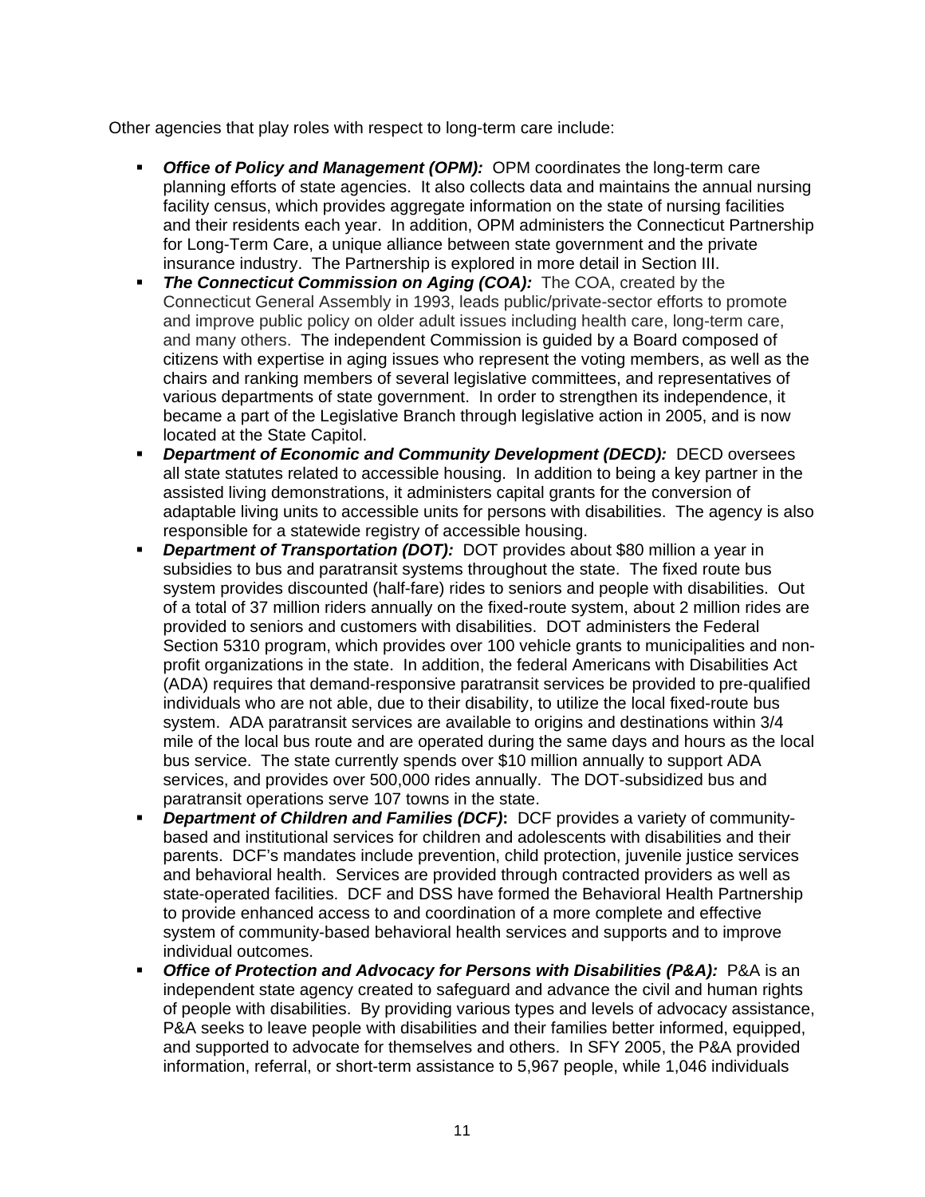Other agencies that play roles with respect to long-term care include:

- ***Office of Policy and Management (OPM):*** OPM coordinates the long-term care planning efforts of state agencies. It also collects data and maintains the annual nursing facility census, which provides aggregate information on the state of nursing facilities and their residents each year. In addition, OPM administers the Connecticut Partnership for Long-Term Care, a unique alliance between state government and the private insurance industry. The Partnership is explored in more detail in Section III.
- ***The Connecticut Commission on Aging (COA):*** The COA, created by the Connecticut General Assembly in 1993, leads public/private-sector efforts to promote and improve public policy on older adult issues including health care, long-term care, and many others. The independent Commission is guided by a Board composed of citizens with expertise in aging issues who represent the voting members, as well as the chairs and ranking members of several legislative committees, and representatives of various departments of state government. In order to strengthen its independence, it became a part of the Legislative Branch through legislative action in 2005, and is now located at the State Capitol.
- ***Department of Economic and Community Development (DECD):*** DECD oversees all state statutes related to accessible housing. In addition to being a key partner in the assisted living demonstrations, it administers capital grants for the conversion of adaptable living units to accessible units for persons with disabilities. The agency is also responsible for a statewide registry of accessible housing.
- ***Department of Transportation (DOT):*** DOT provides about $80 million a year in subsidies to bus and paratransit systems throughout the state. The fixed route bus system provides discounted (half-fare) rides to seniors and people with disabilities. Out of a total of 37 million riders annually on the fixed-route system, about 2 million rides are provided to seniors and customers with disabilities. DOT administers the Federal Section 5310 program, which provides over 100 vehicle grants to municipalities and non-profit organizations in the state. In addition, the federal Americans with Disabilities Act (ADA) requires that demand-responsive paratransit services be provided to pre-qualified individuals who are not able, due to their disability, to utilize the local fixed-route bus system. ADA paratransit services are available to origins and destinations within 3/4 mile of the local bus route and are operated during the same days and hours as the local bus service. The state currently spends over $10 million annually to support ADA services, and provides over 500,000 rides annually. The DOT-subsidized bus and paratransit operations serve 107 towns in the state.
- ***Department of Children and Families (DCF)*:** DCF provides a variety of community-based and institutional services for children and adolescents with disabilities and their parents. DCF's mandates include prevention, child protection, juvenile justice services and behavioral health. Services are provided through contracted providers as well as state-operated facilities. DCF and DSS have formed the Behavioral Health Partnership to provide enhanced access to and coordination of a more complete and effective system of community-based behavioral health services and supports and to improve individual outcomes.
- ***Office of Protection and Advocacy for Persons with Disabilities (P&A):*** P&A is an independent state agency created to safeguard and advance the civil and human rights of people with disabilities. By providing various types and levels of advocacy assistance, P&A seeks to leave people with disabilities and their families better informed, equipped, and supported to advocate for themselves and others. In SFY 2005, the P&A provided information, referral, or short-term assistance to 5,967 people, while 1,046 individuals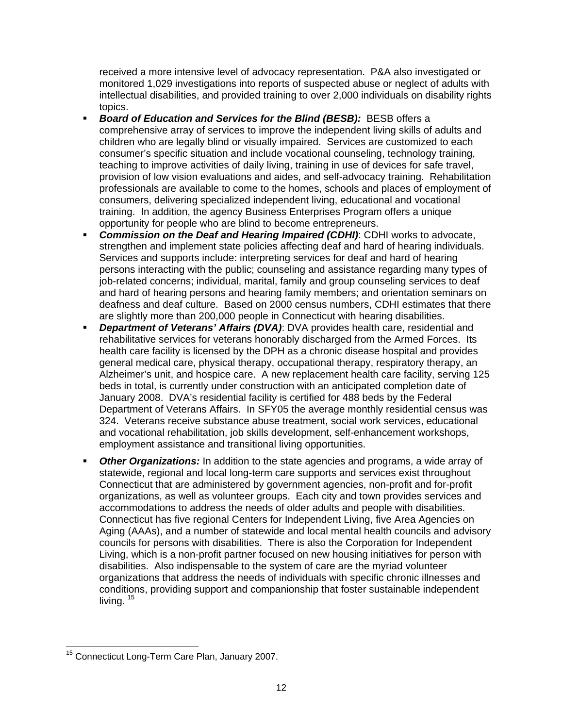received a more intensive level of advocacy representation. P&A also investigated or monitored 1,029 investigations into reports of suspected abuse or neglect of adults with intellectual disabilities, and provided training to over 2,000 individuals on disability rights topics.

- ***Board of Education and Services for the Blind (BESB):*** BESB offers a comprehensive array of services to improve the independent living skills of adults and children who are legally blind or visually impaired. Services are customized to each consumer's specific situation and include vocational counseling, technology training, teaching to improve activities of daily living, training in use of devices for safe travel, provision of low vision evaluations and aides, and self-advocacy training. Rehabilitation professionals are available to come to the homes, schools and places of employment of consumers, delivering specialized independent living, educational and vocational training. In addition, the agency Business Enterprises Program offers a unique opportunity for people who are blind to become entrepreneurs.
- ***Commission on the Deaf and Hearing Impaired (CDHI)***: CDHI works to advocate, strengthen and implement state policies affecting deaf and hard of hearing individuals. Services and supports include: interpreting services for deaf and hard of hearing persons interacting with the public; counseling and assistance regarding many types of job-related concerns; individual, marital, family and group counseling services to deaf and hard of hearing persons and hearing family members; and orientation seminars on deafness and deaf culture. Based on 2000 census numbers, CDHI estimates that there are slightly more than 200,000 people in Connecticut with hearing disabilities.
- ***Department of Veterans' Affairs (DVA)***: DVA provides health care, residential and rehabilitative services for veterans honorably discharged from the Armed Forces. Its health care facility is licensed by the DPH as a chronic disease hospital and provides general medical care, physical therapy, occupational therapy, respiratory therapy, an Alzheimer's unit, and hospice care. A new replacement health care facility, serving 125 beds in total, is currently under construction with an anticipated completion date of January 2008. DVA's residential facility is certified for 488 beds by the Federal Department of Veterans Affairs. In SFY05 the average monthly residential census was 324. Veterans receive substance abuse treatment, social work services, educational and vocational rehabilitation, job skills development, self-enhancement workshops, employment assistance and transitional living opportunities.
- ***Other Organizations:*** In addition to the state agencies and programs, a wide array of statewide, regional and local long-term care supports and services exist throughout Connecticut that are administered by government agencies, non-profit and for-profit organizations, as well as volunteer groups. Each city and town provides services and accommodations to address the needs of older adults and people with disabilities. Connecticut has five regional Centers for Independent Living, five Area Agencies on Aging (AAAs), and a number of statewide and local mental health councils and advisory councils for persons with disabilities. There is also the Corporation for Independent Living, which is a non-profit partner focused on new housing initiatives for person with disabilities. Also indispensable to the system of care are the myriad volunteer organizations that address the needs of individuals with specific chronic illnesses and conditions, providing support and companionship that foster sustainable independent living. [15]

---

[15] Connecticut Long-Term Care Plan, January 2007.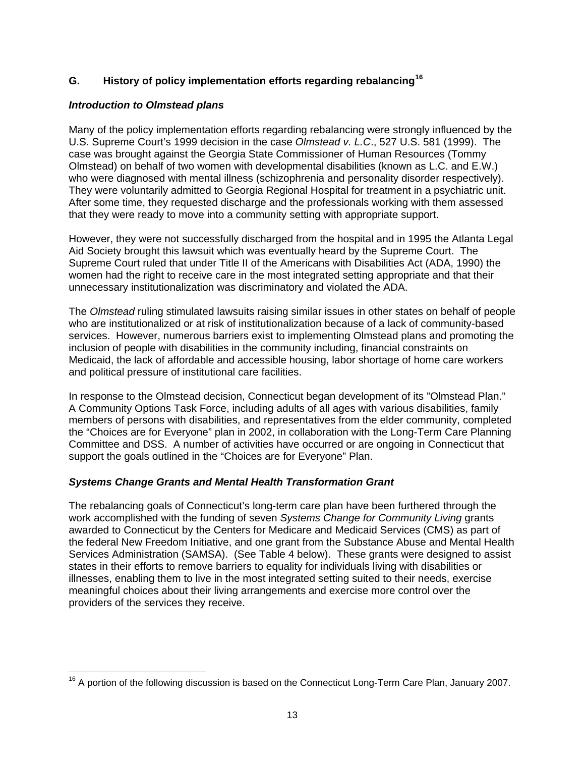## G. History of policy implementation efforts regarding rebalancing[16]

### *Introduction to Olmstead plans*

Many of the policy implementation efforts regarding rebalancing were strongly influenced by the U.S. Supreme Court's 1999 decision in the case *Olmstead v. L.C*., 527 U.S. 581 (1999). The case was brought against the Georgia State Commissioner of Human Resources (Tommy Olmstead) on behalf of two women with developmental disabilities (known as L.C. and E.W.) who were diagnosed with mental illness (schizophrenia and personality disorder respectively). They were voluntarily admitted to Georgia Regional Hospital for treatment in a psychiatric unit. After some time, they requested discharge and the professionals working with them assessed that they were ready to move into a community setting with appropriate support.

However, they were not successfully discharged from the hospital and in 1995 the Atlanta Legal Aid Society brought this lawsuit which was eventually heard by the Supreme Court. The Supreme Court ruled that under Title II of the Americans with Disabilities Act (ADA, 1990) the women had the right to receive care in the most integrated setting appropriate and that their unnecessary institutionalization was discriminatory and violated the ADA.

The *Olmstead* ruling stimulated lawsuits raising similar issues in other states on behalf of people who are institutionalized or at risk of institutionalization because of a lack of community-based services. However, numerous barriers exist to implementing Olmstead plans and promoting the inclusion of people with disabilities in the community including, financial constraints on Medicaid, the lack of affordable and accessible housing, labor shortage of home care workers and political pressure of institutional care facilities.

In response to the Olmstead decision, Connecticut began development of its "Olmstead Plan." A Community Options Task Force, including adults of all ages with various disabilities, family members of persons with disabilities, and representatives from the elder community, completed the "Choices are for Everyone" plan in 2002, in collaboration with the Long-Term Care Planning Committee and DSS. A number of activities have occurred or are ongoing in Connecticut that support the goals outlined in the "Choices are for Everyone" Plan.

### *Systems Change Grants and Mental Health Transformation Grant*

The rebalancing goals of Connecticut's long-term care plan have been furthered through the work accomplished with the funding of seven *Systems Change for Community Living* grants awarded to Connecticut by the Centers for Medicare and Medicaid Services (CMS) as part of the federal New Freedom Initiative, and one grant from the Substance Abuse and Mental Health Services Administration (SAMSA). (See Table 4 below). These grants were designed to assist states in their efforts to remove barriers to equality for individuals living with disabilities or illnesses, enabling them to live in the most integrated setting suited to their needs, exercise meaningful choices about their living arrangements and exercise more control over the providers of the services they receive.

---

[16] A portion of the following discussion is based on the Connecticut Long-Term Care Plan, January 2007.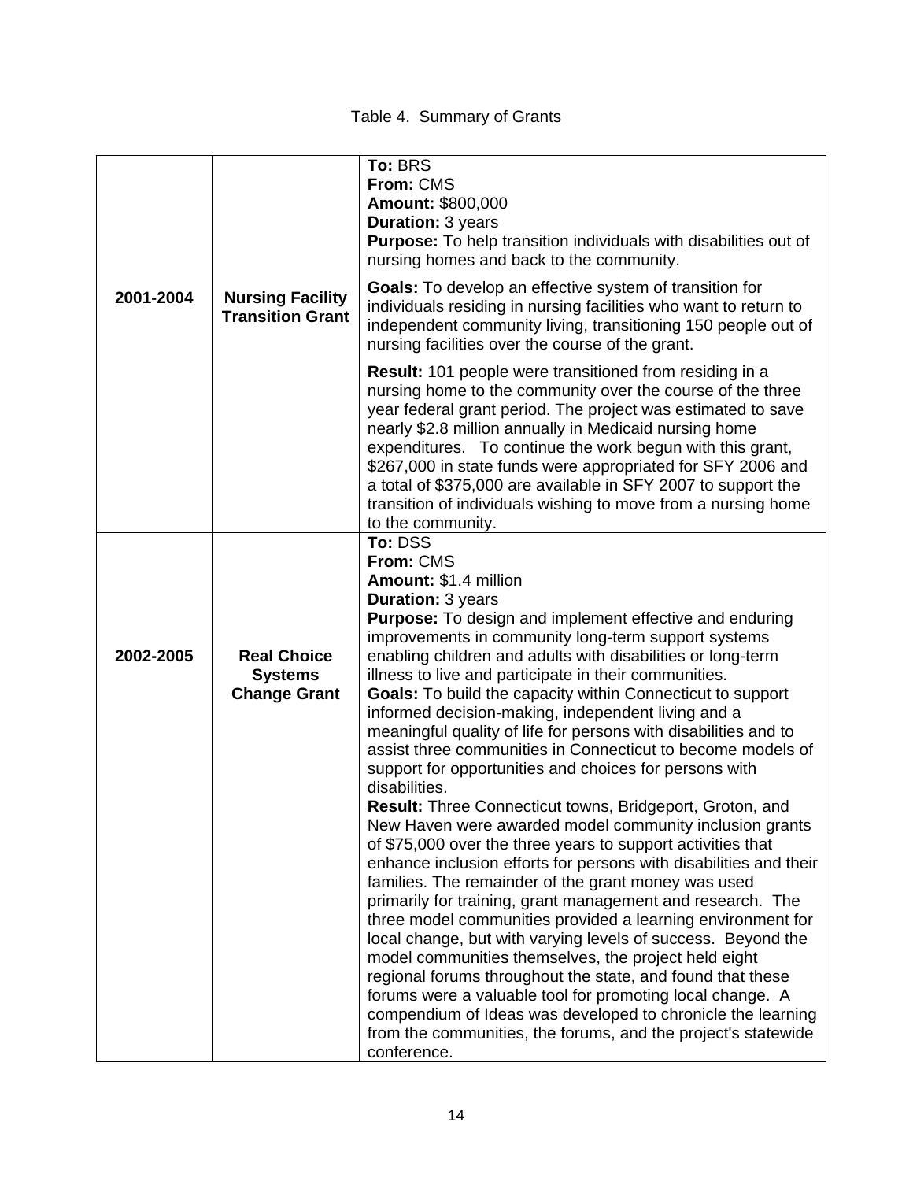Table 4. Summary of Grants

| | | |
|---|---|---|
| **2001-2004** | **Nursing Facility Transition Grant** | **To:** BRS<br>**From:** CMS<br>**Amount:** $800,000<br>**Duration:** 3 years<br>**Purpose:** To help transition individuals with disabilities out of nursing homes and back to the community.<br><br>**Goals:** To develop an effective system of transition for individuals residing in nursing facilities who want to return to independent community living, transitioning 150 people out of nursing facilities over the course of the grant.<br><br>**Result:** 101 people were transitioned from residing in a nursing home to the community over the course of the three year federal grant period. The project was estimated to save nearly $2.8 million annually in Medicaid nursing home expenditures. To continue the work begun with this grant, $267,000 in state funds were appropriated for SFY 2006 and a total of $375,000 are available in SFY 2007 to support the transition of individuals wishing to move from a nursing home to the community. |
| **2002-2005** | **Real Choice Systems Change Grant** | **To:** DSS<br>**From:** CMS<br>**Amount:** $1.4 million<br>**Duration:** 3 years<br>**Purpose:** To design and implement effective and enduring improvements in community long-term support systems enabling children and adults with disabilities or long-term illness to live and participate in their communities.<br>**Goals:** To build the capacity within Connecticut to support informed decision-making, independent living and a meaningful quality of life for persons with disabilities and to assist three communities in Connecticut to become models of support for opportunities and choices for persons with disabilities.<br>**Result:** Three Connecticut towns, Bridgeport, Groton, and New Haven were awarded model community inclusion grants of $75,000 over the three years to support activities that enhance inclusion efforts for persons with disabilities and their families. The remainder of the grant money was used primarily for training, grant management and research. The three model communities provided a learning environment for local change, but with varying levels of success. Beyond the model communities themselves, the project held eight regional forums throughout the state, and found that these forums were a valuable tool for promoting local change. A compendium of Ideas was developed to chronicle the learning from the communities, the forums, and the project's statewide conference. |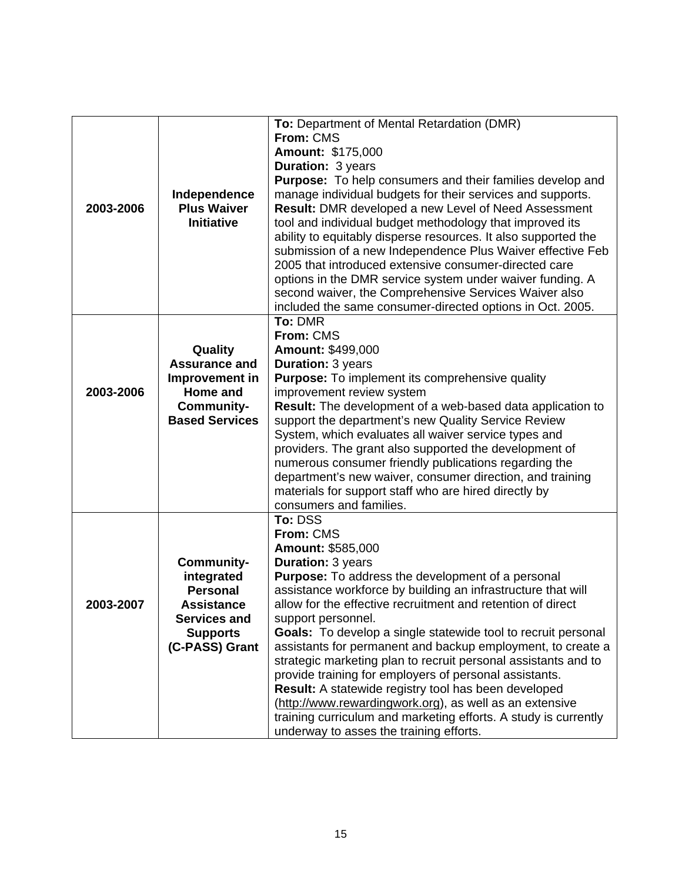| | | |
|---|---|---|
| **2003-2006** | **Independence Plus Waiver Initiative** | **To:** Department of Mental Retardation (DMR)<br>**From:** CMS<br>**Amount:** $175,000<br>**Duration:** 3 years<br>**Purpose:** To help consumers and their families develop and manage individual budgets for their services and supports.<br>**Result:** DMR developed a new Level of Need Assessment tool and individual budget methodology that improved its ability to equitably disperse resources. It also supported the submission of a new Independence Plus Waiver effective Feb 2005 that introduced extensive consumer-directed care options in the DMR service system under waiver funding. A second waiver, the Comprehensive Services Waiver also included the same consumer-directed options in Oct. 2005. |
| **2003-2006** | **Quality Assurance and Improvement in Home and Community-Based Services** | **To:** DMR<br>**From:** CMS<br>**Amount:** $499,000<br>**Duration:** 3 years<br>**Purpose:** To implement its comprehensive quality improvement review system<br>**Result:** The development of a web-based data application to support the department's new Quality Service Review System, which evaluates all waiver service types and providers. The grant also supported the development of numerous consumer friendly publications regarding the department's new waiver, consumer direction, and training materials for support staff who are hired directly by consumers and families. |
| **2003-2007** | **Community-integrated Personal Assistance Services and Supports (C-PASS) Grant** | **To:** DSS<br>**From:** CMS<br>**Amount:** $585,000<br>**Duration:** 3 years<br>**Purpose:** To address the development of a personal assistance workforce by building an infrastructure that will allow for the effective recruitment and retention of direct support personnel.<br>**Goals:** To develop a single statewide tool to recruit personal assistants for permanent and backup employment, to create a strategic marketing plan to recruit personal assistants and to provide training for employers of personal assistants.<br>**Result:** A statewide registry tool has been developed (http://www.rewardingwork.org), as well as an extensive training curriculum and marketing efforts. A study is currently underway to asses the training efforts. |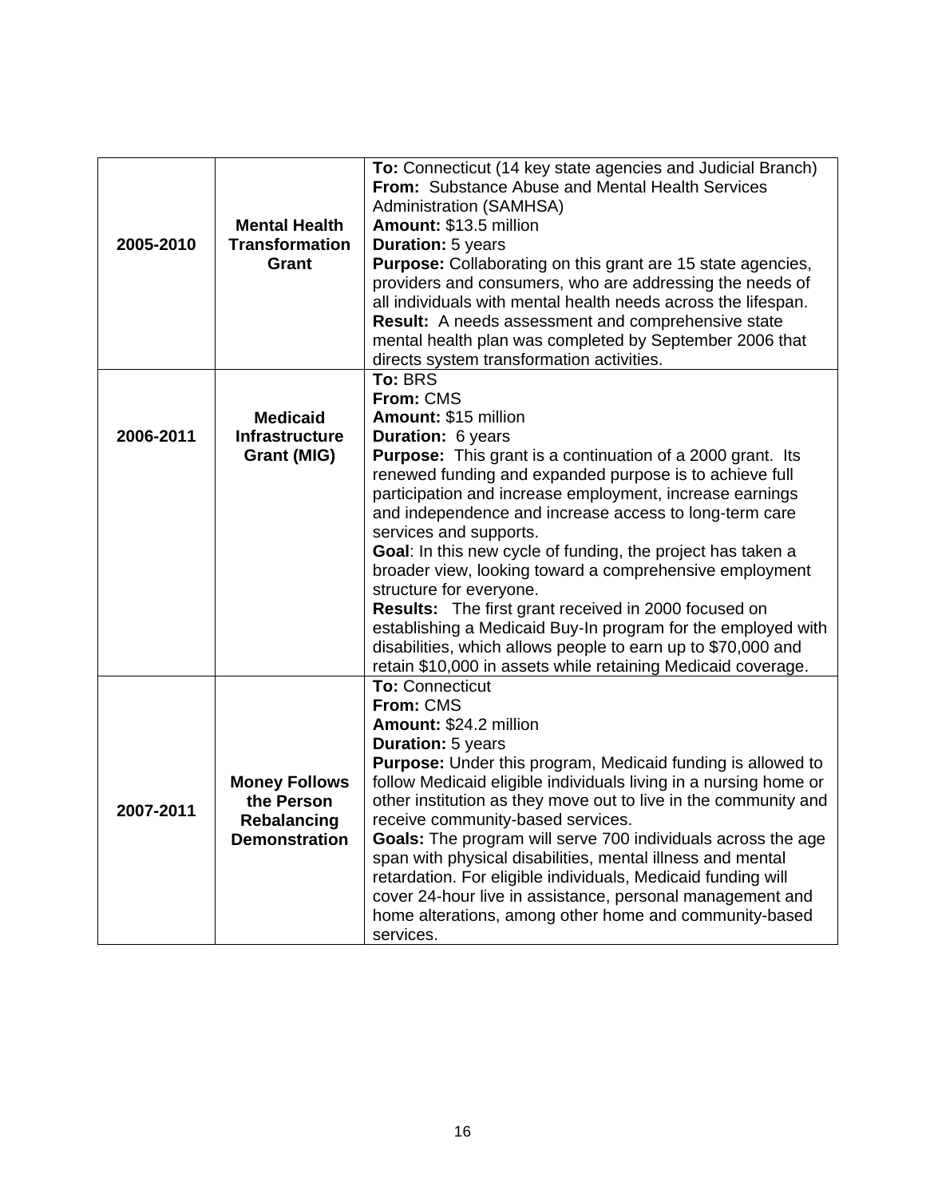| | | |
|---|---|---|
| **2005-2010** | **Mental Health Transformation Grant** | **To:** Connecticut (14 key state agencies and Judicial Branch)<br>**From:** Substance Abuse and Mental Health Services Administration (SAMHSA)<br>**Amount:** $13.5 million<br>**Duration:** 5 years<br>**Purpose:** Collaborating on this grant are 15 state agencies, providers and consumers, who are addressing the needs of all individuals with mental health needs across the lifespan.<br>**Result:** A needs assessment and comprehensive state mental health plan was completed by September 2006 that directs system transformation activities. |
| **2006-2011** | **Medicaid Infrastructure Grant (MIG)** | **To:** BRS<br>**From:** CMS<br>**Amount:** $15 million<br>**Duration:** 6 years<br>**Purpose:** This grant is a continuation of a 2000 grant. Its renewed funding and expanded purpose is to achieve full participation and increase employment, increase earnings and independence and increase access to long-term care services and supports.<br>**Goal**: In this new cycle of funding, the project has taken a broader view, looking toward a comprehensive employment structure for everyone.<br>**Results:** The first grant received in 2000 focused on establishing a Medicaid Buy-In program for the employed with disabilities, which allows people to earn up to $70,000 and retain $10,000 in assets while retaining Medicaid coverage. |
| **2007-2011** | **Money Follows the Person Rebalancing Demonstration** | **To:** Connecticut<br>**From:** CMS<br>**Amount:** $24.2 million<br>**Duration:** 5 years<br>**Purpose:** Under this program, Medicaid funding is allowed to follow Medicaid eligible individuals living in a nursing home or other institution as they move out to live in the community and receive community-based services.<br>**Goals:** The program will serve 700 individuals across the age span with physical disabilities, mental illness and mental retardation. For eligible individuals, Medicaid funding will cover 24-hour live in assistance, personal management and home alterations, among other home and community-based services. |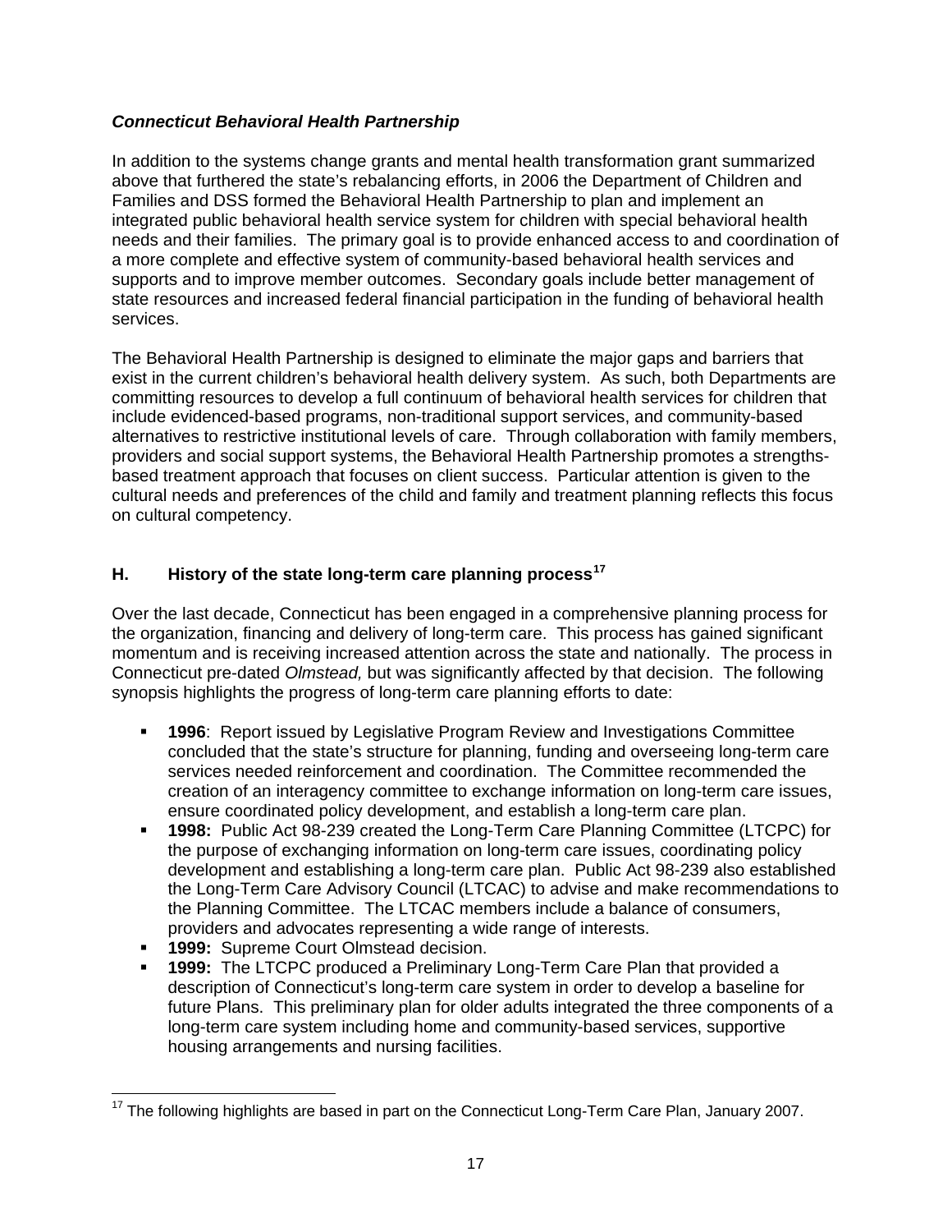### *Connecticut Behavioral Health Partnership*

In addition to the systems change grants and mental health transformation grant summarized above that furthered the state's rebalancing efforts, in 2006 the Department of Children and Families and DSS formed the Behavioral Health Partnership to plan and implement an integrated public behavioral health service system for children with special behavioral health needs and their families. The primary goal is to provide enhanced access to and coordination of a more complete and effective system of community-based behavioral health services and supports and to improve member outcomes. Secondary goals include better management of state resources and increased federal financial participation in the funding of behavioral health services.

The Behavioral Health Partnership is designed to eliminate the major gaps and barriers that exist in the current children's behavioral health delivery system. As such, both Departments are committing resources to develop a full continuum of behavioral health services for children that include evidenced-based programs, non-traditional support services, and community-based alternatives to restrictive institutional levels of care. Through collaboration with family members, providers and social support systems, the Behavioral Health Partnership promotes a strengths-based treatment approach that focuses on client success. Particular attention is given to the cultural needs and preferences of the child and family and treatment planning reflects this focus on cultural competency.

## H. History of the state long-term care planning process[17]

Over the last decade, Connecticut has been engaged in a comprehensive planning process for the organization, financing and delivery of long-term care. This process has gained significant momentum and is receiving increased attention across the state and nationally. The process in Connecticut pre-dated *Olmstead,* but was significantly affected by that decision. The following synopsis highlights the progress of long-term care planning efforts to date:

- **1996**: Report issued by Legislative Program Review and Investigations Committee concluded that the state's structure for planning, funding and overseeing long-term care services needed reinforcement and coordination. The Committee recommended the creation of an interagency committee to exchange information on long-term care issues, ensure coordinated policy development, and establish a long-term care plan.
- **1998:** Public Act 98-239 created the Long-Term Care Planning Committee (LTCPC) for the purpose of exchanging information on long-term care issues, coordinating policy development and establishing a long-term care plan. Public Act 98-239 also established the Long-Term Care Advisory Council (LTCAC) to advise and make recommendations to the Planning Committee. The LTCAC members include a balance of consumers, providers and advocates representing a wide range of interests.
- **1999:** Supreme Court Olmstead decision.
- **1999:** The LTCPC produced a Preliminary Long-Term Care Plan that provided a description of Connecticut's long-term care system in order to develop a baseline for future Plans. This preliminary plan for older adults integrated the three components of a long-term care system including home and community-based services, supportive housing arrangements and nursing facilities.

[17] The following highlights are based in part on the Connecticut Long-Term Care Plan, January 2007.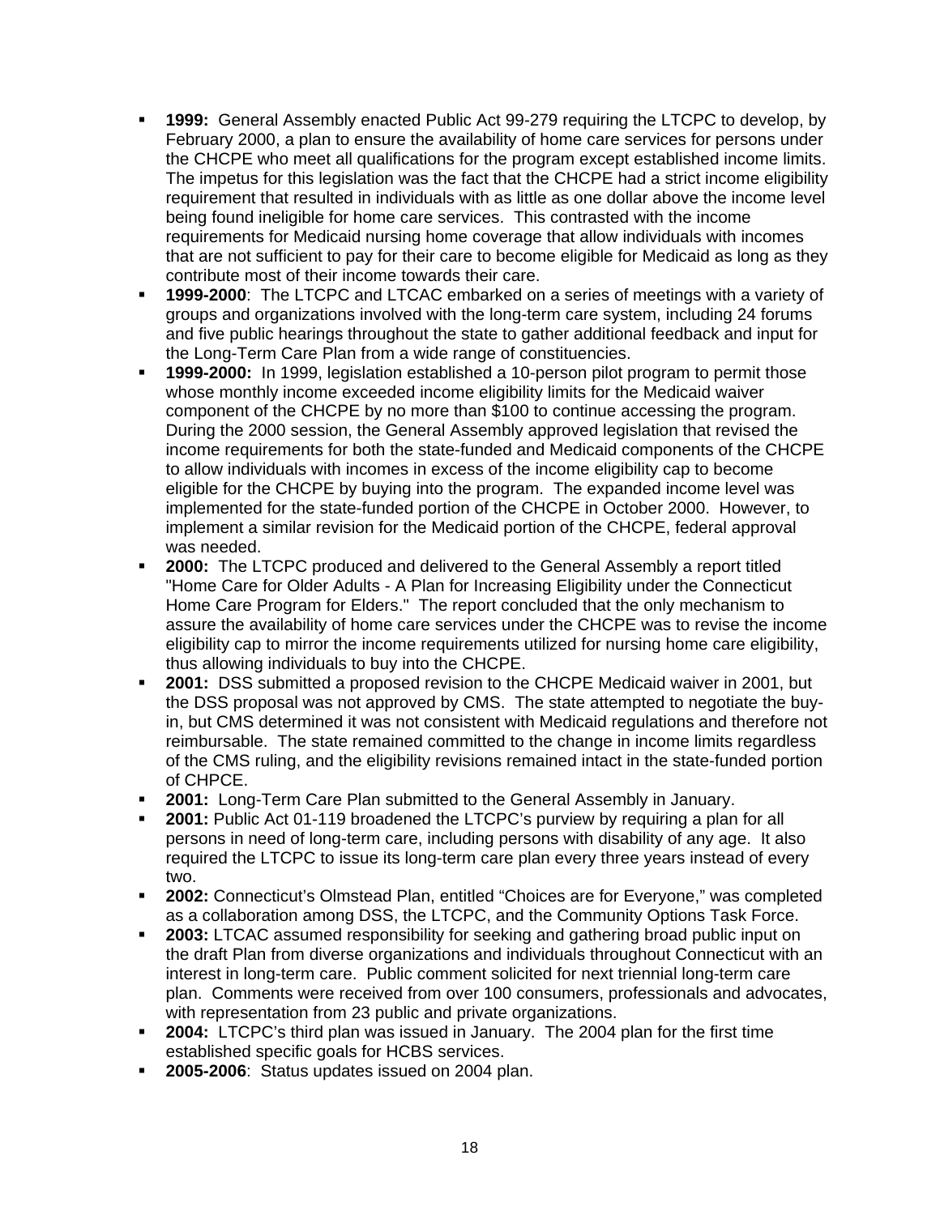- **1999:** General Assembly enacted Public Act 99-279 requiring the LTCPC to develop, by February 2000, a plan to ensure the availability of home care services for persons under the CHCPE who meet all qualifications for the program except established income limits. The impetus for this legislation was the fact that the CHCPE had a strict income eligibility requirement that resulted in individuals with as little as one dollar above the income level being found ineligible for home care services. This contrasted with the income requirements for Medicaid nursing home coverage that allow individuals with incomes that are not sufficient to pay for their care to become eligible for Medicaid as long as they contribute most of their income towards their care.
- **1999-2000**: The LTCPC and LTCAC embarked on a series of meetings with a variety of groups and organizations involved with the long-term care system, including 24 forums and five public hearings throughout the state to gather additional feedback and input for the Long-Term Care Plan from a wide range of constituencies.
- **1999-2000:** In 1999, legislation established a 10-person pilot program to permit those whose monthly income exceeded income eligibility limits for the Medicaid waiver component of the CHCPE by no more than $100 to continue accessing the program. During the 2000 session, the General Assembly approved legislation that revised the income requirements for both the state-funded and Medicaid components of the CHCPE to allow individuals with incomes in excess of the income eligibility cap to become eligible for the CHCPE by buying into the program. The expanded income level was implemented for the state-funded portion of the CHCPE in October 2000. However, to implement a similar revision for the Medicaid portion of the CHCPE, federal approval was needed.
- **2000:** The LTCPC produced and delivered to the General Assembly a report titled "Home Care for Older Adults - A Plan for Increasing Eligibility under the Connecticut Home Care Program for Elders." The report concluded that the only mechanism to assure the availability of home care services under the CHCPE was to revise the income eligibility cap to mirror the income requirements utilized for nursing home care eligibility, thus allowing individuals to buy into the CHCPE.
- **2001:** DSS submitted a proposed revision to the CHCPE Medicaid waiver in 2001, but the DSS proposal was not approved by CMS. The state attempted to negotiate the buy-in, but CMS determined it was not consistent with Medicaid regulations and therefore not reimbursable. The state remained committed to the change in income limits regardless of the CMS ruling, and the eligibility revisions remained intact in the state-funded portion of CHPCE.
- **2001:** Long-Term Care Plan submitted to the General Assembly in January.
- **2001:** Public Act 01-119 broadened the LTCPC's purview by requiring a plan for all persons in need of long-term care, including persons with disability of any age. It also required the LTCPC to issue its long-term care plan every three years instead of every two.
- **2002:** Connecticut's Olmstead Plan, entitled "Choices are for Everyone," was completed as a collaboration among DSS, the LTCPC, and the Community Options Task Force.
- **2003:** LTCAC assumed responsibility for seeking and gathering broad public input on the draft Plan from diverse organizations and individuals throughout Connecticut with an interest in long-term care. Public comment solicited for next triennial long-term care plan. Comments were received from over 100 consumers, professionals and advocates, with representation from 23 public and private organizations.
- **2004:** LTCPC's third plan was issued in January. The 2004 plan for the first time established specific goals for HCBS services.
- **2005-2006**: Status updates issued on 2004 plan.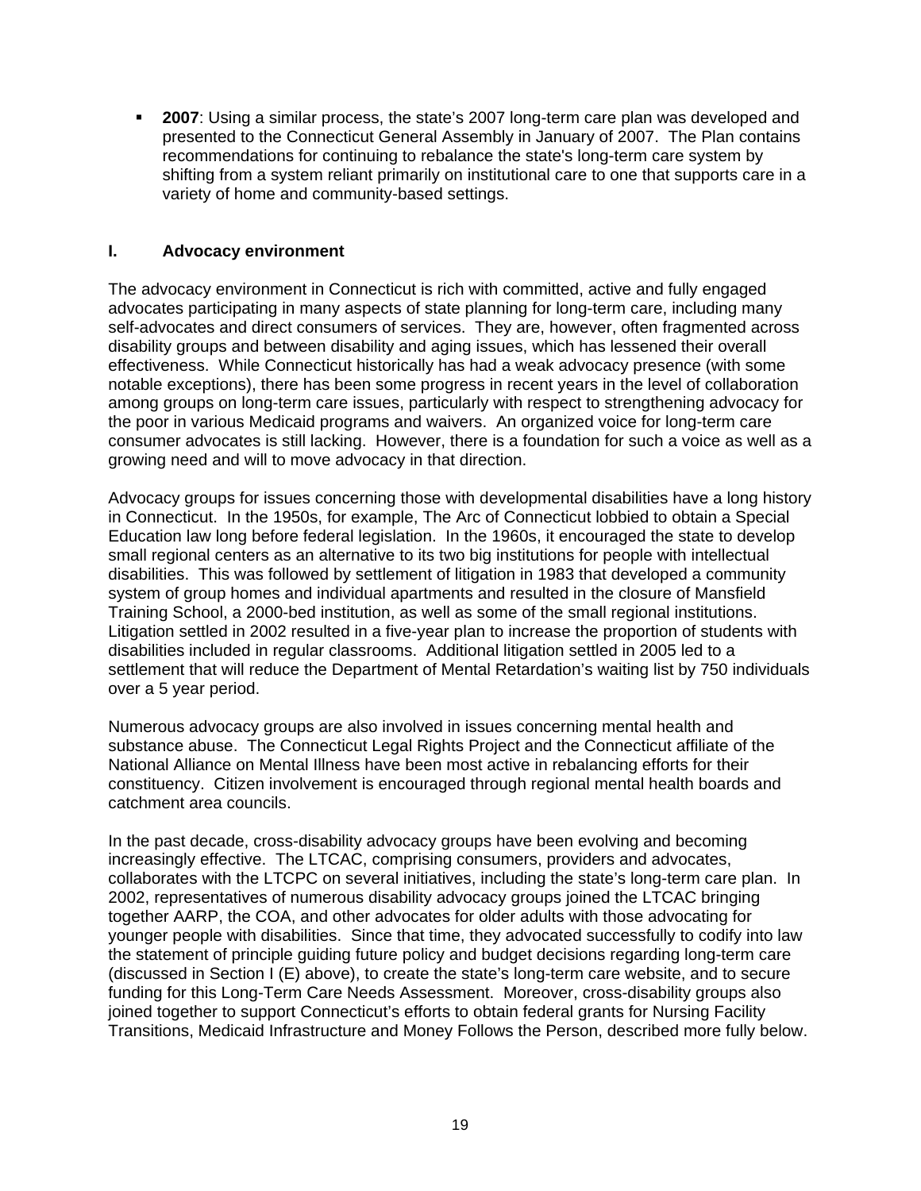- **2007**: Using a similar process, the state's 2007 long-term care plan was developed and presented to the Connecticut General Assembly in January of 2007. The Plan contains recommendations for continuing to rebalance the state's long-term care system by shifting from a system reliant primarily on institutional care to one that supports care in a variety of home and community-based settings.

## I. Advocacy environment

The advocacy environment in Connecticut is rich with committed, active and fully engaged advocates participating in many aspects of state planning for long-term care, including many self-advocates and direct consumers of services. They are, however, often fragmented across disability groups and between disability and aging issues, which has lessened their overall effectiveness. While Connecticut historically has had a weak advocacy presence (with some notable exceptions), there has been some progress in recent years in the level of collaboration among groups on long-term care issues, particularly with respect to strengthening advocacy for the poor in various Medicaid programs and waivers. An organized voice for long-term care consumer advocates is still lacking. However, there is a foundation for such a voice as well as a growing need and will to move advocacy in that direction.

Advocacy groups for issues concerning those with developmental disabilities have a long history in Connecticut. In the 1950s, for example, The Arc of Connecticut lobbied to obtain a Special Education law long before federal legislation. In the 1960s, it encouraged the state to develop small regional centers as an alternative to its two big institutions for people with intellectual disabilities. This was followed by settlement of litigation in 1983 that developed a community system of group homes and individual apartments and resulted in the closure of Mansfield Training School, a 2000-bed institution, as well as some of the small regional institutions. Litigation settled in 2002 resulted in a five-year plan to increase the proportion of students with disabilities included in regular classrooms. Additional litigation settled in 2005 led to a settlement that will reduce the Department of Mental Retardation's waiting list by 750 individuals over a 5 year period.

Numerous advocacy groups are also involved in issues concerning mental health and substance abuse. The Connecticut Legal Rights Project and the Connecticut affiliate of the National Alliance on Mental Illness have been most active in rebalancing efforts for their constituency. Citizen involvement is encouraged through regional mental health boards and catchment area councils.

In the past decade, cross-disability advocacy groups have been evolving and becoming increasingly effective. The LTCAC, comprising consumers, providers and advocates, collaborates with the LTCPC on several initiatives, including the state's long-term care plan. In 2002, representatives of numerous disability advocacy groups joined the LTCAC bringing together AARP, the COA, and other advocates for older adults with those advocating for younger people with disabilities. Since that time, they advocated successfully to codify into law the statement of principle guiding future policy and budget decisions regarding long-term care (discussed in Section I (E) above), to create the state's long-term care website, and to secure funding for this Long-Term Care Needs Assessment. Moreover, cross-disability groups also joined together to support Connecticut's efforts to obtain federal grants for Nursing Facility Transitions, Medicaid Infrastructure and Money Follows the Person, described more fully below.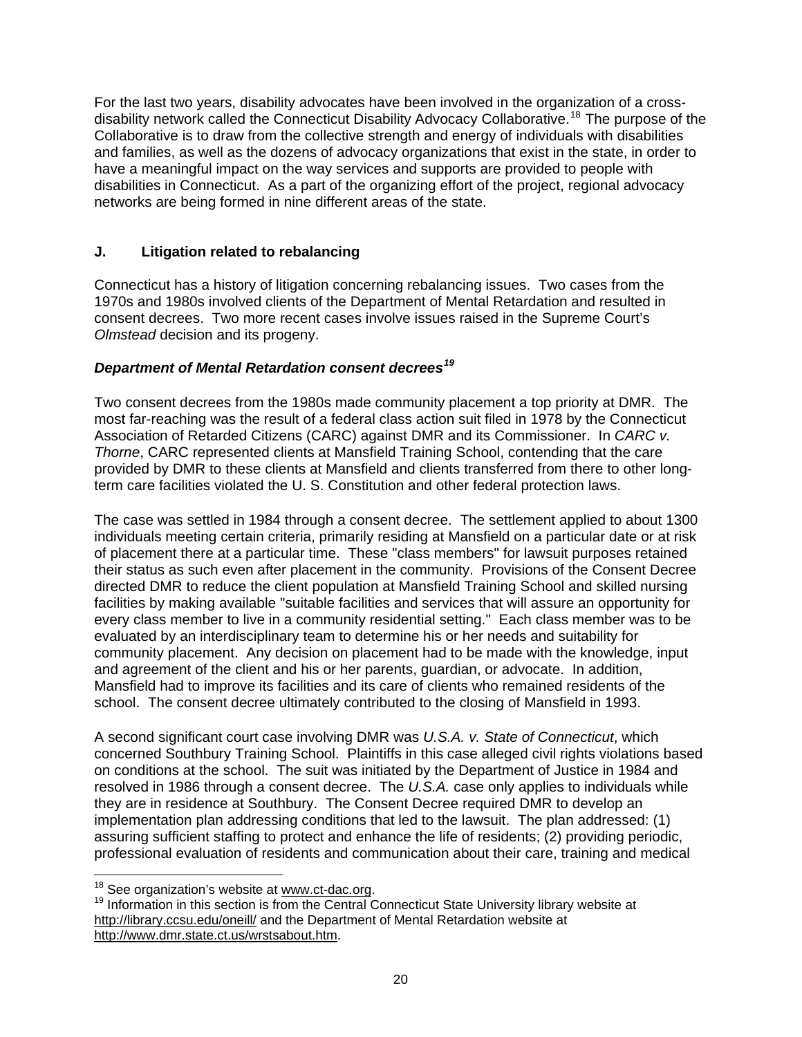For the last two years, disability advocates have been involved in the organization of a cross-disability network called the Connecticut Disability Advocacy Collaborative.[18] The purpose of the Collaborative is to draw from the collective strength and energy of individuals with disabilities and families, as well as the dozens of advocacy organizations that exist in the state, in order to have a meaningful impact on the way services and supports are provided to people with disabilities in Connecticut. As a part of the organizing effort of the project, regional advocacy networks are being formed in nine different areas of the state.

### J. Litigation related to rebalancing

Connecticut has a history of litigation concerning rebalancing issues. Two cases from the 1970s and 1980s involved clients of the Department of Mental Retardation and resulted in consent decrees. Two more recent cases involve issues raised in the Supreme Court's *Olmstead* decision and its progeny.

#### *Department of Mental Retardation consent decrees*[19]

Two consent decrees from the 1980s made community placement a top priority at DMR. The most far-reaching was the result of a federal class action suit filed in 1978 by the Connecticut Association of Retarded Citizens (CARC) against DMR and its Commissioner. In *CARC v. Thorne*, CARC represented clients at Mansfield Training School, contending that the care provided by DMR to these clients at Mansfield and clients transferred from there to other long-term care facilities violated the U. S. Constitution and other federal protection laws.

The case was settled in 1984 through a consent decree. The settlement applied to about 1300 individuals meeting certain criteria, primarily residing at Mansfield on a particular date or at risk of placement there at a particular time. These "class members" for lawsuit purposes retained their status as such even after placement in the community. Provisions of the Consent Decree directed DMR to reduce the client population at Mansfield Training School and skilled nursing facilities by making available "suitable facilities and services that will assure an opportunity for every class member to live in a community residential setting." Each class member was to be evaluated by an interdisciplinary team to determine his or her needs and suitability for community placement. Any decision on placement had to be made with the knowledge, input and agreement of the client and his or her parents, guardian, or advocate. In addition, Mansfield had to improve its facilities and its care of clients who remained residents of the school. The consent decree ultimately contributed to the closing of Mansfield in 1993.

A second significant court case involving DMR was *U.S.A. v. State of Connecticut*, which concerned Southbury Training School. Plaintiffs in this case alleged civil rights violations based on conditions at the school. The suit was initiated by the Department of Justice in 1984 and resolved in 1986 through a consent decree. The *U.S.A.* case only applies to individuals while they are in residence at Southbury. The Consent Decree required DMR to develop an implementation plan addressing conditions that led to the lawsuit. The plan addressed: (1) assuring sufficient staffing to protect and enhance the life of residents; (2) providing periodic, professional evaluation of residents and communication about their care, training and medical

---

[18] See organization's website at www.ct-dac.org.

[19] Information in this section is from the Central Connecticut State University library website at http://library.ccsu.edu/oneill/ and the Department of Mental Retardation website at http://www.dmr.state.ct.us/wrstsabout.htm.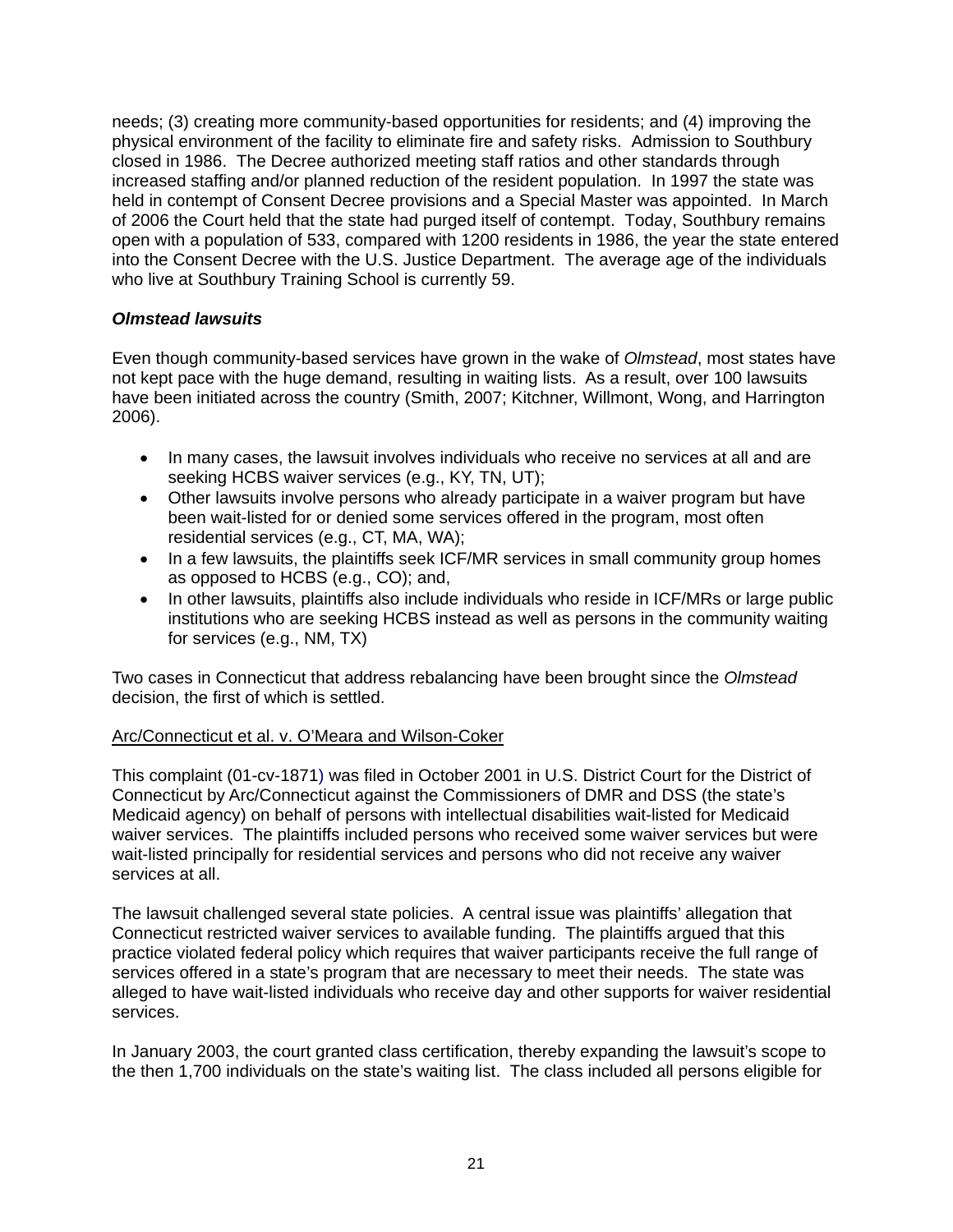needs; (3) creating more community-based opportunities for residents; and (4) improving the physical environment of the facility to eliminate fire and safety risks. Admission to Southbury closed in 1986. The Decree authorized meeting staff ratios and other standards through increased staffing and/or planned reduction of the resident population. In 1997 the state was held in contempt of Consent Decree provisions and a Special Master was appointed. In March of 2006 the Court held that the state had purged itself of contempt. Today, Southbury remains open with a population of 533, compared with 1200 residents in 1986, the year the state entered into the Consent Decree with the U.S. Justice Department. The average age of the individuals who live at Southbury Training School is currently 59.

### *Olmstead lawsuits*

Even though community-based services have grown in the wake of *Olmstead*, most states have not kept pace with the huge demand, resulting in waiting lists. As a result, over 100 lawsuits have been initiated across the country (Smith, 2007; Kitchner, Willmont, Wong, and Harrington 2006).

- In many cases, the lawsuit involves individuals who receive no services at all and are seeking HCBS waiver services (e.g., KY, TN, UT);
- Other lawsuits involve persons who already participate in a waiver program but have been wait-listed for or denied some services offered in the program, most often residential services (e.g., CT, MA, WA);
- In a few lawsuits, the plaintiffs seek ICF/MR services in small community group homes as opposed to HCBS (e.g., CO); and,
- In other lawsuits, plaintiffs also include individuals who reside in ICF/MRs or large public institutions who are seeking HCBS instead as well as persons in the community waiting for services (e.g., NM, TX)

Two cases in Connecticut that address rebalancing have been brought since the *Olmstead* decision, the first of which is settled.

Arc/Connecticut et al. v. O'Meara and Wilson-Coker

This complaint (01-cv-1871) was filed in October 2001 in U.S. District Court for the District of Connecticut by Arc/Connecticut against the Commissioners of DMR and DSS (the state's Medicaid agency) on behalf of persons with intellectual disabilities wait-listed for Medicaid waiver services. The plaintiffs included persons who received some waiver services but were wait-listed principally for residential services and persons who did not receive any waiver services at all.

The lawsuit challenged several state policies. A central issue was plaintiffs' allegation that Connecticut restricted waiver services to available funding. The plaintiffs argued that this practice violated federal policy which requires that waiver participants receive the full range of services offered in a state's program that are necessary to meet their needs. The state was alleged to have wait-listed individuals who receive day and other supports for waiver residential services.

In January 2003, the court granted class certification, thereby expanding the lawsuit's scope to the then 1,700 individuals on the state's waiting list. The class included all persons eligible for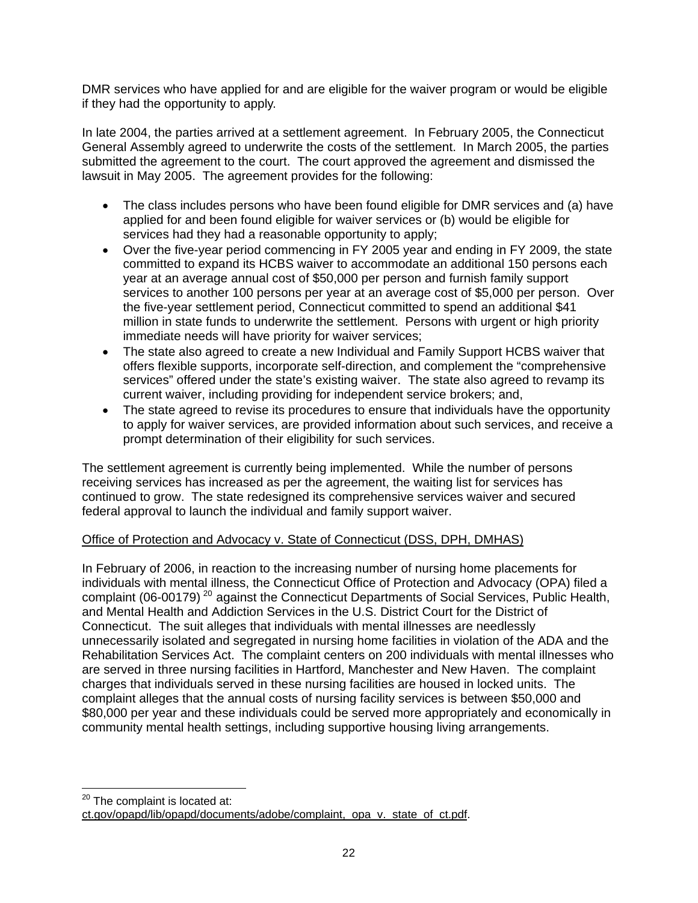DMR services who have applied for and are eligible for the waiver program or would be eligible if they had the opportunity to apply.

In late 2004, the parties arrived at a settlement agreement. In February 2005, the Connecticut General Assembly agreed to underwrite the costs of the settlement. In March 2005, the parties submitted the agreement to the court. The court approved the agreement and dismissed the lawsuit in May 2005. The agreement provides for the following:

- The class includes persons who have been found eligible for DMR services and (a) have applied for and been found eligible for waiver services or (b) would be eligible for services had they had a reasonable opportunity to apply;
- Over the five-year period commencing in FY 2005 year and ending in FY 2009, the state committed to expand its HCBS waiver to accommodate an additional 150 persons each year at an average annual cost of $50,000 per person and furnish family support services to another 100 persons per year at an average cost of $5,000 per person. Over the five-year settlement period, Connecticut committed to spend an additional $41 million in state funds to underwrite the settlement. Persons with urgent or high priority immediate needs will have priority for waiver services;
- The state also agreed to create a new Individual and Family Support HCBS waiver that offers flexible supports, incorporate self-direction, and complement the "comprehensive services" offered under the state's existing waiver. The state also agreed to revamp its current waiver, including providing for independent service brokers; and,
- The state agreed to revise its procedures to ensure that individuals have the opportunity to apply for waiver services, are provided information about such services, and receive a prompt determination of their eligibility for such services.

The settlement agreement is currently being implemented. While the number of persons receiving services has increased as per the agreement, the waiting list for services has continued to grow. The state redesigned its comprehensive services waiver and secured federal approval to launch the individual and family support waiver.

Office of Protection and Advocacy v. State of Connecticut (DSS, DPH, DMHAS)

In February of 2006, in reaction to the increasing number of nursing home placements for individuals with mental illness, the Connecticut Office of Protection and Advocacy (OPA) filed a complaint (06-00179) [20] against the Connecticut Departments of Social Services, Public Health, and Mental Health and Addiction Services in the U.S. District Court for the District of Connecticut. The suit alleges that individuals with mental illnesses are needlessly unnecessarily isolated and segregated in nursing home facilities in violation of the ADA and the Rehabilitation Services Act. The complaint centers on 200 individuals with mental illnesses who are served in three nursing facilities in Hartford, Manchester and New Haven. The complaint charges that individuals served in these nursing facilities are housed in locked units. The complaint alleges that the annual costs of nursing facility services is between $50,000 and $80,000 per year and these individuals could be served more appropriately and economically in community mental health settings, including supportive housing living arrangements.

---

[20] The complaint is located at: ct.gov/opapd/lib/opapd/documents/adobe/complaint_opa_v._state_of_ct.pdf.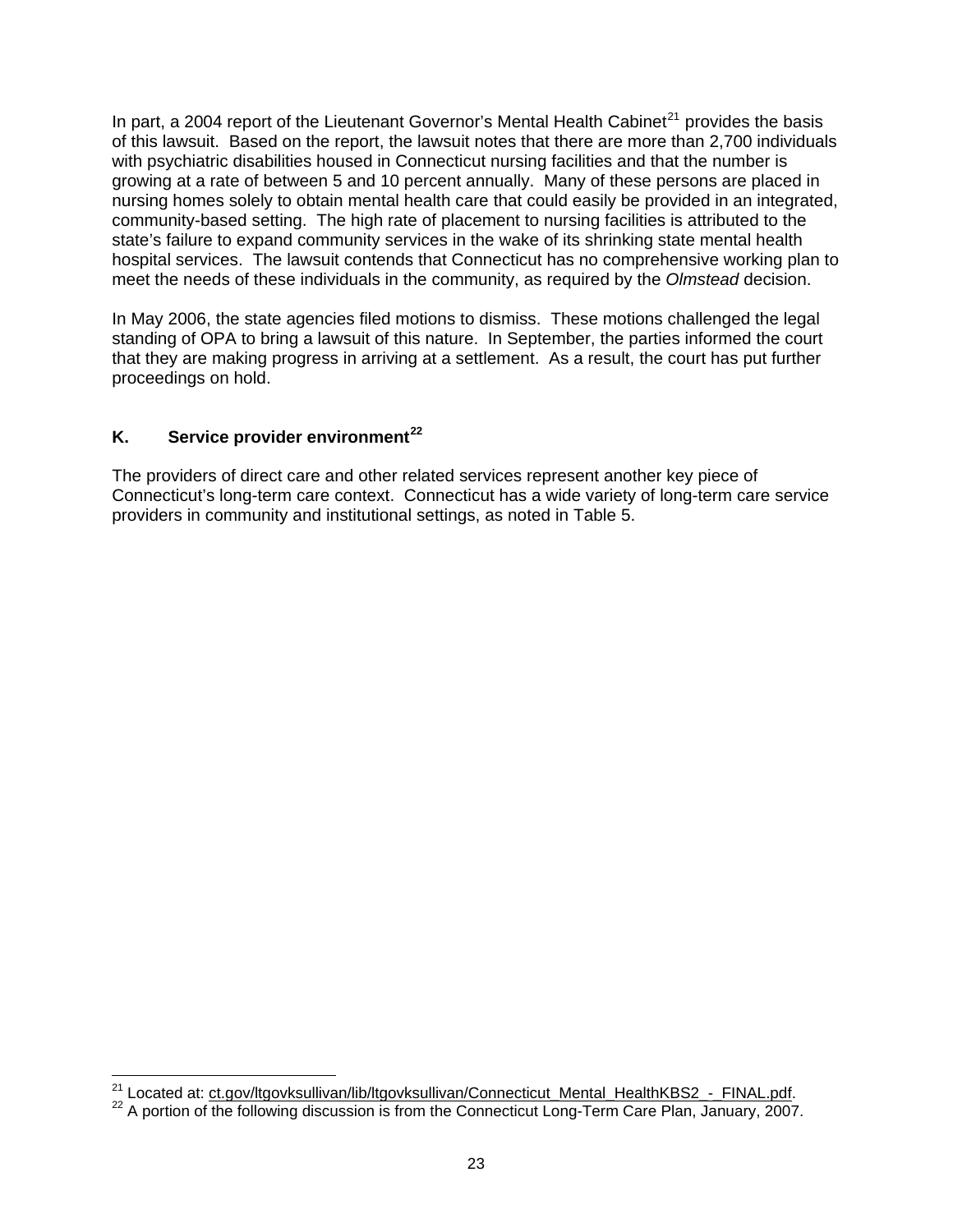In part, a 2004 report of the Lieutenant Governor's Mental Health Cabinet[21] provides the basis of this lawsuit. Based on the report, the lawsuit notes that there are more than 2,700 individuals with psychiatric disabilities housed in Connecticut nursing facilities and that the number is growing at a rate of between 5 and 10 percent annually. Many of these persons are placed in nursing homes solely to obtain mental health care that could easily be provided in an integrated, community-based setting. The high rate of placement to nursing facilities is attributed to the state's failure to expand community services in the wake of its shrinking state mental health hospital services. The lawsuit contends that Connecticut has no comprehensive working plan to meet the needs of these individuals in the community, as required by the *Olmstead* decision.

In May 2006, the state agencies filed motions to dismiss. These motions challenged the legal standing of OPA to bring a lawsuit of this nature. In September, the parties informed the court that they are making progress in arriving at a settlement. As a result, the court has put further proceedings on hold.

### K. Service provider environment[22]

The providers of direct care and other related services represent another key piece of Connecticut's long-term care context. Connecticut has a wide variety of long-term care service providers in community and institutional settings, as noted in Table 5.

---

[21] Located at: ct.gov/ltgovksullivan/lib/ltgovksullivan/Connecticut_Mental_HealthKBS2_-_FINAL.pdf.

[22] A portion of the following discussion is from the Connecticut Long-Term Care Plan, January, 2007.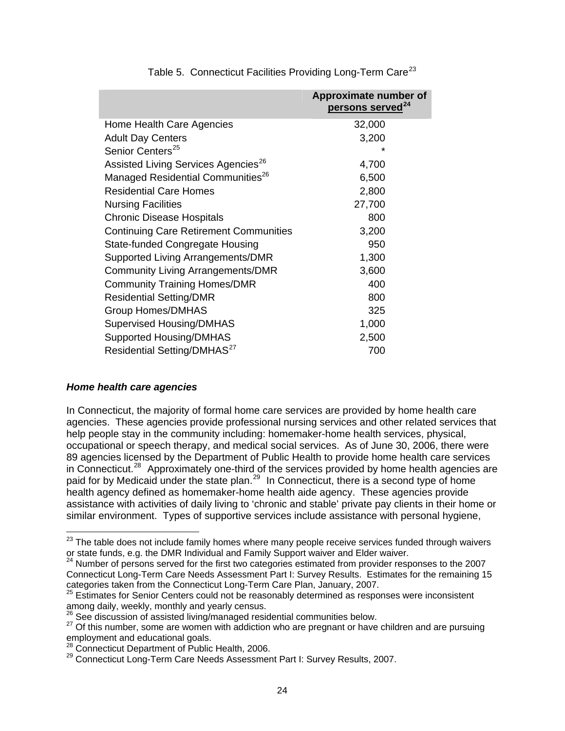Table 5. Connecticut Facilities Providing Long-Term Care[23]

| | Approximate number of persons served[24] |
|---|---|
| Home Health Care Agencies | 32,000 |
| Adult Day Centers | 3,200 |
| Senior Centers[25] | * |
| Assisted Living Services Agencies[26] | 4,700 |
| Managed Residential Communities[26] | 6,500 |
| Residential Care Homes | 2,800 |
| Nursing Facilities | 27,700 |
| Chronic Disease Hospitals | 800 |
| Continuing Care Retirement Communities | 3,200 |
| State-funded Congregate Housing | 950 |
| Supported Living Arrangements/DMR | 1,300 |
| Community Living Arrangements/DMR | 3,600 |
| Community Training Homes/DMR | 400 |
| Residential Setting/DMR | 800 |
| Group Homes/DMHAS | 325 |
| Supervised Housing/DMHAS | 1,000 |
| Supported Housing/DMHAS | 2,500 |
| Residential Setting/DMHAS[27] | 700 |

***Home health care agencies***

In Connecticut, the majority of formal home care services are provided by home health care agencies. These agencies provide professional nursing services and other related services that help people stay in the community including: homemaker-home health services, physical, occupational or speech therapy, and medical social services. As of June 30, 2006, there were 89 agencies licensed by the Department of Public Health to provide home health care services in Connecticut.[28] Approximately one-third of the services provided by home health agencies are paid for by Medicaid under the state plan.[29] In Connecticut, there is a second type of home health agency defined as homemaker-home health aide agency. These agencies provide assistance with activities of daily living to 'chronic and stable' private pay clients in their home or similar environment. Types of supportive services include assistance with personal hygiene,

---

[23] The table does not include family homes where many people receive services funded through waivers or state funds, e.g. the DMR Individual and Family Support waiver and Elder waiver.

[24] Number of persons served for the first two categories estimated from provider responses to the 2007 Connecticut Long-Term Care Needs Assessment Part I: Survey Results. Estimates for the remaining 15 categories taken from the Connecticut Long-Term Care Plan, January, 2007.

[25] Estimates for Senior Centers could not be reasonably determined as responses were inconsistent among daily, weekly, monthly and yearly census.

[26] See discussion of assisted living/managed residential communities below.

[27] Of this number, some are women with addiction who are pregnant or have children and are pursuing employment and educational goals.

[28] Connecticut Department of Public Health, 2006.

[29] Connecticut Long-Term Care Needs Assessment Part I: Survey Results, 2007.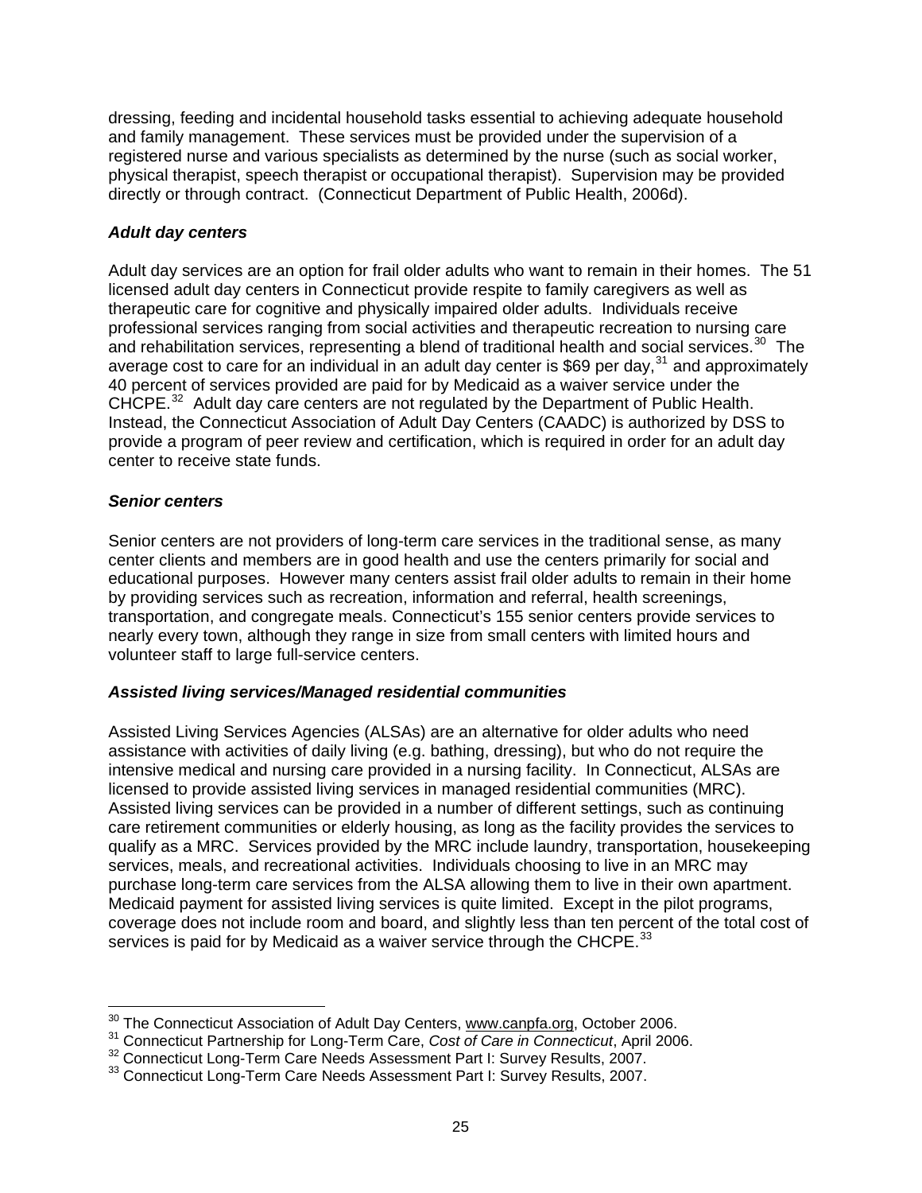dressing, feeding and incidental household tasks essential to achieving adequate household and family management. These services must be provided under the supervision of a registered nurse and various specialists as determined by the nurse (such as social worker, physical therapist, speech therapist or occupational therapist). Supervision may be provided directly or through contract. (Connecticut Department of Public Health, 2006d).

### *Adult day centers*

Adult day services are an option for frail older adults who want to remain in their homes. The 51 licensed adult day centers in Connecticut provide respite to family caregivers as well as therapeutic care for cognitive and physically impaired older adults. Individuals receive professional services ranging from social activities and therapeutic recreation to nursing care and rehabilitation services, representing a blend of traditional health and social services.[30] The average cost to care for an individual in an adult day center is $69 per day,[31] and approximately 40 percent of services provided are paid for by Medicaid as a waiver service under the CHCPE.[32] Adult day care centers are not regulated by the Department of Public Health. Instead, the Connecticut Association of Adult Day Centers (CAADC) is authorized by DSS to provide a program of peer review and certification, which is required in order for an adult day center to receive state funds.

### *Senior centers*

Senior centers are not providers of long-term care services in the traditional sense, as many center clients and members are in good health and use the centers primarily for social and educational purposes. However many centers assist frail older adults to remain in their home by providing services such as recreation, information and referral, health screenings, transportation, and congregate meals. Connecticut's 155 senior centers provide services to nearly every town, although they range in size from small centers with limited hours and volunteer staff to large full-service centers.

### *Assisted living services/Managed residential communities*

Assisted Living Services Agencies (ALSAs) are an alternative for older adults who need assistance with activities of daily living (e.g. bathing, dressing), but who do not require the intensive medical and nursing care provided in a nursing facility. In Connecticut, ALSAs are licensed to provide assisted living services in managed residential communities (MRC). Assisted living services can be provided in a number of different settings, such as continuing care retirement communities or elderly housing, as long as the facility provides the services to qualify as a MRC. Services provided by the MRC include laundry, transportation, housekeeping services, meals, and recreational activities. Individuals choosing to live in an MRC may purchase long-term care services from the ALSA allowing them to live in their own apartment. Medicaid payment for assisted living services is quite limited. Except in the pilot programs, coverage does not include room and board, and slightly less than ten percent of the total cost of services is paid for by Medicaid as a waiver service through the CHCPE.[33]

---

[30] The Connecticut Association of Adult Day Centers, www.canpfa.org, October 2006.
[31] Connecticut Partnership for Long-Term Care, *Cost of Care in Connecticut*, April 2006.
[32] Connecticut Long-Term Care Needs Assessment Part I: Survey Results, 2007.
[33] Connecticut Long-Term Care Needs Assessment Part I: Survey Results, 2007.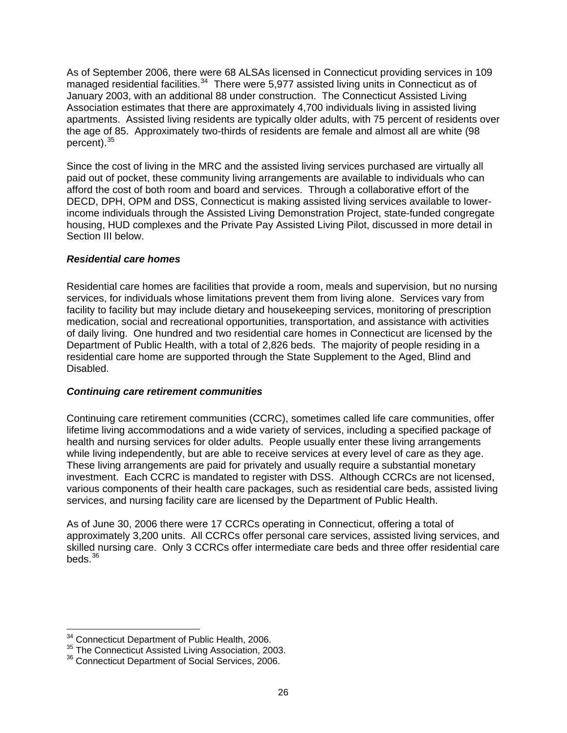As of September 2006, there were 68 ALSAs licensed in Connecticut providing services in 109 managed residential facilities.[34] There were 5,977 assisted living units in Connecticut as of January 2003, with an additional 88 under construction. The Connecticut Assisted Living Association estimates that there are approximately 4,700 individuals living in assisted living apartments. Assisted living residents are typically older adults, with 75 percent of residents over the age of 85. Approximately two-thirds of residents are female and almost all are white (98 percent).[35]

Since the cost of living in the MRC and the assisted living services purchased are virtually all paid out of pocket, these community living arrangements are available to individuals who can afford the cost of both room and board and services. Through a collaborative effort of the DECD, DPH, OPM and DSS, Connecticut is making assisted living services available to lower-income individuals through the Assisted Living Demonstration Project, state-funded congregate housing, HUD complexes and the Private Pay Assisted Living Pilot, discussed in more detail in Section III below.

***Residential care homes***

Residential care homes are facilities that provide a room, meals and supervision, but no nursing services, for individuals whose limitations prevent them from living alone. Services vary from facility to facility but may include dietary and housekeeping services, monitoring of prescription medication, social and recreational opportunities, transportation, and assistance with activities of daily living. One hundred and two residential care homes in Connecticut are licensed by the Department of Public Health, with a total of 2,826 beds. The majority of people residing in a residential care home are supported through the State Supplement to the Aged, Blind and Disabled.

***Continuing care retirement communities***

Continuing care retirement communities (CCRC), sometimes called life care communities, offer lifetime living accommodations and a wide variety of services, including a specified package of health and nursing services for older adults. People usually enter these living arrangements while living independently, but are able to receive services at every level of care as they age. These living arrangements are paid for privately and usually require a substantial monetary investment. Each CCRC is mandated to register with DSS. Although CCRCs are not licensed, various components of their health care packages, such as residential care beds, assisted living services, and nursing facility care are licensed by the Department of Public Health.

As of June 30, 2006 there were 17 CCRCs operating in Connecticut, offering a total of approximately 3,200 units. All CCRCs offer personal care services, assisted living services, and skilled nursing care. Only 3 CCRCs offer intermediate care beds and three offer residential care beds.[36]

---

[34] Connecticut Department of Public Health, 2006.
[35] The Connecticut Assisted Living Association, 2003.
[36] Connecticut Department of Social Services, 2006.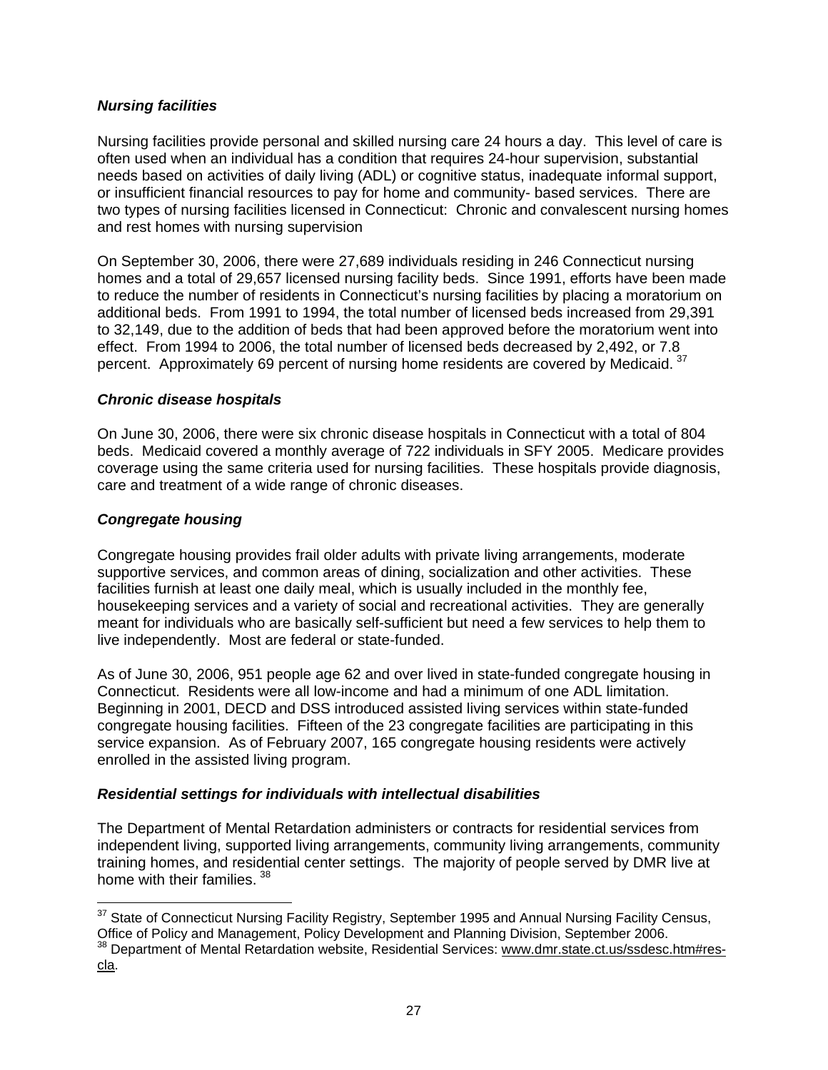***Nursing facilities***

Nursing facilities provide personal and skilled nursing care 24 hours a day. This level of care is often used when an individual has a condition that requires 24-hour supervision, substantial needs based on activities of daily living (ADL) or cognitive status, inadequate informal support, or insufficient financial resources to pay for home and community- based services. There are two types of nursing facilities licensed in Connecticut: Chronic and convalescent nursing homes and rest homes with nursing supervision

On September 30, 2006, there were 27,689 individuals residing in 246 Connecticut nursing homes and a total of 29,657 licensed nursing facility beds. Since 1991, efforts have been made to reduce the number of residents in Connecticut's nursing facilities by placing a moratorium on additional beds. From 1991 to 1994, the total number of licensed beds increased from 29,391 to 32,149, due to the addition of beds that had been approved before the moratorium went into effect. From 1994 to 2006, the total number of licensed beds decreased by 2,492, or 7.8 percent. Approximately 69 percent of nursing home residents are covered by Medicaid. [37]

***Chronic disease hospitals***

On June 30, 2006, there were six chronic disease hospitals in Connecticut with a total of 804 beds. Medicaid covered a monthly average of 722 individuals in SFY 2005. Medicare provides coverage using the same criteria used for nursing facilities. These hospitals provide diagnosis, care and treatment of a wide range of chronic diseases.

***Congregate housing***

Congregate housing provides frail older adults with private living arrangements, moderate supportive services, and common areas of dining, socialization and other activities. These facilities furnish at least one daily meal, which is usually included in the monthly fee, housekeeping services and a variety of social and recreational activities. They are generally meant for individuals who are basically self-sufficient but need a few services to help them to live independently. Most are federal or state-funded.

As of June 30, 2006, 951 people age 62 and over lived in state-funded congregate housing in Connecticut. Residents were all low-income and had a minimum of one ADL limitation. Beginning in 2001, DECD and DSS introduced assisted living services within state-funded congregate housing facilities. Fifteen of the 23 congregate facilities are participating in this service expansion. As of February 2007, 165 congregate housing residents were actively enrolled in the assisted living program.

***Residential settings for individuals with intellectual disabilities***

The Department of Mental Retardation administers or contracts for residential services from independent living, supported living arrangements, community living arrangements, community training homes, and residential center settings. The majority of people served by DMR live at home with their families. [38]

---

[37] State of Connecticut Nursing Facility Registry, September 1995 and Annual Nursing Facility Census, Office of Policy and Management, Policy Development and Planning Division, September 2006.

[38] Department of Mental Retardation website, Residential Services: www.dmr.state.ct.us/ssdesc.htm#res-cla.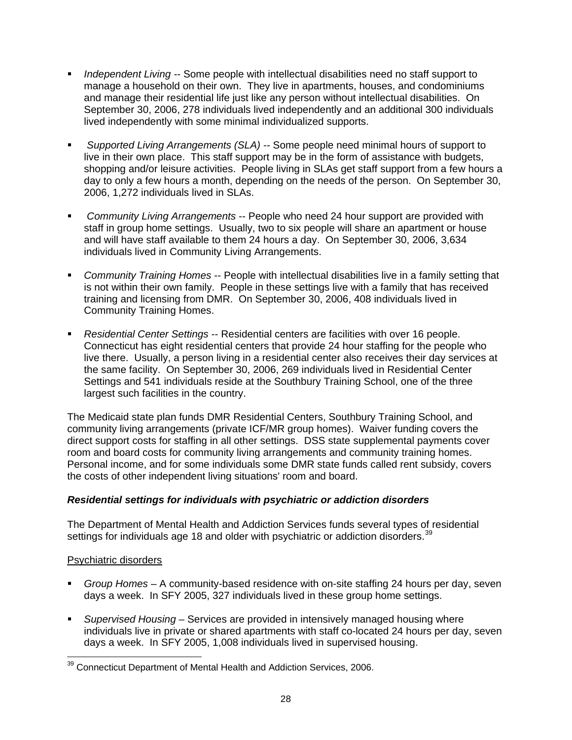- *Independent Living* -- Some people with intellectual disabilities need no staff support to manage a household on their own. They live in apartments, houses, and condominiums and manage their residential life just like any person without intellectual disabilities. On September 30, 2006, 278 individuals lived independently and an additional 300 individuals lived independently with some minimal individualized supports.

- *Supported Living Arrangements (SLA)* -- Some people need minimal hours of support to live in their own place. This staff support may be in the form of assistance with budgets, shopping and/or leisure activities. People living in SLAs get staff support from a few hours a day to only a few hours a month, depending on the needs of the person. On September 30, 2006, 1,272 individuals lived in SLAs.

- *Community Living Arrangements* -- People who need 24 hour support are provided with staff in group home settings. Usually, two to six people will share an apartment or house and will have staff available to them 24 hours a day. On September 30, 2006, 3,634 individuals lived in Community Living Arrangements.

- *Community Training Homes* -- People with intellectual disabilities live in a family setting that is not within their own family. People in these settings live with a family that has received training and licensing from DMR. On September 30, 2006, 408 individuals lived in Community Training Homes.

- *Residential Center Settings* -- Residential centers are facilities with over 16 people. Connecticut has eight residential centers that provide 24 hour staffing for the people who live there. Usually, a person living in a residential center also receives their day services at the same facility. On September 30, 2006, 269 individuals lived in Residential Center Settings and 541 individuals reside at the Southbury Training School, one of the three largest such facilities in the country.

The Medicaid state plan funds DMR Residential Centers, Southbury Training School, and community living arrangements (private ICF/MR group homes). Waiver funding covers the direct support costs for staffing in all other settings. DSS state supplemental payments cover room and board costs for community living arrangements and community training homes. Personal income, and for some individuals some DMR state funds called rent subsidy, covers the costs of other independent living situations' room and board.

### *Residential settings for individuals with psychiatric or addiction disorders*

The Department of Mental Health and Addiction Services funds several types of residential settings for individuals age 18 and older with psychiatric or addiction disorders.[39]

Psychiatric disorders

- *Group Homes* – A community-based residence with on-site staffing 24 hours per day, seven days a week. In SFY 2005, 327 individuals lived in these group home settings.

- *Supervised Housing* – Services are provided in intensively managed housing where individuals live in private or shared apartments with staff co-located 24 hours per day, seven days a week. In SFY 2005, 1,008 individuals lived in supervised housing.

[39] Connecticut Department of Mental Health and Addiction Services, 2006.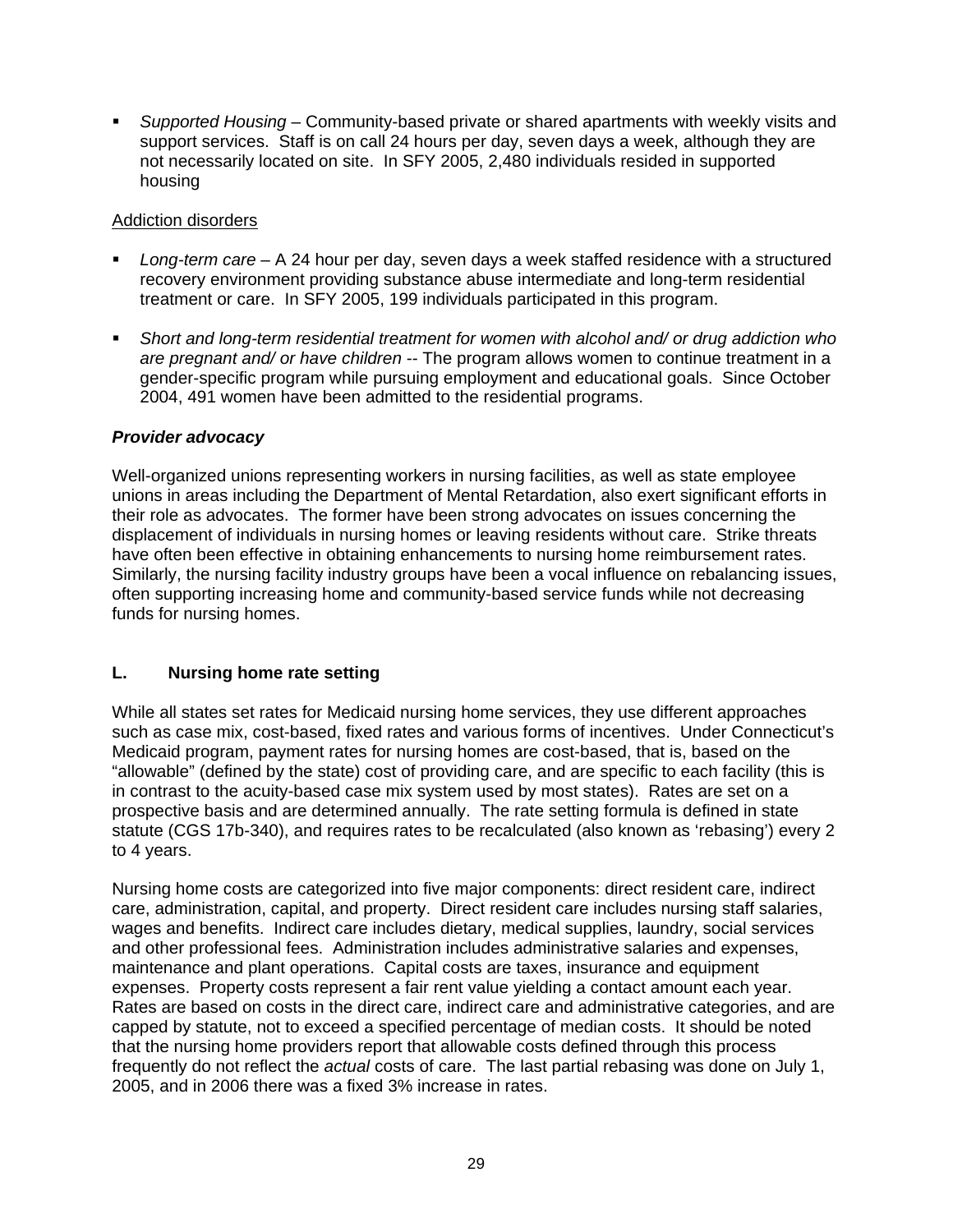- *Supported Housing* – Community-based private or shared apartments with weekly visits and support services. Staff is on call 24 hours per day, seven days a week, although they are not necessarily located on site. In SFY 2005, 2,480 individuals resided in supported housing

<u>Addiction disorders</u>

- *Long-term care* – A 24 hour per day, seven days a week staffed residence with a structured recovery environment providing substance abuse intermediate and long-term residential treatment or care. In SFY 2005, 199 individuals participated in this program.
- *Short and long-term residential treatment for women with alcohol and/ or drug addiction who are pregnant and/ or have children* -- The program allows women to continue treatment in a gender-specific program while pursuing employment and educational goals. Since October 2004, 491 women have been admitted to the residential programs.

***Provider advocacy***

Well-organized unions representing workers in nursing facilities, as well as state employee unions in areas including the Department of Mental Retardation, also exert significant efforts in their role as advocates. The former have been strong advocates on issues concerning the displacement of individuals in nursing homes or leaving residents without care. Strike threats have often been effective in obtaining enhancements to nursing home reimbursement rates. Similarly, the nursing facility industry groups have been a vocal influence on rebalancing issues, often supporting increasing home and community-based service funds while not decreasing funds for nursing homes.

## L. Nursing home rate setting

While all states set rates for Medicaid nursing home services, they use different approaches such as case mix, cost-based, fixed rates and various forms of incentives. Under Connecticut's Medicaid program, payment rates for nursing homes are cost-based, that is, based on the "allowable" (defined by the state) cost of providing care, and are specific to each facility (this is in contrast to the acuity-based case mix system used by most states). Rates are set on a prospective basis and are determined annually. The rate setting formula is defined in state statute (CGS 17b-340), and requires rates to be recalculated (also known as 'rebasing') every 2 to 4 years.

Nursing home costs are categorized into five major components: direct resident care, indirect care, administration, capital, and property. Direct resident care includes nursing staff salaries, wages and benefits. Indirect care includes dietary, medical supplies, laundry, social services and other professional fees. Administration includes administrative salaries and expenses, maintenance and plant operations. Capital costs are taxes, insurance and equipment expenses. Property costs represent a fair rent value yielding a contact amount each year. Rates are based on costs in the direct care, indirect care and administrative categories, and are capped by statute, not to exceed a specified percentage of median costs. It should be noted that the nursing home providers report that allowable costs defined through this process frequently do not reflect the *actual* costs of care. The last partial rebasing was done on July 1, 2005, and in 2006 there was a fixed 3% increase in rates.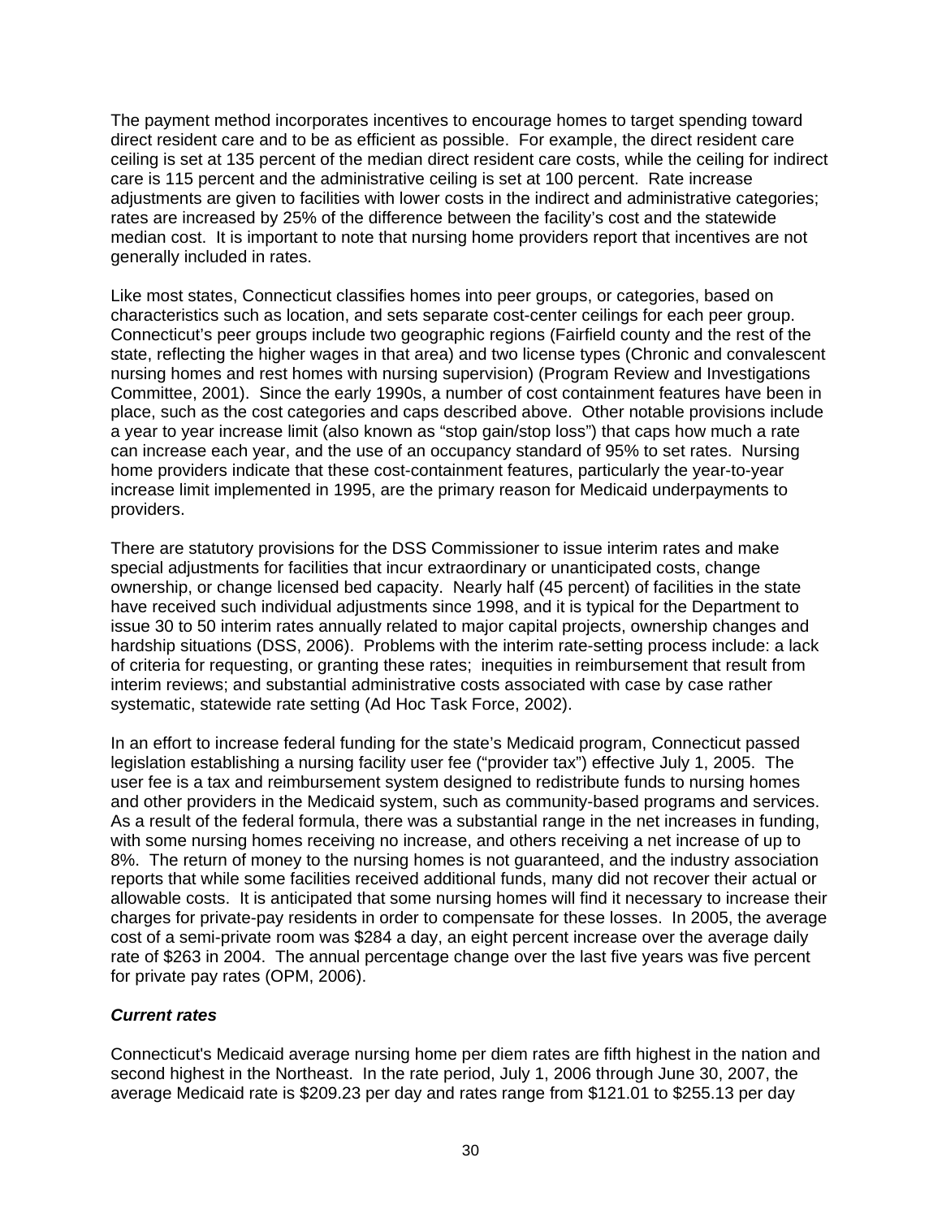The payment method incorporates incentives to encourage homes to target spending toward direct resident care and to be as efficient as possible. For example, the direct resident care ceiling is set at 135 percent of the median direct resident care costs, while the ceiling for indirect care is 115 percent and the administrative ceiling is set at 100 percent. Rate increase adjustments are given to facilities with lower costs in the indirect and administrative categories; rates are increased by 25% of the difference between the facility's cost and the statewide median cost. It is important to note that nursing home providers report that incentives are not generally included in rates.

Like most states, Connecticut classifies homes into peer groups, or categories, based on characteristics such as location, and sets separate cost-center ceilings for each peer group. Connecticut's peer groups include two geographic regions (Fairfield county and the rest of the state, reflecting the higher wages in that area) and two license types (Chronic and convalescent nursing homes and rest homes with nursing supervision) (Program Review and Investigations Committee, 2001). Since the early 1990s, a number of cost containment features have been in place, such as the cost categories and caps described above. Other notable provisions include a year to year increase limit (also known as "stop gain/stop loss") that caps how much a rate can increase each year, and the use of an occupancy standard of 95% to set rates. Nursing home providers indicate that these cost-containment features, particularly the year-to-year increase limit implemented in 1995, are the primary reason for Medicaid underpayments to providers.

There are statutory provisions for the DSS Commissioner to issue interim rates and make special adjustments for facilities that incur extraordinary or unanticipated costs, change ownership, or change licensed bed capacity. Nearly half (45 percent) of facilities in the state have received such individual adjustments since 1998, and it is typical for the Department to issue 30 to 50 interim rates annually related to major capital projects, ownership changes and hardship situations (DSS, 2006). Problems with the interim rate-setting process include: a lack of criteria for requesting, or granting these rates; inequities in reimbursement that result from interim reviews; and substantial administrative costs associated with case by case rather systematic, statewide rate setting (Ad Hoc Task Force, 2002).

In an effort to increase federal funding for the state's Medicaid program, Connecticut passed legislation establishing a nursing facility user fee ("provider tax") effective July 1, 2005. The user fee is a tax and reimbursement system designed to redistribute funds to nursing homes and other providers in the Medicaid system, such as community-based programs and services. As a result of the federal formula, there was a substantial range in the net increases in funding, with some nursing homes receiving no increase, and others receiving a net increase of up to 8%. The return of money to the nursing homes is not guaranteed, and the industry association reports that while some facilities received additional funds, many did not recover their actual or allowable costs. It is anticipated that some nursing homes will find it necessary to increase their charges for private-pay residents in order to compensate for these losses. In 2005, the average cost of a semi-private room was $284 a day, an eight percent increase over the average daily rate of $263 in 2004. The annual percentage change over the last five years was five percent for private pay rates (OPM, 2006).

### *Current rates*

Connecticut's Medicaid average nursing home per diem rates are fifth highest in the nation and second highest in the Northeast. In the rate period, July 1, 2006 through June 30, 2007, the average Medicaid rate is $209.23 per day and rates range from $121.01 to $255.13 per day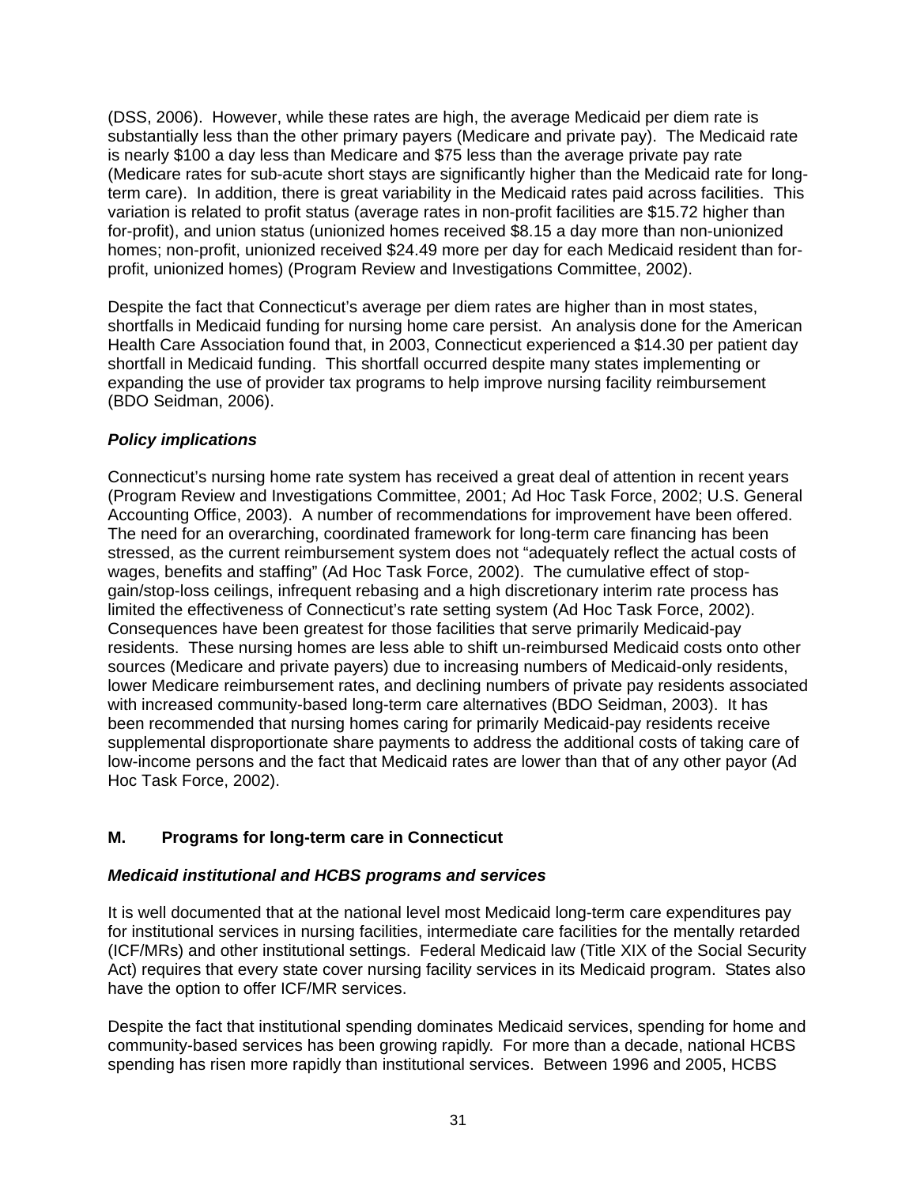(DSS, 2006). However, while these rates are high, the average Medicaid per diem rate is substantially less than the other primary payers (Medicare and private pay). The Medicaid rate is nearly $100 a day less than Medicare and $75 less than the average private pay rate (Medicare rates for sub-acute short stays are significantly higher than the Medicaid rate for long-term care). In addition, there is great variability in the Medicaid rates paid across facilities. This variation is related to profit status (average rates in non-profit facilities are $15.72 higher than for-profit), and union status (unionized homes received $8.15 a day more than non-unionized homes; non-profit, unionized received $24.49 more per day for each Medicaid resident than for-profit, unionized homes) (Program Review and Investigations Committee, 2002).

Despite the fact that Connecticut's average per diem rates are higher than in most states, shortfalls in Medicaid funding for nursing home care persist. An analysis done for the American Health Care Association found that, in 2003, Connecticut experienced a $14.30 per patient day shortfall in Medicaid funding. This shortfall occurred despite many states implementing or expanding the use of provider tax programs to help improve nursing facility reimbursement (BDO Seidman, 2006).

***Policy implications***

Connecticut's nursing home rate system has received a great deal of attention in recent years (Program Review and Investigations Committee, 2001; Ad Hoc Task Force, 2002; U.S. General Accounting Office, 2003). A number of recommendations for improvement have been offered. The need for an overarching, coordinated framework for long-term care financing has been stressed, as the current reimbursement system does not "adequately reflect the actual costs of wages, benefits and staffing" (Ad Hoc Task Force, 2002). The cumulative effect of stop-gain/stop-loss ceilings, infrequent rebasing and a high discretionary interim rate process has limited the effectiveness of Connecticut's rate setting system (Ad Hoc Task Force, 2002). Consequences have been greatest for those facilities that serve primarily Medicaid-pay residents. These nursing homes are less able to shift un-reimbursed Medicaid costs onto other sources (Medicare and private payers) due to increasing numbers of Medicaid-only residents, lower Medicare reimbursement rates, and declining numbers of private pay residents associated with increased community-based long-term care alternatives (BDO Seidman, 2003). It has been recommended that nursing homes caring for primarily Medicaid-pay residents receive supplemental disproportionate share payments to address the additional costs of taking care of low-income persons and the fact that Medicaid rates are lower than that of any other payor (Ad Hoc Task Force, 2002).

## M. Programs for long-term care in Connecticut

***Medicaid institutional and HCBS programs and services***

It is well documented that at the national level most Medicaid long-term care expenditures pay for institutional services in nursing facilities, intermediate care facilities for the mentally retarded (ICF/MRs) and other institutional settings. Federal Medicaid law (Title XIX of the Social Security Act) requires that every state cover nursing facility services in its Medicaid program. States also have the option to offer ICF/MR services.

Despite the fact that institutional spending dominates Medicaid services, spending for home and community-based services has been growing rapidly. For more than a decade, national HCBS spending has risen more rapidly than institutional services. Between 1996 and 2005, HCBS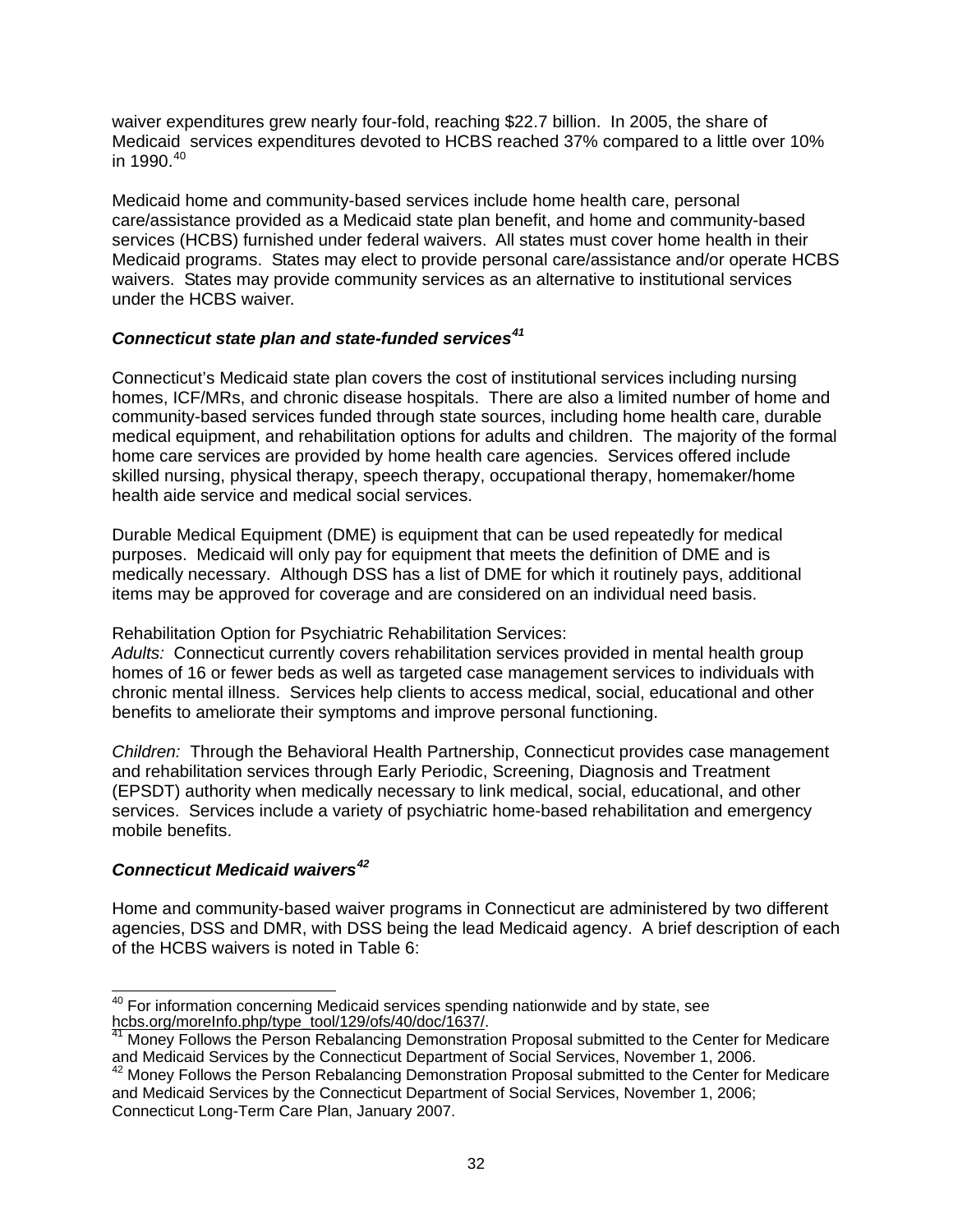waiver expenditures grew nearly four-fold, reaching $22.7 billion. In 2005, the share of Medicaid services expenditures devoted to HCBS reached 37% compared to a little over 10% in 1990.[40]

Medicaid home and community-based services include home health care, personal care/assistance provided as a Medicaid state plan benefit, and home and community-based services (HCBS) furnished under federal waivers. All states must cover home health in their Medicaid programs. States may elect to provide personal care/assistance and/or operate HCBS waivers. States may provide community services as an alternative to institutional services under the HCBS waiver.

### *Connecticut state plan and state-funded services*[41]

Connecticut's Medicaid state plan covers the cost of institutional services including nursing homes, ICF/MRs, and chronic disease hospitals. There are also a limited number of home and community-based services funded through state sources, including home health care, durable medical equipment, and rehabilitation options for adults and children. The majority of the formal home care services are provided by home health care agencies. Services offered include skilled nursing, physical therapy, speech therapy, occupational therapy, homemaker/home health aide service and medical social services.

Durable Medical Equipment (DME) is equipment that can be used repeatedly for medical purposes. Medicaid will only pay for equipment that meets the definition of DME and is medically necessary. Although DSS has a list of DME for which it routinely pays, additional items may be approved for coverage and are considered on an individual need basis.

Rehabilitation Option for Psychiatric Rehabilitation Services:
*Adults:* Connecticut currently covers rehabilitation services provided in mental health group homes of 16 or fewer beds as well as targeted case management services to individuals with chronic mental illness. Services help clients to access medical, social, educational and other benefits to ameliorate their symptoms and improve personal functioning.

*Children:* Through the Behavioral Health Partnership, Connecticut provides case management and rehabilitation services through Early Periodic, Screening, Diagnosis and Treatment (EPSDT) authority when medically necessary to link medical, social, educational, and other services. Services include a variety of psychiatric home-based rehabilitation and emergency mobile benefits.

### *Connecticut Medicaid waivers*[42]

Home and community-based waiver programs in Connecticut are administered by two different agencies, DSS and DMR, with DSS being the lead Medicaid agency. A brief description of each of the HCBS waivers is noted in Table 6:

---

[40] For information concerning Medicaid services spending nationwide and by state, see hcbs.org/moreInfo.php/type_tool/129/ofs/40/doc/1637/.

[41] Money Follows the Person Rebalancing Demonstration Proposal submitted to the Center for Medicare and Medicaid Services by the Connecticut Department of Social Services, November 1, 2006.

[42] Money Follows the Person Rebalancing Demonstration Proposal submitted to the Center for Medicare and Medicaid Services by the Connecticut Department of Social Services, November 1, 2006; Connecticut Long-Term Care Plan, January 2007.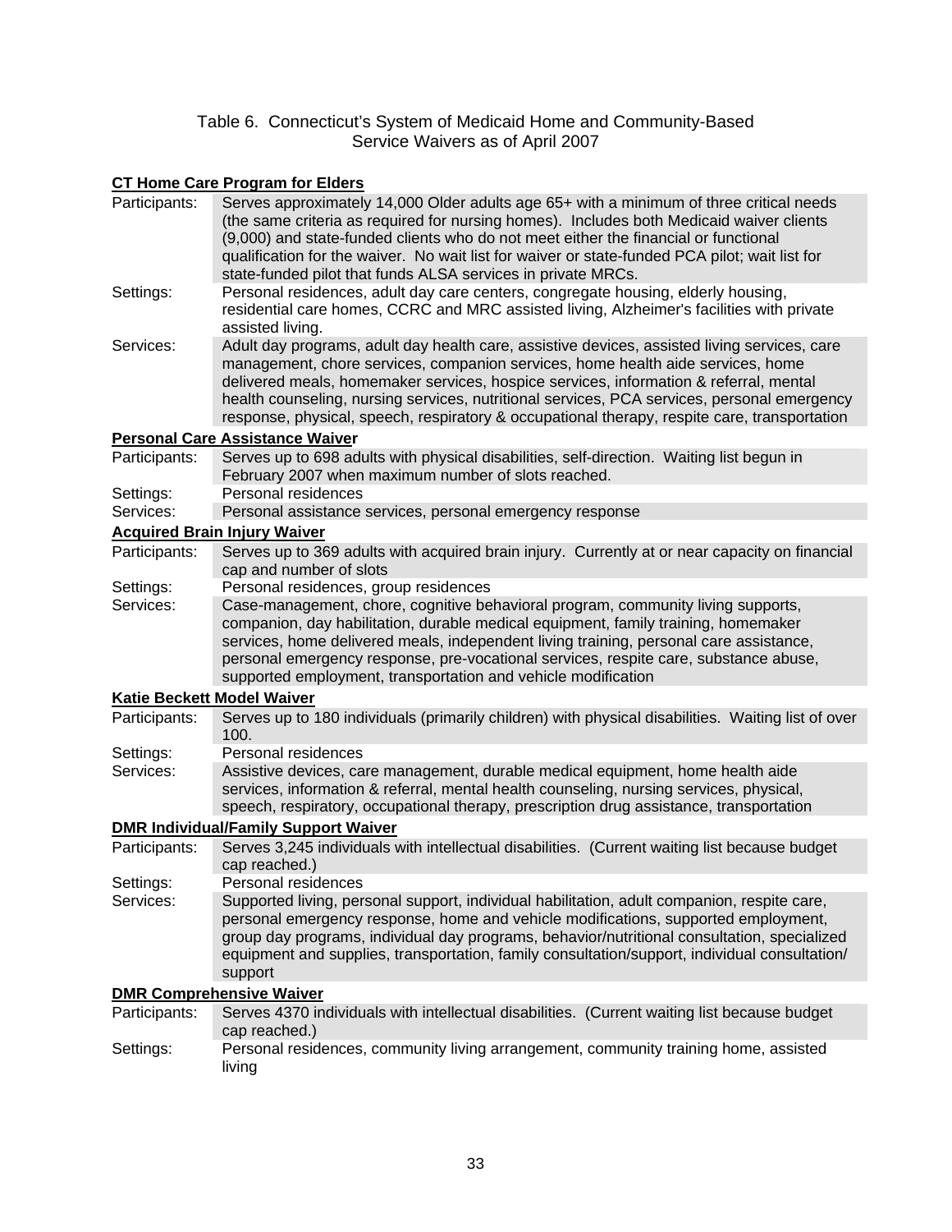Table 6. Connecticut's System of Medicaid Home and Community-Based Service Waivers as of April 2007

**CT Home Care Program for Elders**

| | |
|---|---|
| Participants: | Serves approximately 14,000 Older adults age 65+ with a minimum of three critical needs (the same criteria as required for nursing homes). Includes both Medicaid waiver clients (9,000) and state-funded clients who do not meet either the financial or functional qualification for the waiver. No wait list for waiver or state-funded PCA pilot; wait list for state-funded pilot that funds ALSA services in private MRCs. |
| Settings: | Personal residences, adult day care centers, congregate housing, elderly housing, residential care homes, CCRC and MRC assisted living, Alzheimer's facilities with private assisted living. |
| Services: | Adult day programs, adult day health care, assistive devices, assisted living services, care management, chore services, companion services, home health aide services, home delivered meals, homemaker services, hospice services, information & referral, mental health counseling, nursing services, nutritional services, PCA services, personal emergency response, physical, speech, respiratory & occupational therapy, respite care, transportation |

**Personal Care Assistance Waiver**

| | |
|---|---|
| Participants: | Serves up to 698 adults with physical disabilities, self-direction. Waiting list begun in February 2007 when maximum number of slots reached. |
| Settings: | Personal residences |
| Services: | Personal assistance services, personal emergency response |

**Acquired Brain Injury Waiver**

| | |
|---|---|
| Participants: | Serves up to 369 adults with acquired brain injury. Currently at or near capacity on financial cap and number of slots |
| Settings: | Personal residences, group residences |
| Services: | Case-management, chore, cognitive behavioral program, community living supports, companion, day habilitation, durable medical equipment, family training, homemaker services, home delivered meals, independent living training, personal care assistance, personal emergency response, pre-vocational services, respite care, substance abuse, supported employment, transportation and vehicle modification |

**Katie Beckett Model Waiver**

| | |
|---|---|
| Participants: | Serves up to 180 individuals (primarily children) with physical disabilities. Waiting list of over 100. |
| Settings: | Personal residences |
| Services: | Assistive devices, care management, durable medical equipment, home health aide services, information & referral, mental health counseling, nursing services, physical, speech, respiratory, occupational therapy, prescription drug assistance, transportation |

**DMR Individual/Family Support Waiver**

| | |
|---|---|
| Participants: | Serves 3,245 individuals with intellectual disabilities. (Current waiting list because budget cap reached.) |
| Settings: | Personal residences |
| Services: | Supported living, personal support, individual habilitation, adult companion, respite care, personal emergency response, home and vehicle modifications, supported employment, group day programs, individual day programs, behavior/nutritional consultation, specialized equipment and supplies, transportation, family consultation/support, individual consultation/ support |

**DMR Comprehensive Waiver**

| | |
|---|---|
| Participants: | Serves 4370 individuals with intellectual disabilities. (Current waiting list because budget cap reached.) |
| Settings: | Personal residences, community living arrangement, community training home, assisted living |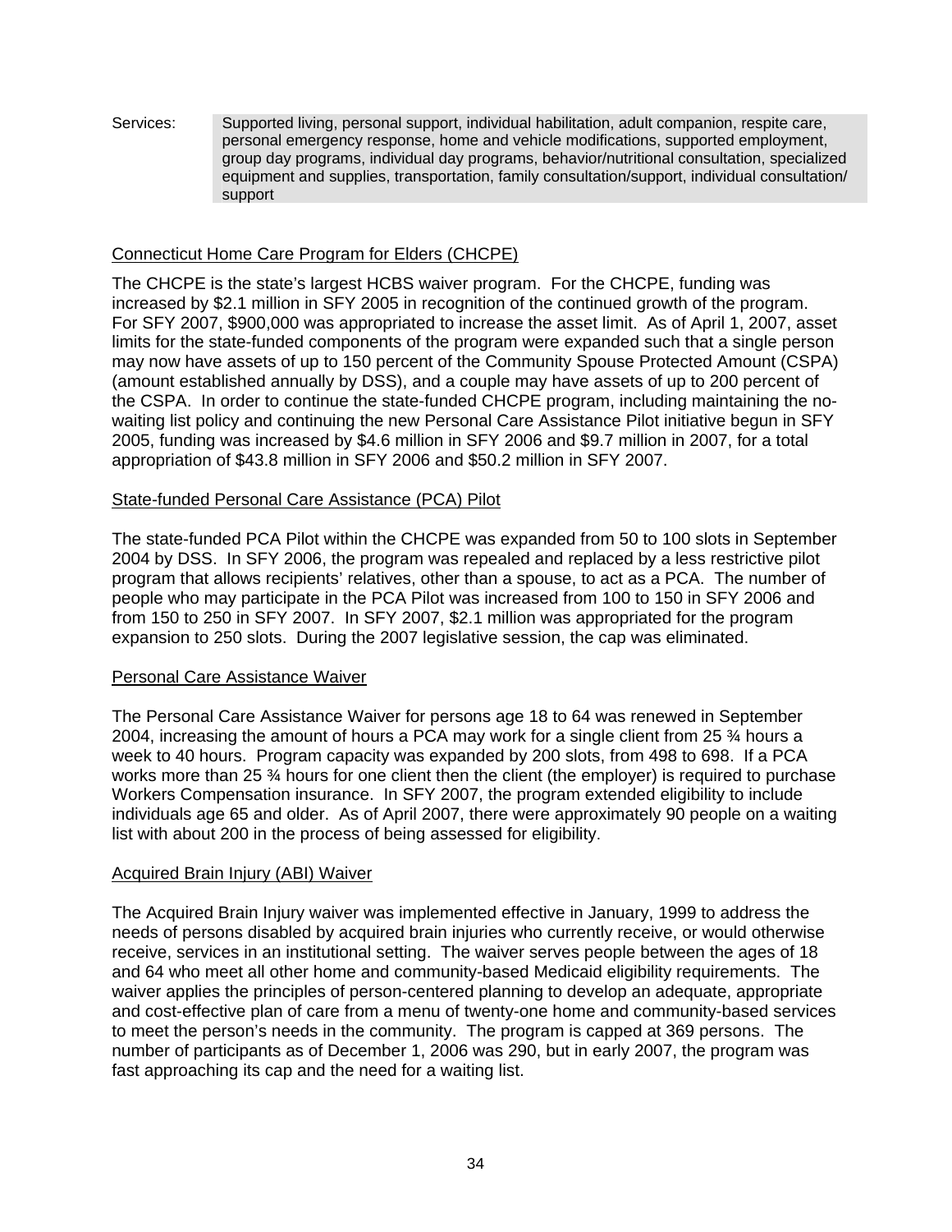| Services: | Supported living, personal support, individual habilitation, adult companion, respite care, personal emergency response, home and vehicle modifications, supported employment, group day programs, individual day programs, behavior/nutritional consultation, specialized equipment and supplies, transportation, family consultation/support, individual consultation/support |
|---|---|

Connecticut Home Care Program for Elders (CHCPE)

The CHCPE is the state's largest HCBS waiver program. For the CHCPE, funding was increased by $2.1 million in SFY 2005 in recognition of the continued growth of the program. For SFY 2007, $900,000 was appropriated to increase the asset limit. As of April 1, 2007, asset limits for the state-funded components of the program were expanded such that a single person may now have assets of up to 150 percent of the Community Spouse Protected Amount (CSPA) (amount established annually by DSS), and a couple may have assets of up to 200 percent of the CSPA. In order to continue the state-funded CHCPE program, including maintaining the no-waiting list policy and continuing the new Personal Care Assistance Pilot initiative begun in SFY 2005, funding was increased by $4.6 million in SFY 2006 and $9.7 million in 2007, for a total appropriation of $43.8 million in SFY 2006 and $50.2 million in SFY 2007.

State-funded Personal Care Assistance (PCA) Pilot

The state-funded PCA Pilot within the CHCPE was expanded from 50 to 100 slots in September 2004 by DSS. In SFY 2006, the program was repealed and replaced by a less restrictive pilot program that allows recipients' relatives, other than a spouse, to act as a PCA. The number of people who may participate in the PCA Pilot was increased from 100 to 150 in SFY 2006 and from 150 to 250 in SFY 2007. In SFY 2007, $2.1 million was appropriated for the program expansion to 250 slots. During the 2007 legislative session, the cap was eliminated.

Personal Care Assistance Waiver

The Personal Care Assistance Waiver for persons age 18 to 64 was renewed in September 2004, increasing the amount of hours a PCA may work for a single client from 25 ¾ hours a week to 40 hours. Program capacity was expanded by 200 slots, from 498 to 698. If a PCA works more than 25 ¾ hours for one client then the client (the employer) is required to purchase Workers Compensation insurance. In SFY 2007, the program extended eligibility to include individuals age 65 and older. As of April 2007, there were approximately 90 people on a waiting list with about 200 in the process of being assessed for eligibility.

Acquired Brain Injury (ABI) Waiver

The Acquired Brain Injury waiver was implemented effective in January, 1999 to address the needs of persons disabled by acquired brain injuries who currently receive, or would otherwise receive, services in an institutional setting. The waiver serves people between the ages of 18 and 64 who meet all other home and community-based Medicaid eligibility requirements. The waiver applies the principles of person-centered planning to develop an adequate, appropriate and cost-effective plan of care from a menu of twenty-one home and community-based services to meet the person's needs in the community. The program is capped at 369 persons. The number of participants as of December 1, 2006 was 290, but in early 2007, the program was fast approaching its cap and the need for a waiting list.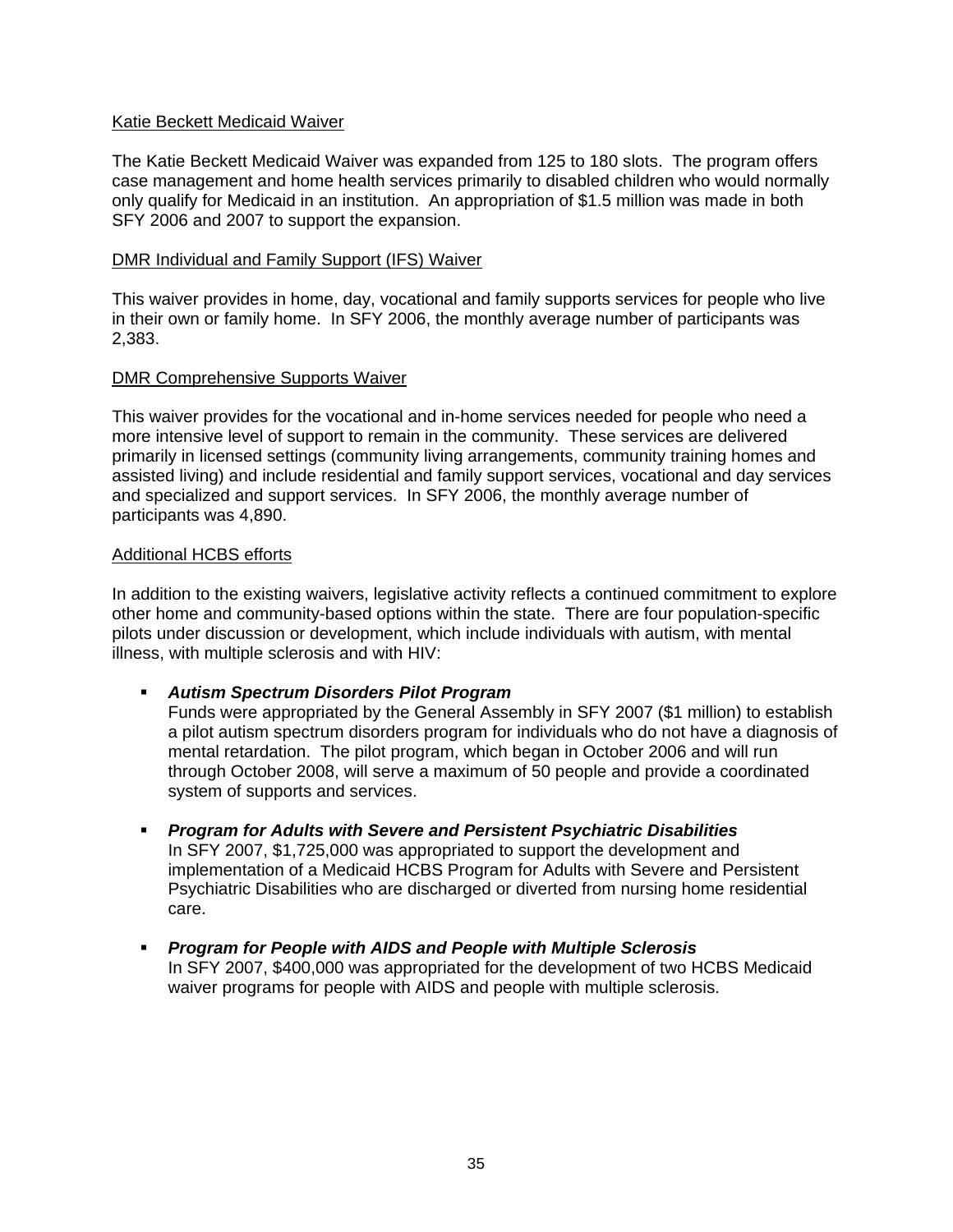<u>Katie Beckett Medicaid Waiver</u>

The Katie Beckett Medicaid Waiver was expanded from 125 to 180 slots. The program offers case management and home health services primarily to disabled children who would normally only qualify for Medicaid in an institution. An appropriation of $1.5 million was made in both SFY 2006 and 2007 to support the expansion.

<u>DMR Individual and Family Support (IFS) Waiver</u>

This waiver provides in home, day, vocational and family supports services for people who live in their own or family home. In SFY 2006, the monthly average number of participants was 2,383.

<u>DMR Comprehensive Supports Waiver</u>

This waiver provides for the vocational and in-home services needed for people who need a more intensive level of support to remain in the community. These services are delivered primarily in licensed settings (community living arrangements, community training homes and assisted living) and include residential and family support services, vocational and day services and specialized and support services. In SFY 2006, the monthly average number of participants was 4,890.

<u>Additional HCBS efforts</u>

In addition to the existing waivers, legislative activity reflects a continued commitment to explore other home and community-based options within the state. There are four population-specific pilots under discussion or development, which include individuals with autism, with mental illness, with multiple sclerosis and with HIV:

- ***Autism Spectrum Disorders Pilot Program***
  Funds were appropriated by the General Assembly in SFY 2007 ($1 million) to establish a pilot autism spectrum disorders program for individuals who do not have a diagnosis of mental retardation. The pilot program, which began in October 2006 and will run through October 2008, will serve a maximum of 50 people and provide a coordinated system of supports and services.

- ***Program for Adults with Severe and Persistent Psychiatric Disabilities***
  In SFY 2007, $1,725,000 was appropriated to support the development and implementation of a Medicaid HCBS Program for Adults with Severe and Persistent Psychiatric Disabilities who are discharged or diverted from nursing home residential care.

- ***Program for People with AIDS and People with Multiple Sclerosis***
  In SFY 2007, $400,000 was appropriated for the development of two HCBS Medicaid waiver programs for people with AIDS and people with multiple sclerosis.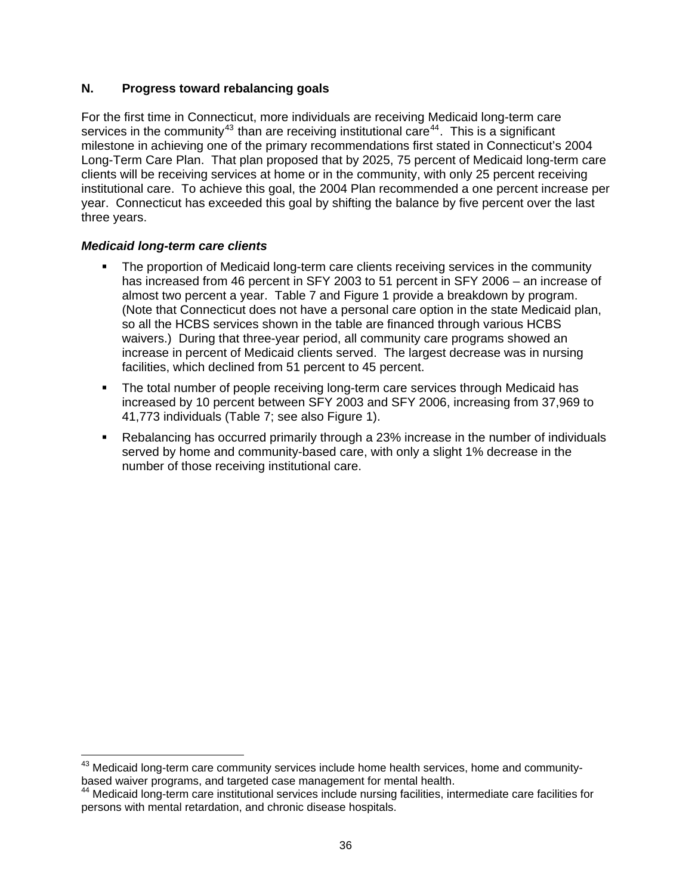## N. Progress toward rebalancing goals

For the first time in Connecticut, more individuals are receiving Medicaid long-term care services in the community[43] than are receiving institutional care[44]. This is a significant milestone in achieving one of the primary recommendations first stated in Connecticut's 2004 Long-Term Care Plan. That plan proposed that by 2025, 75 percent of Medicaid long-term care clients will be receiving services at home or in the community, with only 25 percent receiving institutional care. To achieve this goal, the 2004 Plan recommended a one percent increase per year. Connecticut has exceeded this goal by shifting the balance by five percent over the last three years.

***Medicaid long-term care clients***

- The proportion of Medicaid long-term care clients receiving services in the community has increased from 46 percent in SFY 2003 to 51 percent in SFY 2006 – an increase of almost two percent a year. Table 7 and Figure 1 provide a breakdown by program. (Note that Connecticut does not have a personal care option in the state Medicaid plan, so all the HCBS services shown in the table are financed through various HCBS waivers.) During that three-year period, all community care programs showed an increase in percent of Medicaid clients served. The largest decrease was in nursing facilities, which declined from 51 percent to 45 percent.
- The total number of people receiving long-term care services through Medicaid has increased by 10 percent between SFY 2003 and SFY 2006, increasing from 37,969 to 41,773 individuals (Table 7; see also Figure 1).
- Rebalancing has occurred primarily through a 23% increase in the number of individuals served by home and community-based care, with only a slight 1% decrease in the number of those receiving institutional care.

---

[43] Medicaid long-term care community services include home health services, home and community-based waiver programs, and targeted case management for mental health.

[44] Medicaid long-term care institutional services include nursing facilities, intermediate care facilities for persons with mental retardation, and chronic disease hospitals.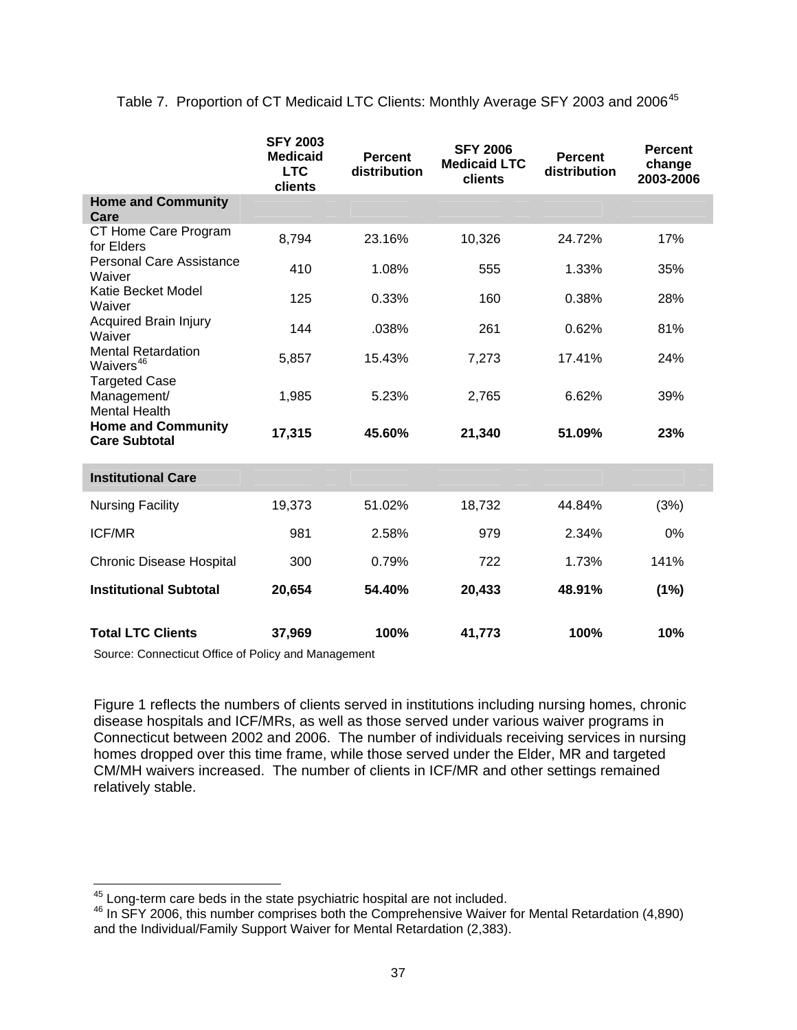Table 7. Proportion of CT Medicaid LTC Clients: Monthly Average SFY 2003 and 2006[45]

| | SFY 2003 Medicaid LTC clients | Percent distribution | SFY 2006 Medicaid LTC clients | Percent distribution | Percent change 2003-2006 |
|---|---|---|---|---|---|
| **Home and Community Care** | | | | | |
| CT Home Care Program for Elders | 8,794 | 23.16% | 10,326 | 24.72% | 17% |
| Personal Care Assistance Waiver | 410 | 1.08% | 555 | 1.33% | 35% |
| Katie Becket Model Waiver | 125 | 0.33% | 160 | 0.38% | 28% |
| Acquired Brain Injury Waiver | 144 | .038% | 261 | 0.62% | 81% |
| Mental Retardation Waivers[46] | 5,857 | 15.43% | 7,273 | 17.41% | 24% |
| Targeted Case Management/ Mental Health | 1,985 | 5.23% | 2,765 | 6.62% | 39% |
| **Home and Community Care Subtotal** | **17,315** | **45.60%** | **21,340** | **51.09%** | **23%** |
| **Institutional Care** | | | | | |
| Nursing Facility | 19,373 | 51.02% | 18,732 | 44.84% | (3%) |
| ICF/MR | 981 | 2.58% | 979 | 2.34% | 0% |
| Chronic Disease Hospital | 300 | 0.79% | 722 | 1.73% | 141% |
| **Institutional Subtotal** | **20,654** | **54.40%** | **20,433** | **48.91%** | **(1%)** |
| **Total LTC Clients** | **37,969** | **100%** | **41,773** | **100%** | **10%** |

Source: Connecticut Office of Policy and Management

Figure 1 reflects the numbers of clients served in institutions including nursing homes, chronic disease hospitals and ICF/MRs, as well as those served under various waiver programs in Connecticut between 2002 and 2006. The number of individuals receiving services in nursing homes dropped over this time frame, while those served under the Elder, MR and targeted CM/MH waivers increased. The number of clients in ICF/MR and other settings remained relatively stable.

[45] Long-term care beds in the state psychiatric hospital are not included.

[46] In SFY 2006, this number comprises both the Comprehensive Waiver for Mental Retardation (4,890) and the Individual/Family Support Waiver for Mental Retardation (2,383).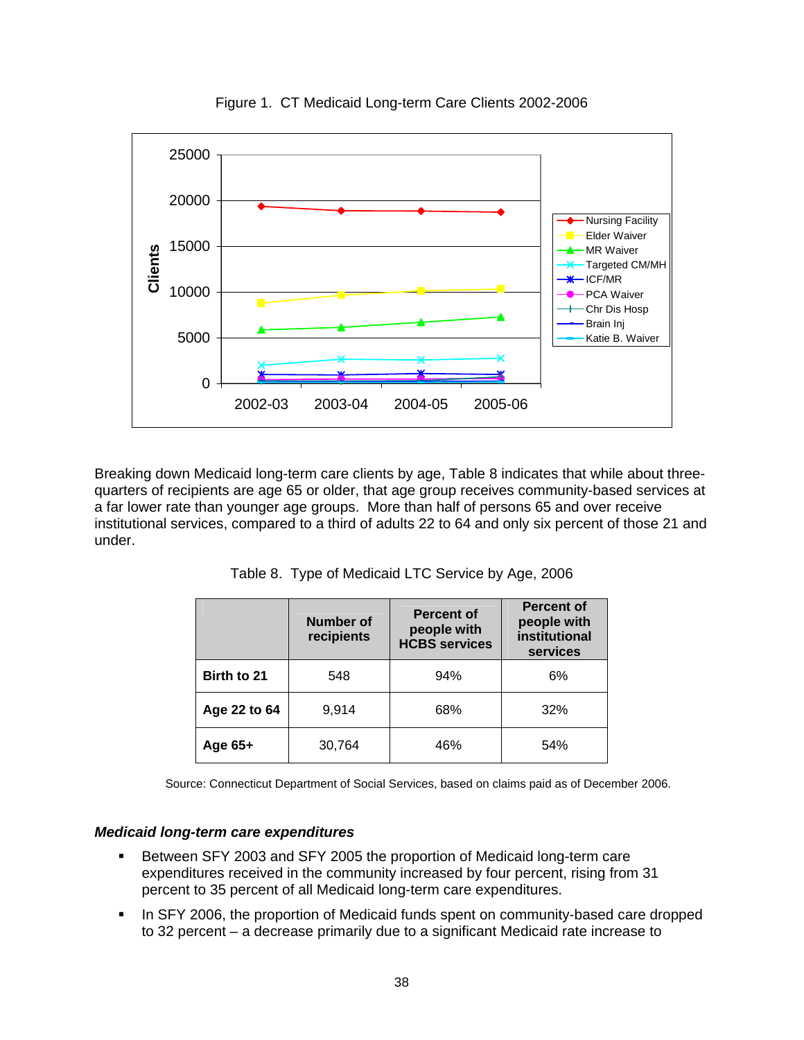Figure 1. CT Medicaid Long-term Care Clients 2002-2006

Breaking down Medicaid long-term care clients by age, Table 8 indicates that while about three-quarters of recipients are age 65 or older, that age group receives community-based services at a far lower rate than younger age groups. More than half of persons 65 and over receive institutional services, compared to a third of adults 22 to 64 and only six percent of those 21 and under.

Table 8. Type of Medicaid LTC Service by Age, 2006

| | Number of recipients | Percent of people with HCBS services | Percent of people with institutional services |
|---|---|---|---|
| **Birth to 21** | 548 | 94% | 6% |
| **Age 22 to 64** | 9,914 | 68% | 32% |
| **Age 65+** | 30,764 | 46% | 54% |

Source: Connecticut Department of Social Services, based on claims paid as of December 2006.

### *Medicaid long-term care expenditures*

- Between SFY 2003 and SFY 2005 the proportion of Medicaid long-term care expenditures received in the community increased by four percent, rising from 31 percent to 35 percent of all Medicaid long-term care expenditures.
- In SFY 2006, the proportion of Medicaid funds spent on community-based care dropped to 32 percent – a decrease primarily due to a significant Medicaid rate increase to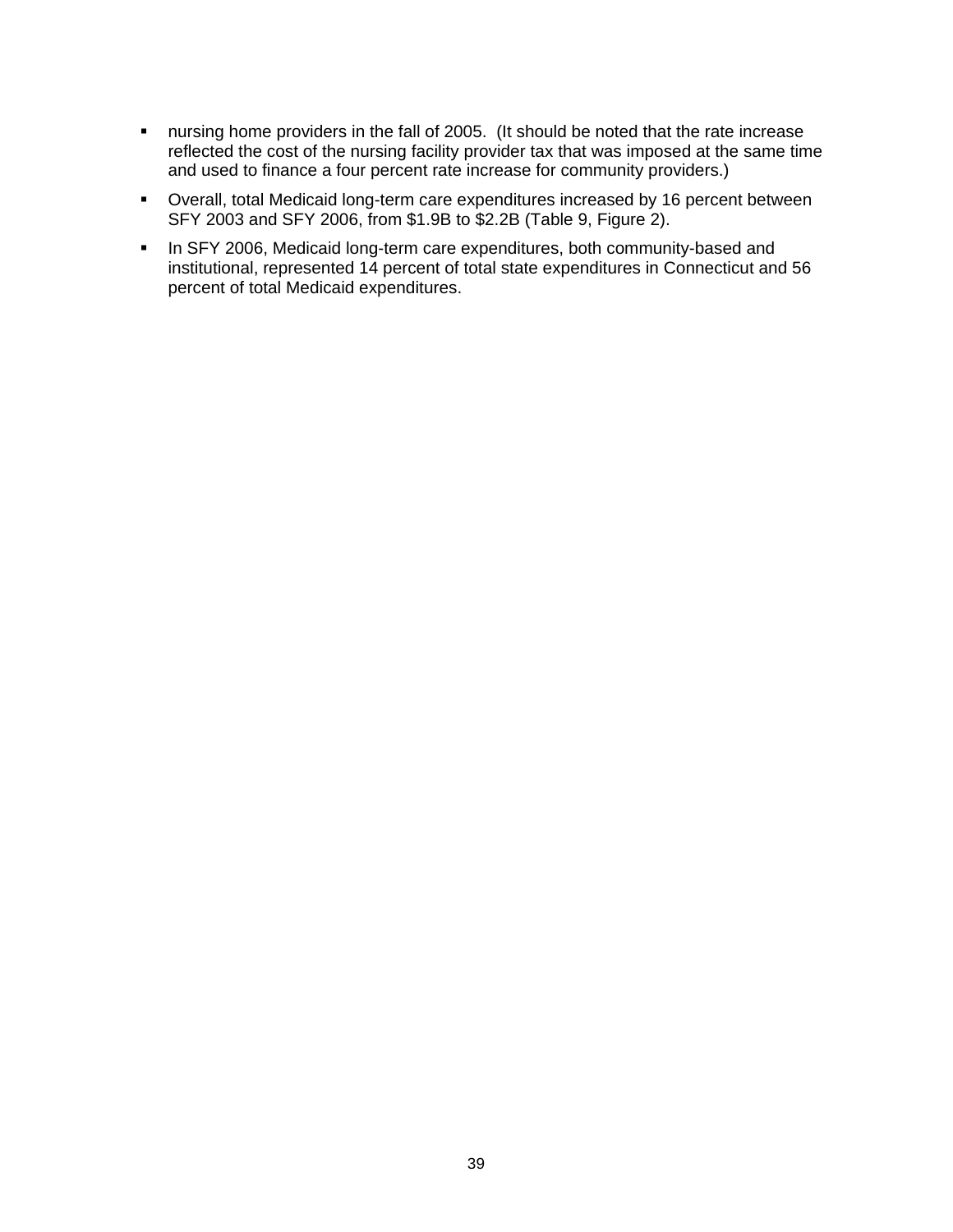- nursing home providers in the fall of 2005. (It should be noted that the rate increase reflected the cost of the nursing facility provider tax that was imposed at the same time and used to finance a four percent rate increase for community providers.)
- Overall, total Medicaid long-term care expenditures increased by 16 percent between SFY 2003 and SFY 2006, from $1.9B to $2.2B (Table 9, Figure 2).
- In SFY 2006, Medicaid long-term care expenditures, both community-based and institutional, represented 14 percent of total state expenditures in Connecticut and 56 percent of total Medicaid expenditures.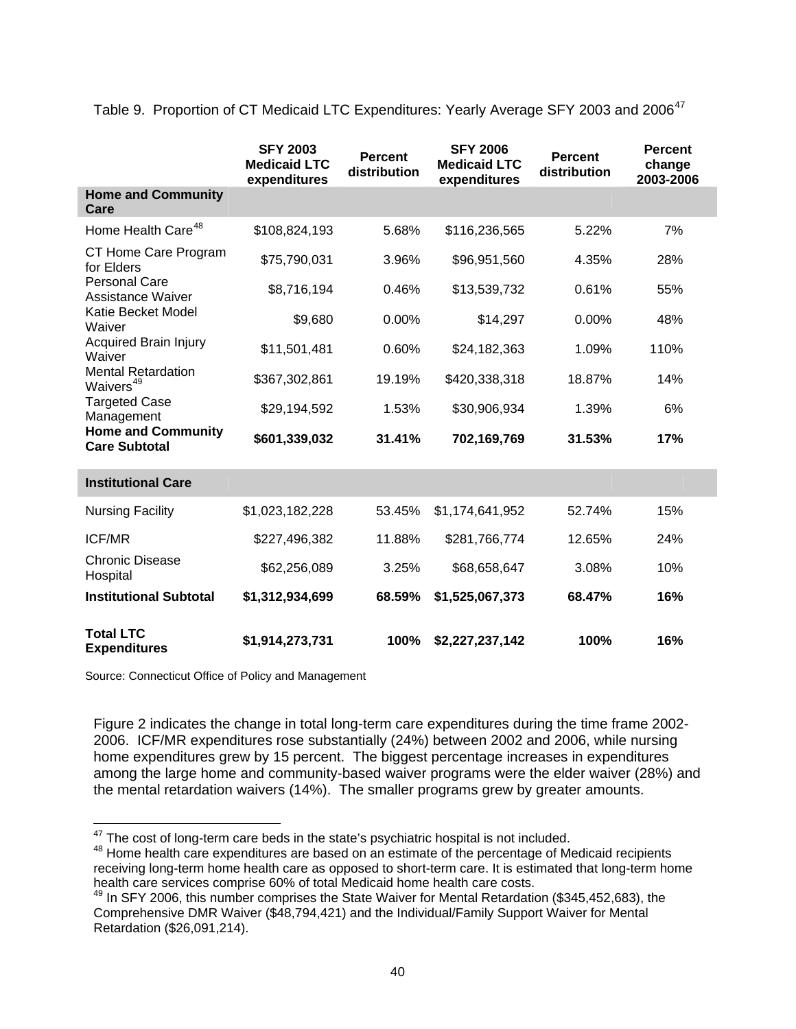Table 9. Proportion of CT Medicaid LTC Expenditures: Yearly Average SFY 2003 and 2006[47]

| | SFY 2003 Medicaid LTC expenditures | Percent distribution | SFY 2006 Medicaid LTC expenditures | Percent distribution | Percent change 2003-2006 |
|---|---|---|---|---|---|
| **Home and Community Care** | | | | | |
| Home Health Care[48] | $108,824,193 | 5.68% | $116,236,565 | 5.22% | 7% |
| CT Home Care Program for Elders | $75,790,031 | 3.96% | $96,951,560 | 4.35% | 28% |
| Personal Care Assistance Waiver | $8,716,194 | 0.46% | $13,539,732 | 0.61% | 55% |
| Katie Becket Model Waiver | $9,680 | 0.00% | $14,297 | 0.00% | 48% |
| Acquired Brain Injury Waiver | $11,501,481 | 0.60% | $24,182,363 | 1.09% | 110% |
| Mental Retardation Waivers[49] | $367,302,861 | 19.19% | $420,338,318 | 18.87% | 14% |
| Targeted Case Management | $29,194,592 | 1.53% | $30,906,934 | 1.39% | 6% |
| **Home and Community Care Subtotal** | **$601,339,032** | **31.41%** | **702,169,769** | **31.53%** | **17%** |
| **Institutional Care** | | | | | |
| Nursing Facility | $1,023,182,228 | 53.45% | $1,174,641,952 | 52.74% | 15% |
| ICF/MR | $227,496,382 | 11.88% | $281,766,774 | 12.65% | 24% |
| Chronic Disease Hospital | $62,256,089 | 3.25% | $68,658,647 | 3.08% | 10% |
| **Institutional Subtotal** | **$1,312,934,699** | **68.59%** | **$1,525,067,373** | **68.47%** | **16%** |
| **Total LTC Expenditures** | **$1,914,273,731** | **100%** | **$2,227,237,142** | **100%** | **16%** |

Source: Connecticut Office of Policy and Management

Figure 2 indicates the change in total long-term care expenditures during the time frame 2002-2006. ICF/MR expenditures rose substantially (24%) between 2002 and 2006, while nursing home expenditures grew by 15 percent. The biggest percentage increases in expenditures among the large home and community-based waiver programs were the elder waiver (28%) and the mental retardation waivers (14%). The smaller programs grew by greater amounts.

---

[47] The cost of long-term care beds in the state's psychiatric hospital is not included.

[48] Home health care expenditures are based on an estimate of the percentage of Medicaid recipients receiving long-term home health care as opposed to short-term care. It is estimated that long-term home health care services comprise 60% of total Medicaid home health care costs.

[49] In SFY 2006, this number comprises the State Waiver for Mental Retardation ($345,452,683), the Comprehensive DMR Waiver ($48,794,421) and the Individual/Family Support Waiver for Mental Retardation ($26,091,214).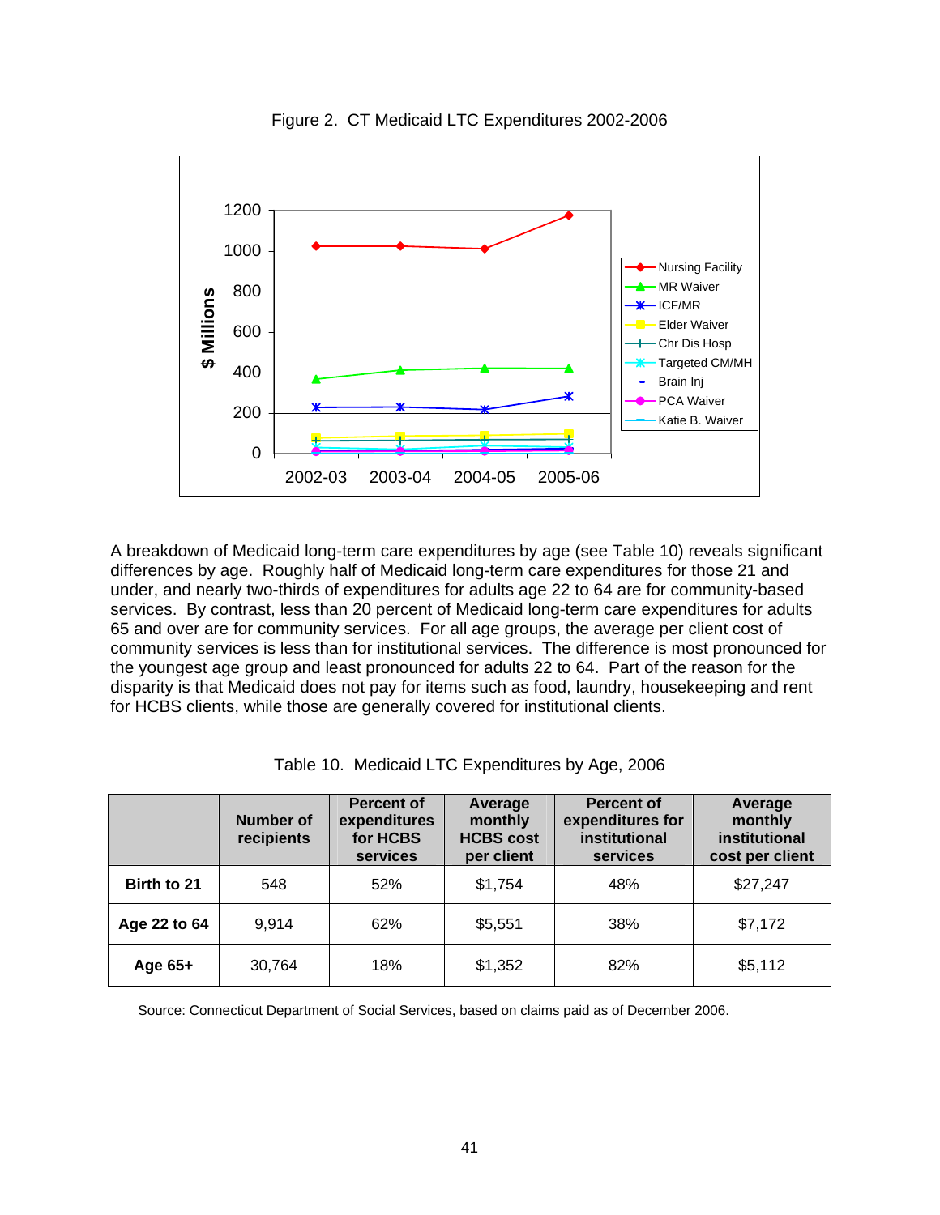Figure 2. CT Medicaid LTC Expenditures 2002-2006

A breakdown of Medicaid long-term care expenditures by age (see Table 10) reveals significant differences by age. Roughly half of Medicaid long-term care expenditures for those 21 and under, and nearly two-thirds of expenditures for adults age 22 to 64 are for community-based services. By contrast, less than 20 percent of Medicaid long-term care expenditures for adults 65 and over are for community services. For all age groups, the average per client cost of community services is less than for institutional services. The difference is most pronounced for the youngest age group and least pronounced for adults 22 to 64. Part of the reason for the disparity is that Medicaid does not pay for items such as food, laundry, housekeeping and rent for HCBS clients, while those are generally covered for institutional clients.

Table 10. Medicaid LTC Expenditures by Age, 2006

| | Number of recipients | Percent of expenditures for HCBS services | Average monthly HCBS cost per client | Percent of expenditures for institutional services | Average monthly institutional cost per client |
|---|---|---|---|---|---|
| **Birth to 21** | 548 | 52% | $1,754 | 48% | $27,247 |
| **Age 22 to 64** | 9,914 | 62% | $5,551 | 38% | $7,172 |
| **Age 65+** | 30,764 | 18% | $1,352 | 82% | $5,112 |

Source: Connecticut Department of Social Services, based on claims paid as of December 2006.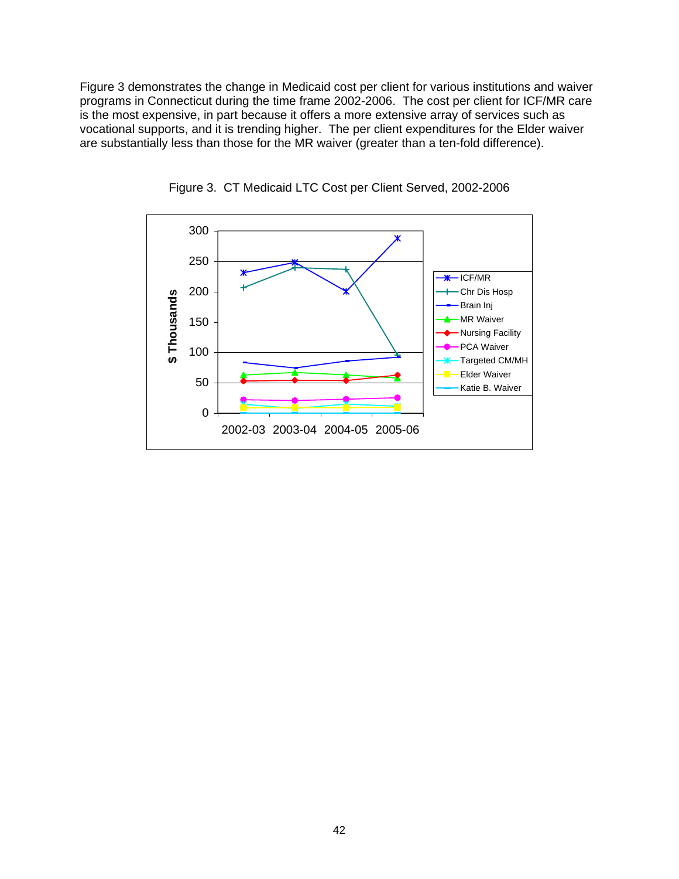Figure 3 demonstrates the change in Medicaid cost per client for various institutions and waiver programs in Connecticut during the time frame 2002-2006. The cost per client for ICF/MR care is the most expensive, in part because it offers a more extensive array of services such as vocational supports, and it is trending higher. The per client expenditures for the Elder waiver are substantially less than those for the MR waiver (greater than a ten-fold difference).

Figure 3. CT Medicaid LTC Cost per Client Served, 2002-2006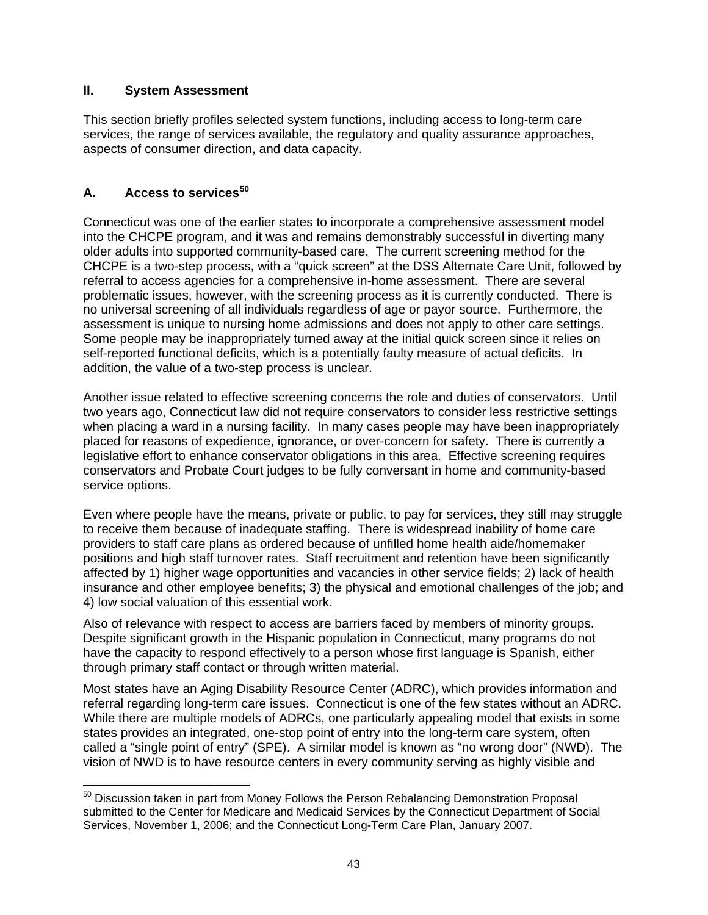## II. System Assessment

This section briefly profiles selected system functions, including access to long-term care services, the range of services available, the regulatory and quality assurance approaches, aspects of consumer direction, and data capacity.

### A. Access to services[50]

Connecticut was one of the earlier states to incorporate a comprehensive assessment model into the CHCPE program, and it was and remains demonstrably successful in diverting many older adults into supported community-based care. The current screening method for the CHCPE is a two-step process, with a "quick screen" at the DSS Alternate Care Unit, followed by referral to access agencies for a comprehensive in-home assessment. There are several problematic issues, however, with the screening process as it is currently conducted. There is no universal screening of all individuals regardless of age or payor source. Furthermore, the assessment is unique to nursing home admissions and does not apply to other care settings. Some people may be inappropriately turned away at the initial quick screen since it relies on self-reported functional deficits, which is a potentially faulty measure of actual deficits. In addition, the value of a two-step process is unclear.

Another issue related to effective screening concerns the role and duties of conservators. Until two years ago, Connecticut law did not require conservators to consider less restrictive settings when placing a ward in a nursing facility. In many cases people may have been inappropriately placed for reasons of expedience, ignorance, or over-concern for safety. There is currently a legislative effort to enhance conservator obligations in this area. Effective screening requires conservators and Probate Court judges to be fully conversant in home and community-based service options.

Even where people have the means, private or public, to pay for services, they still may struggle to receive them because of inadequate staffing. There is widespread inability of home care providers to staff care plans as ordered because of unfilled home health aide/homemaker positions and high staff turnover rates. Staff recruitment and retention have been significantly affected by 1) higher wage opportunities and vacancies in other service fields; 2) lack of health insurance and other employee benefits; 3) the physical and emotional challenges of the job; and 4) low social valuation of this essential work.

Also of relevance with respect to access are barriers faced by members of minority groups. Despite significant growth in the Hispanic population in Connecticut, many programs do not have the capacity to respond effectively to a person whose first language is Spanish, either through primary staff contact or through written material.

Most states have an Aging Disability Resource Center (ADRC), which provides information and referral regarding long-term care issues. Connecticut is one of the few states without an ADRC. While there are multiple models of ADRCs, one particularly appealing model that exists in some states provides an integrated, one-stop point of entry into the long-term care system, often called a "single point of entry" (SPE). A similar model is known as "no wrong door" (NWD). The vision of NWD is to have resource centers in every community serving as highly visible and

---

[50] Discussion taken in part from Money Follows the Person Rebalancing Demonstration Proposal submitted to the Center for Medicare and Medicaid Services by the Connecticut Department of Social Services, November 1, 2006; and the Connecticut Long-Term Care Plan, January 2007.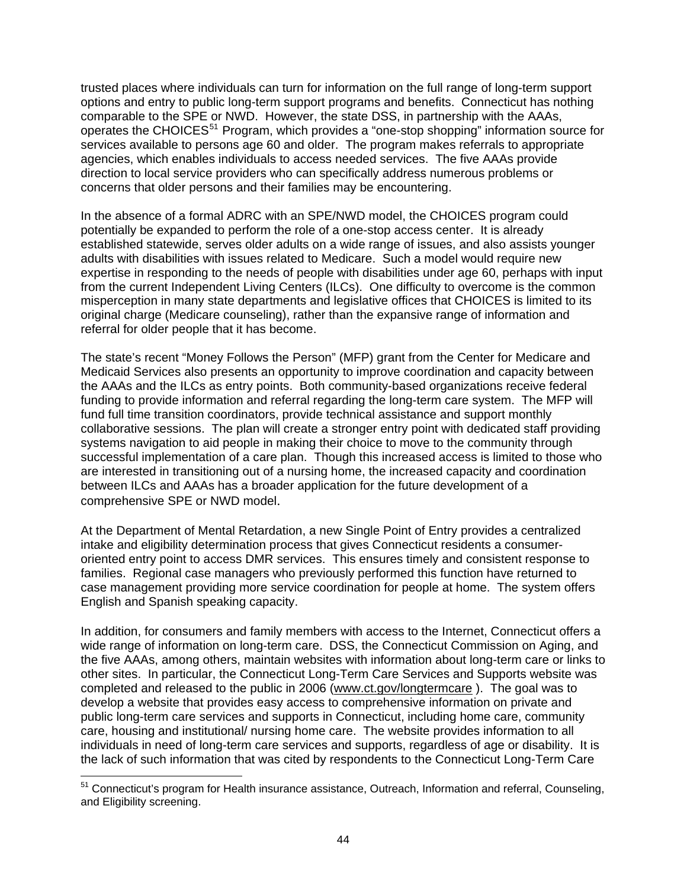trusted places where individuals can turn for information on the full range of long-term support options and entry to public long-term support programs and benefits. Connecticut has nothing comparable to the SPE or NWD. However, the state DSS, in partnership with the AAAs, operates the CHOICES[51] Program, which provides a "one-stop shopping" information source for services available to persons age 60 and older. The program makes referrals to appropriate agencies, which enables individuals to access needed services. The five AAAs provide direction to local service providers who can specifically address numerous problems or concerns that older persons and their families may be encountering.

In the absence of a formal ADRC with an SPE/NWD model, the CHOICES program could potentially be expanded to perform the role of a one-stop access center. It is already established statewide, serves older adults on a wide range of issues, and also assists younger adults with disabilities with issues related to Medicare. Such a model would require new expertise in responding to the needs of people with disabilities under age 60, perhaps with input from the current Independent Living Centers (ILCs). One difficulty to overcome is the common misperception in many state departments and legislative offices that CHOICES is limited to its original charge (Medicare counseling), rather than the expansive range of information and referral for older people that it has become.

The state's recent "Money Follows the Person" (MFP) grant from the Center for Medicare and Medicaid Services also presents an opportunity to improve coordination and capacity between the AAAs and the ILCs as entry points. Both community-based organizations receive federal funding to provide information and referral regarding the long-term care system. The MFP will fund full time transition coordinators, provide technical assistance and support monthly collaborative sessions. The plan will create a stronger entry point with dedicated staff providing systems navigation to aid people in making their choice to move to the community through successful implementation of a care plan. Though this increased access is limited to those who are interested in transitioning out of a nursing home, the increased capacity and coordination between ILCs and AAAs has a broader application for the future development of a comprehensive SPE or NWD model.

At the Department of Mental Retardation, a new Single Point of Entry provides a centralized intake and eligibility determination process that gives Connecticut residents a consumer-oriented entry point to access DMR services. This ensures timely and consistent response to families. Regional case managers who previously performed this function have returned to case management providing more service coordination for people at home. The system offers English and Spanish speaking capacity.

In addition, for consumers and family members with access to the Internet, Connecticut offers a wide range of information on long-term care. DSS, the Connecticut Commission on Aging, and the five AAAs, among others, maintain websites with information about long-term care or links to other sites. In particular, the Connecticut Long-Term Care Services and Supports website was completed and released to the public in 2006 (www.ct.gov/longtermcare ). The goal was to develop a website that provides easy access to comprehensive information on private and public long-term care services and supports in Connecticut, including home care, community care, housing and institutional/ nursing home care. The website provides information to all individuals in need of long-term care services and supports, regardless of age or disability. It is the lack of such information that was cited by respondents to the Connecticut Long-Term Care

[51] Connecticut's program for Health insurance assistance, Outreach, Information and referral, Counseling, and Eligibility screening.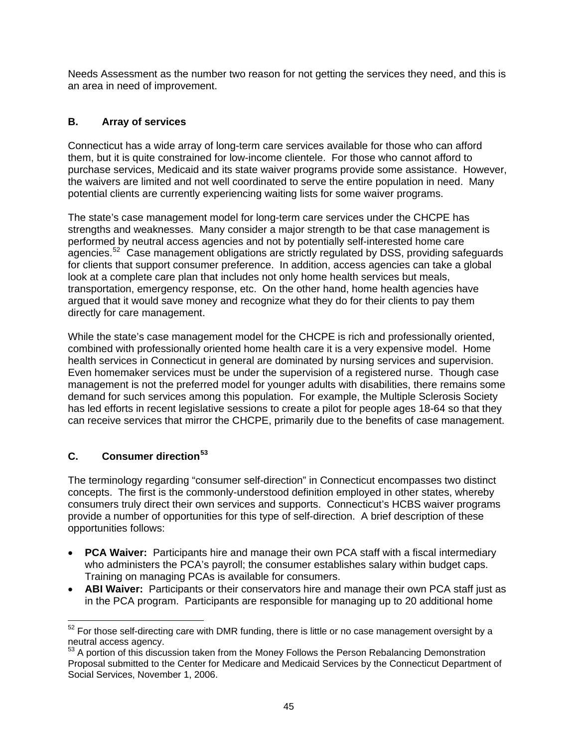Needs Assessment as the number two reason for not getting the services they need, and this is an area in need of improvement.

## B. Array of services

Connecticut has a wide array of long-term care services available for those who can afford them, but it is quite constrained for low-income clientele. For those who cannot afford to purchase services, Medicaid and its state waiver programs provide some assistance. However, the waivers are limited and not well coordinated to serve the entire population in need. Many potential clients are currently experiencing waiting lists for some waiver programs.

The state's case management model for long-term care services under the CHCPE has strengths and weaknesses. Many consider a major strength to be that case management is performed by neutral access agencies and not by potentially self-interested home care agencies.[52] Case management obligations are strictly regulated by DSS, providing safeguards for clients that support consumer preference. In addition, access agencies can take a global look at a complete care plan that includes not only home health services but meals, transportation, emergency response, etc. On the other hand, home health agencies have argued that it would save money and recognize what they do for their clients to pay them directly for care management.

While the state's case management model for the CHCPE is rich and professionally oriented, combined with professionally oriented home health care it is a very expensive model. Home health services in Connecticut in general are dominated by nursing services and supervision. Even homemaker services must be under the supervision of a registered nurse. Though case management is not the preferred model for younger adults with disabilities, there remains some demand for such services among this population. For example, the Multiple Sclerosis Society has led efforts in recent legislative sessions to create a pilot for people ages 18-64 so that they can receive services that mirror the CHCPE, primarily due to the benefits of case management.

## C. Consumer direction[53]

The terminology regarding "consumer self-direction" in Connecticut encompasses two distinct concepts. The first is the commonly-understood definition employed in other states, whereby consumers truly direct their own services and supports. Connecticut's HCBS waiver programs provide a number of opportunities for this type of self-direction. A brief description of these opportunities follows:

- **PCA Waiver:** Participants hire and manage their own PCA staff with a fiscal intermediary who administers the PCA's payroll; the consumer establishes salary within budget caps. Training on managing PCAs is available for consumers.
- **ABI Waiver:** Participants or their conservators hire and manage their own PCA staff just as in the PCA program. Participants are responsible for managing up to 20 additional home

---

[52] For those self-directing care with DMR funding, there is little or no case management oversight by a neutral access agency.

[53] A portion of this discussion taken from the Money Follows the Person Rebalancing Demonstration Proposal submitted to the Center for Medicare and Medicaid Services by the Connecticut Department of Social Services, November 1, 2006.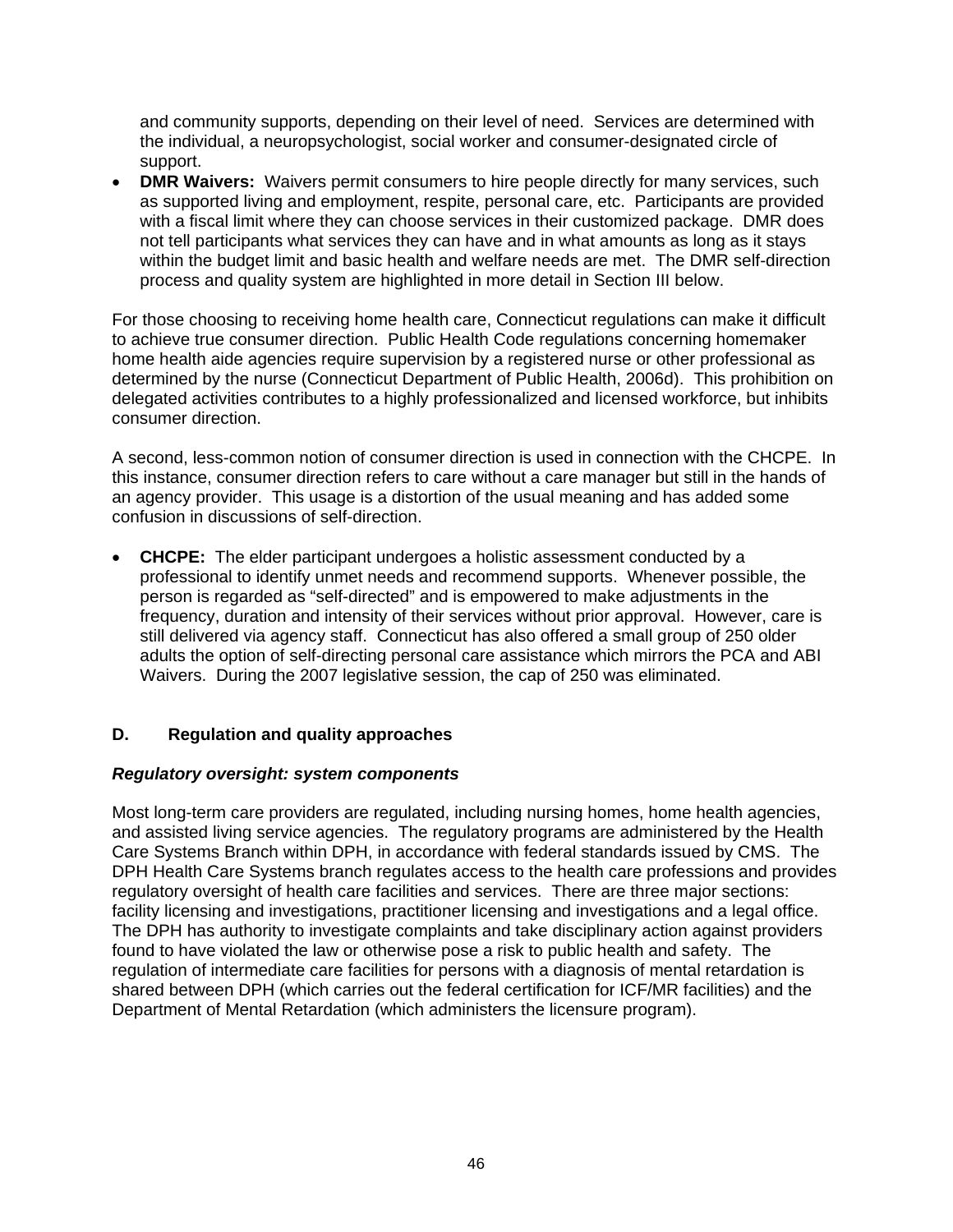and community supports, depending on their level of need. Services are determined with the individual, a neuropsychologist, social worker and consumer-designated circle of support.

- **DMR Waivers:** Waivers permit consumers to hire people directly for many services, such as supported living and employment, respite, personal care, etc. Participants are provided with a fiscal limit where they can choose services in their customized package. DMR does not tell participants what services they can have and in what amounts as long as it stays within the budget limit and basic health and welfare needs are met. The DMR self-direction process and quality system are highlighted in more detail in Section III below.

For those choosing to receiving home health care, Connecticut regulations can make it difficult to achieve true consumer direction. Public Health Code regulations concerning homemaker home health aide agencies require supervision by a registered nurse or other professional as determined by the nurse (Connecticut Department of Public Health, 2006d). This prohibition on delegated activities contributes to a highly professionalized and licensed workforce, but inhibits consumer direction.

A second, less-common notion of consumer direction is used in connection with the CHCPE. In this instance, consumer direction refers to care without a care manager but still in the hands of an agency provider. This usage is a distortion of the usual meaning and has added some confusion in discussions of self-direction.

- **CHCPE:** The elder participant undergoes a holistic assessment conducted by a professional to identify unmet needs and recommend supports. Whenever possible, the person is regarded as "self-directed" and is empowered to make adjustments in the frequency, duration and intensity of their services without prior approval. However, care is still delivered via agency staff. Connecticut has also offered a small group of 250 older adults the option of self-directing personal care assistance which mirrors the PCA and ABI Waivers. During the 2007 legislative session, the cap of 250 was eliminated.

## D. Regulation and quality approaches

### ***Regulatory oversight: system components***

Most long-term care providers are regulated, including nursing homes, home health agencies, and assisted living service agencies. The regulatory programs are administered by the Health Care Systems Branch within DPH, in accordance with federal standards issued by CMS. The DPH Health Care Systems branch regulates access to the health care professions and provides regulatory oversight of health care facilities and services. There are three major sections: facility licensing and investigations, practitioner licensing and investigations and a legal office. The DPH has authority to investigate complaints and take disciplinary action against providers found to have violated the law or otherwise pose a risk to public health and safety. The regulation of intermediate care facilities for persons with a diagnosis of mental retardation is shared between DPH (which carries out the federal certification for ICF/MR facilities) and the Department of Mental Retardation (which administers the licensure program).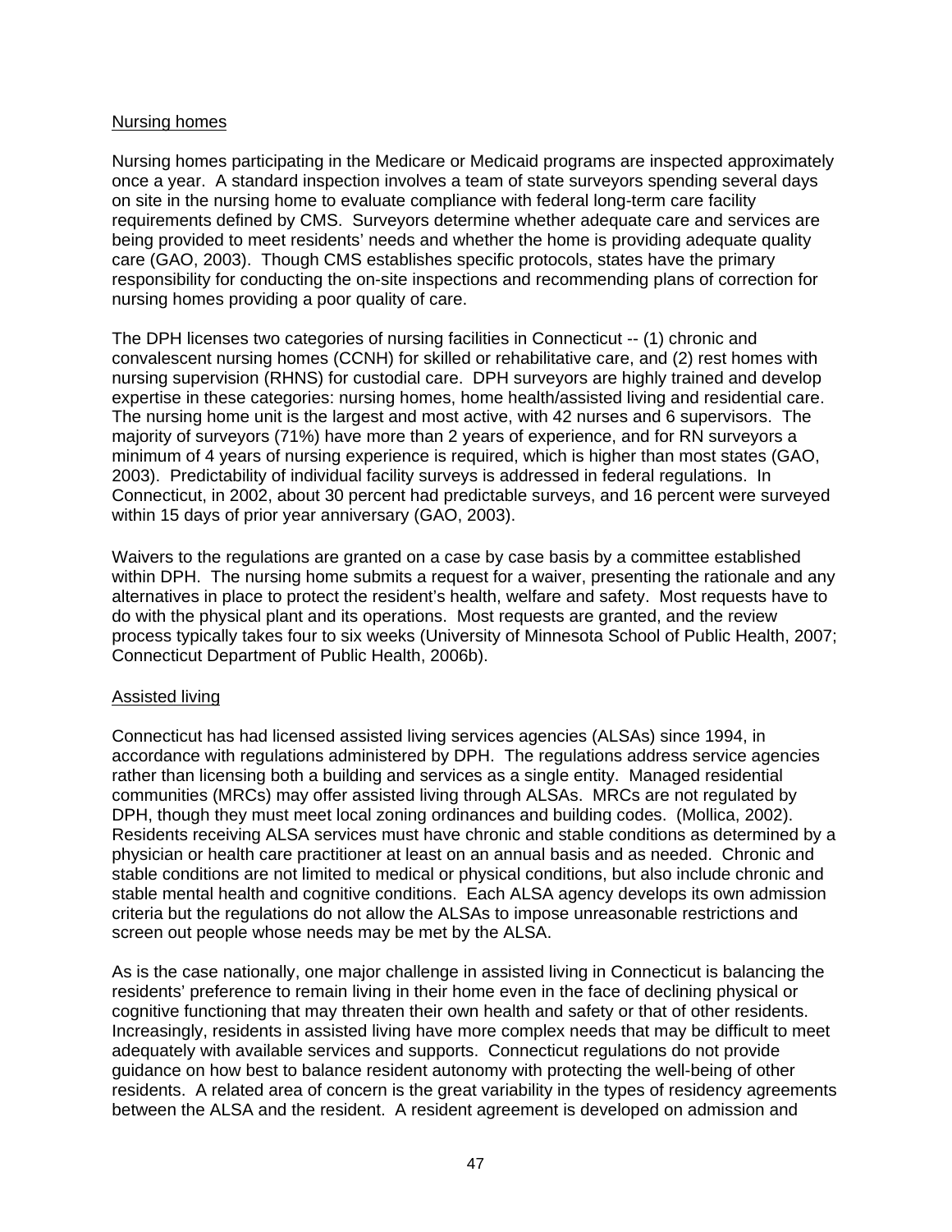Nursing homes

Nursing homes participating in the Medicare or Medicaid programs are inspected approximately once a year. A standard inspection involves a team of state surveyors spending several days on site in the nursing home to evaluate compliance with federal long-term care facility requirements defined by CMS. Surveyors determine whether adequate care and services are being provided to meet residents' needs and whether the home is providing adequate quality care (GAO, 2003). Though CMS establishes specific protocols, states have the primary responsibility for conducting the on-site inspections and recommending plans of correction for nursing homes providing a poor quality of care.

The DPH licenses two categories of nursing facilities in Connecticut -- (1) chronic and convalescent nursing homes (CCNH) for skilled or rehabilitative care, and (2) rest homes with nursing supervision (RHNS) for custodial care. DPH surveyors are highly trained and develop expertise in these categories: nursing homes, home health/assisted living and residential care. The nursing home unit is the largest and most active, with 42 nurses and 6 supervisors. The majority of surveyors (71%) have more than 2 years of experience, and for RN surveyors a minimum of 4 years of nursing experience is required, which is higher than most states (GAO, 2003). Predictability of individual facility surveys is addressed in federal regulations. In Connecticut, in 2002, about 30 percent had predictable surveys, and 16 percent were surveyed within 15 days of prior year anniversary (GAO, 2003).

Waivers to the regulations are granted on a case by case basis by a committee established within DPH. The nursing home submits a request for a waiver, presenting the rationale and any alternatives in place to protect the resident's health, welfare and safety. Most requests have to do with the physical plant and its operations. Most requests are granted, and the review process typically takes four to six weeks (University of Minnesota School of Public Health, 2007; Connecticut Department of Public Health, 2006b).

Assisted living

Connecticut has had licensed assisted living services agencies (ALSAs) since 1994, in accordance with regulations administered by DPH. The regulations address service agencies rather than licensing both a building and services as a single entity. Managed residential communities (MRCs) may offer assisted living through ALSAs. MRCs are not regulated by DPH, though they must meet local zoning ordinances and building codes. (Mollica, 2002). Residents receiving ALSA services must have chronic and stable conditions as determined by a physician or health care practitioner at least on an annual basis and as needed. Chronic and stable conditions are not limited to medical or physical conditions, but also include chronic and stable mental health and cognitive conditions. Each ALSA agency develops its own admission criteria but the regulations do not allow the ALSAs to impose unreasonable restrictions and screen out people whose needs may be met by the ALSA.

As is the case nationally, one major challenge in assisted living in Connecticut is balancing the residents' preference to remain living in their home even in the face of declining physical or cognitive functioning that may threaten their own health and safety or that of other residents. Increasingly, residents in assisted living have more complex needs that may be difficult to meet adequately with available services and supports. Connecticut regulations do not provide guidance on how best to balance resident autonomy with protecting the well-being of other residents. A related area of concern is the great variability in the types of residency agreements between the ALSA and the resident. A resident agreement is developed on admission and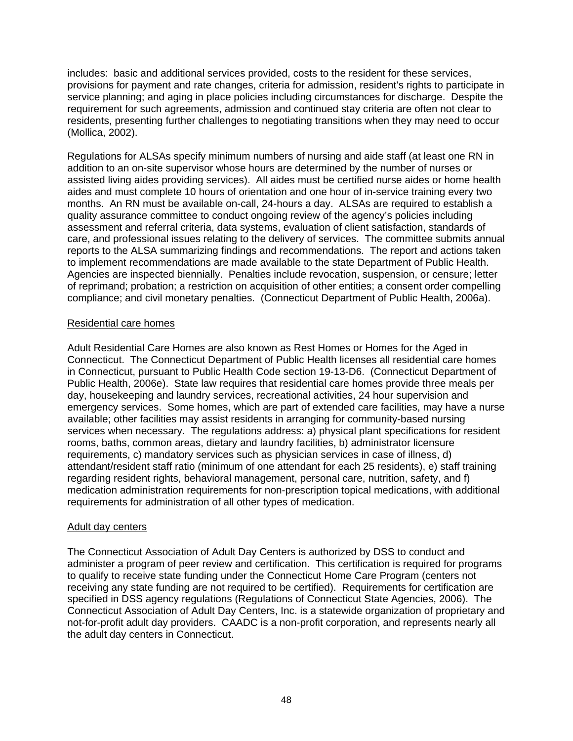includes: basic and additional services provided, costs to the resident for these services, provisions for payment and rate changes, criteria for admission, resident's rights to participate in service planning; and aging in place policies including circumstances for discharge. Despite the requirement for such agreements, admission and continued stay criteria are often not clear to residents, presenting further challenges to negotiating transitions when they may need to occur (Mollica, 2002).

Regulations for ALSAs specify minimum numbers of nursing and aide staff (at least one RN in addition to an on-site supervisor whose hours are determined by the number of nurses or assisted living aides providing services). All aides must be certified nurse aides or home health aides and must complete 10 hours of orientation and one hour of in-service training every two months. An RN must be available on-call, 24-hours a day. ALSAs are required to establish a quality assurance committee to conduct ongoing review of the agency's policies including assessment and referral criteria, data systems, evaluation of client satisfaction, standards of care, and professional issues relating to the delivery of services. The committee submits annual reports to the ALSA summarizing findings and recommendations. The report and actions taken to implement recommendations are made available to the state Department of Public Health. Agencies are inspected biennially. Penalties include revocation, suspension, or censure; letter of reprimand; probation; a restriction on acquisition of other entities; a consent order compelling compliance; and civil monetary penalties. (Connecticut Department of Public Health, 2006a).

### Residential care homes

Adult Residential Care Homes are also known as Rest Homes or Homes for the Aged in Connecticut. The Connecticut Department of Public Health licenses all residential care homes in Connecticut, pursuant to Public Health Code section 19-13-D6. (Connecticut Department of Public Health, 2006e). State law requires that residential care homes provide three meals per day, housekeeping and laundry services, recreational activities, 24 hour supervision and emergency services. Some homes, which are part of extended care facilities, may have a nurse available; other facilities may assist residents in arranging for community-based nursing services when necessary. The regulations address: a) physical plant specifications for resident rooms, baths, common areas, dietary and laundry facilities, b) administrator licensure requirements, c) mandatory services such as physician services in case of illness, d) attendant/resident staff ratio (minimum of one attendant for each 25 residents), e) staff training regarding resident rights, behavioral management, personal care, nutrition, safety, and f) medication administration requirements for non-prescription topical medications, with additional requirements for administration of all other types of medication.

### Adult day centers

The Connecticut Association of Adult Day Centers is authorized by DSS to conduct and administer a program of peer review and certification. This certification is required for programs to qualify to receive state funding under the Connecticut Home Care Program (centers not receiving any state funding are not required to be certified). Requirements for certification are specified in DSS agency regulations (Regulations of Connecticut State Agencies, 2006). The Connecticut Association of Adult Day Centers, Inc. is a statewide organization of proprietary and not-for-profit adult day providers. CAADC is a non-profit corporation, and represents nearly all the adult day centers in Connecticut.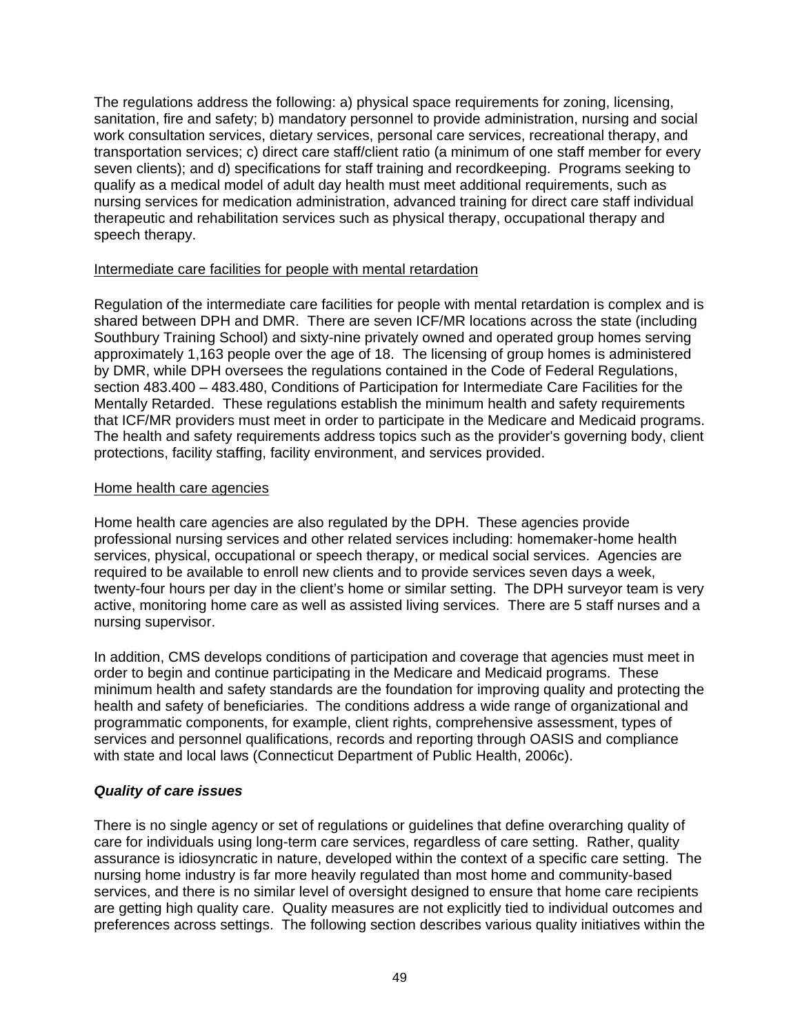The regulations address the following: a) physical space requirements for zoning, licensing, sanitation, fire and safety; b) mandatory personnel to provide administration, nursing and social work consultation services, dietary services, personal care services, recreational therapy, and transportation services; c) direct care staff/client ratio (a minimum of one staff member for every seven clients); and d) specifications for staff training and recordkeeping. Programs seeking to qualify as a medical model of adult day health must meet additional requirements, such as nursing services for medication administration, advanced training for direct care staff individual therapeutic and rehabilitation services such as physical therapy, occupational therapy and speech therapy.

<u>Intermediate care facilities for people with mental retardation</u>

Regulation of the intermediate care facilities for people with mental retardation is complex and is shared between DPH and DMR. There are seven ICF/MR locations across the state (including Southbury Training School) and sixty-nine privately owned and operated group homes serving approximately 1,163 people over the age of 18. The licensing of group homes is administered by DMR, while DPH oversees the regulations contained in the Code of Federal Regulations, section 483.400 – 483.480, Conditions of Participation for Intermediate Care Facilities for the Mentally Retarded. These regulations establish the minimum health and safety requirements that ICF/MR providers must meet in order to participate in the Medicare and Medicaid programs. The health and safety requirements address topics such as the provider's governing body, client protections, facility staffing, facility environment, and services provided.

<u>Home health care agencies</u>

Home health care agencies are also regulated by the DPH. These agencies provide professional nursing services and other related services including: homemaker-home health services, physical, occupational or speech therapy, or medical social services. Agencies are required to be available to enroll new clients and to provide services seven days a week, twenty-four hours per day in the client's home or similar setting. The DPH surveyor team is very active, monitoring home care as well as assisted living services. There are 5 staff nurses and a nursing supervisor.

In addition, CMS develops conditions of participation and coverage that agencies must meet in order to begin and continue participating in the Medicare and Medicaid programs. These minimum health and safety standards are the foundation for improving quality and protecting the health and safety of beneficiaries. The conditions address a wide range of organizational and programmatic components, for example, client rights, comprehensive assessment, types of services and personnel qualifications, records and reporting through OASIS and compliance with state and local laws (Connecticut Department of Public Health, 2006c).

### *Quality of care issues*

There is no single agency or set of regulations or guidelines that define overarching quality of care for individuals using long-term care services, regardless of care setting. Rather, quality assurance is idiosyncratic in nature, developed within the context of a specific care setting. The nursing home industry is far more heavily regulated than most home and community-based services, and there is no similar level of oversight designed to ensure that home care recipients are getting high quality care. Quality measures are not explicitly tied to individual outcomes and preferences across settings. The following section describes various quality initiatives within the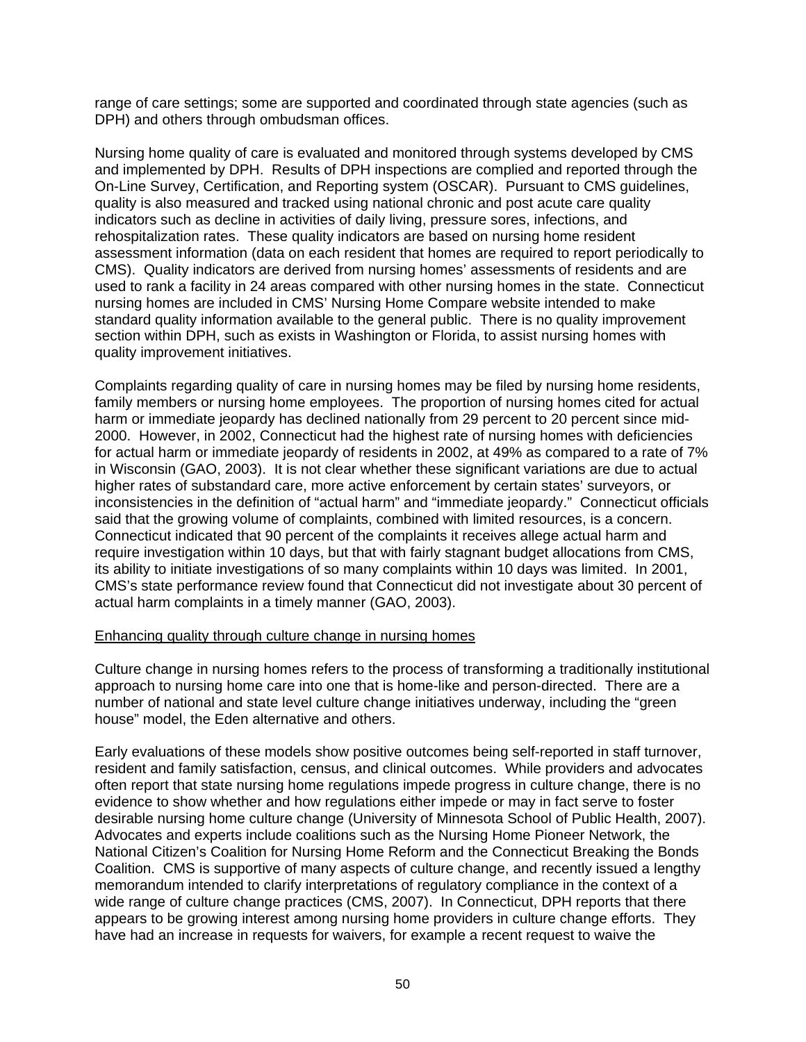range of care settings; some are supported and coordinated through state agencies (such as DPH) and others through ombudsman offices.

Nursing home quality of care is evaluated and monitored through systems developed by CMS and implemented by DPH. Results of DPH inspections are complied and reported through the On-Line Survey, Certification, and Reporting system (OSCAR). Pursuant to CMS guidelines, quality is also measured and tracked using national chronic and post acute care quality indicators such as decline in activities of daily living, pressure sores, infections, and rehospitalization rates. These quality indicators are based on nursing home resident assessment information (data on each resident that homes are required to report periodically to CMS). Quality indicators are derived from nursing homes' assessments of residents and are used to rank a facility in 24 areas compared with other nursing homes in the state. Connecticut nursing homes are included in CMS' Nursing Home Compare website intended to make standard quality information available to the general public. There is no quality improvement section within DPH, such as exists in Washington or Florida, to assist nursing homes with quality improvement initiatives.

Complaints regarding quality of care in nursing homes may be filed by nursing home residents, family members or nursing home employees. The proportion of nursing homes cited for actual harm or immediate jeopardy has declined nationally from 29 percent to 20 percent since mid-2000. However, in 2002, Connecticut had the highest rate of nursing homes with deficiencies for actual harm or immediate jeopardy of residents in 2002, at 49% as compared to a rate of 7% in Wisconsin (GAO, 2003). It is not clear whether these significant variations are due to actual higher rates of substandard care, more active enforcement by certain states' surveyors, or inconsistencies in the definition of "actual harm" and "immediate jeopardy." Connecticut officials said that the growing volume of complaints, combined with limited resources, is a concern. Connecticut indicated that 90 percent of the complaints it receives allege actual harm and require investigation within 10 days, but that with fairly stagnant budget allocations from CMS, its ability to initiate investigations of so many complaints within 10 days was limited. In 2001, CMS's state performance review found that Connecticut did not investigate about 30 percent of actual harm complaints in a timely manner (GAO, 2003).

<u>Enhancing quality through culture change in nursing homes</u>

Culture change in nursing homes refers to the process of transforming a traditionally institutional approach to nursing home care into one that is home-like and person-directed. There are a number of national and state level culture change initiatives underway, including the "green house" model, the Eden alternative and others.

Early evaluations of these models show positive outcomes being self-reported in staff turnover, resident and family satisfaction, census, and clinical outcomes. While providers and advocates often report that state nursing home regulations impede progress in culture change, there is no evidence to show whether and how regulations either impede or may in fact serve to foster desirable nursing home culture change (University of Minnesota School of Public Health, 2007). Advocates and experts include coalitions such as the Nursing Home Pioneer Network, the National Citizen's Coalition for Nursing Home Reform and the Connecticut Breaking the Bonds Coalition. CMS is supportive of many aspects of culture change, and recently issued a lengthy memorandum intended to clarify interpretations of regulatory compliance in the context of a wide range of culture change practices (CMS, 2007). In Connecticut, DPH reports that there appears to be growing interest among nursing home providers in culture change efforts. They have had an increase in requests for waivers, for example a recent request to waive the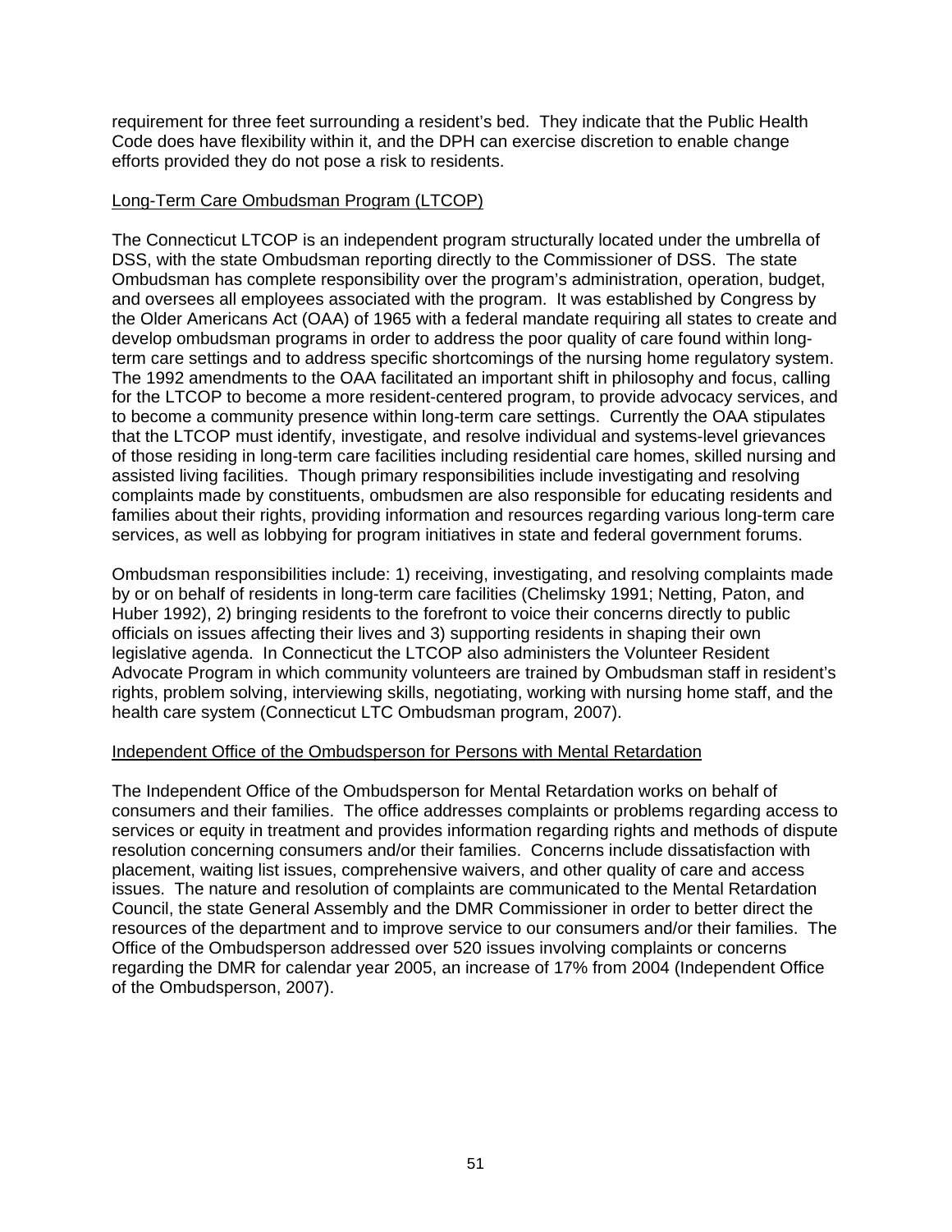requirement for three feet surrounding a resident's bed. They indicate that the Public Health Code does have flexibility within it, and the DPH can exercise discretion to enable change efforts provided they do not pose a risk to residents.

Long-Term Care Ombudsman Program (LTCOP)

The Connecticut LTCOP is an independent program structurally located under the umbrella of DSS, with the state Ombudsman reporting directly to the Commissioner of DSS. The state Ombudsman has complete responsibility over the program's administration, operation, budget, and oversees all employees associated with the program. It was established by Congress by the Older Americans Act (OAA) of 1965 with a federal mandate requiring all states to create and develop ombudsman programs in order to address the poor quality of care found within long-term care settings and to address specific shortcomings of the nursing home regulatory system. The 1992 amendments to the OAA facilitated an important shift in philosophy and focus, calling for the LTCOP to become a more resident-centered program, to provide advocacy services, and to become a community presence within long-term care settings. Currently the OAA stipulates that the LTCOP must identify, investigate, and resolve individual and systems-level grievances of those residing in long-term care facilities including residential care homes, skilled nursing and assisted living facilities. Though primary responsibilities include investigating and resolving complaints made by constituents, ombudsmen are also responsible for educating residents and families about their rights, providing information and resources regarding various long-term care services, as well as lobbying for program initiatives in state and federal government forums.

Ombudsman responsibilities include: 1) receiving, investigating, and resolving complaints made by or on behalf of residents in long-term care facilities (Chelimsky 1991; Netting, Paton, and Huber 1992), 2) bringing residents to the forefront to voice their concerns directly to public officials on issues affecting their lives and 3) supporting residents in shaping their own legislative agenda. In Connecticut the LTCOP also administers the Volunteer Resident Advocate Program in which community volunteers are trained by Ombudsman staff in resident's rights, problem solving, interviewing skills, negotiating, working with nursing home staff, and the health care system (Connecticut LTC Ombudsman program, 2007).

Independent Office of the Ombudsperson for Persons with Mental Retardation

The Independent Office of the Ombudsperson for Mental Retardation works on behalf of consumers and their families. The office addresses complaints or problems regarding access to services or equity in treatment and provides information regarding rights and methods of dispute resolution concerning consumers and/or their families. Concerns include dissatisfaction with placement, waiting list issues, comprehensive waivers, and other quality of care and access issues. The nature and resolution of complaints are communicated to the Mental Retardation Council, the state General Assembly and the DMR Commissioner in order to better direct the resources of the department and to improve service to our consumers and/or their families. The Office of the Ombudsperson addressed over 520 issues involving complaints or concerns regarding the DMR for calendar year 2005, an increase of 17% from 2004 (Independent Office of the Ombudsperson, 2007).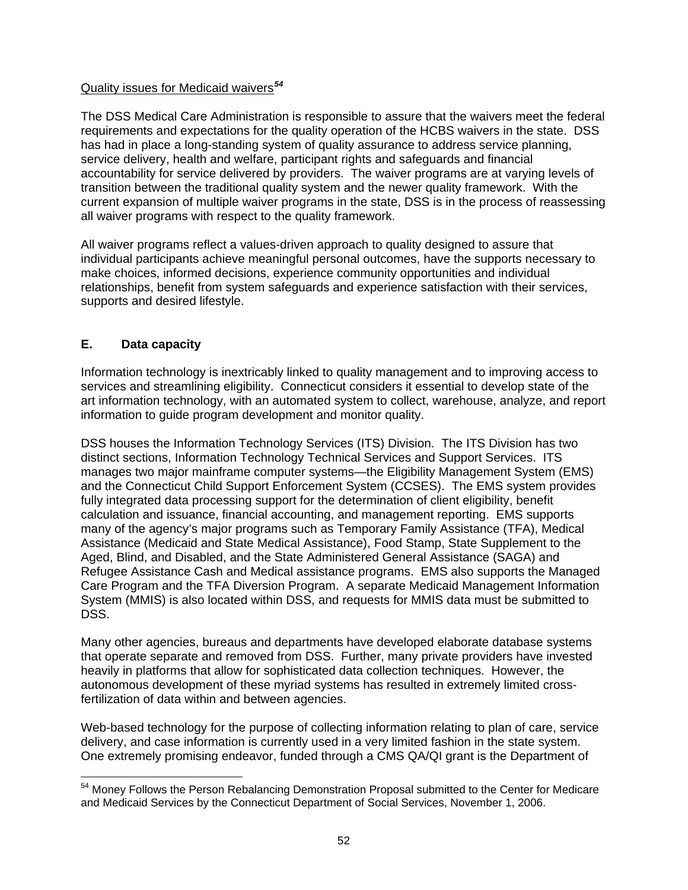Quality issues for Medicaid waivers[54]

The DSS Medical Care Administration is responsible to assure that the waivers meet the federal requirements and expectations for the quality operation of the HCBS waivers in the state. DSS has had in place a long-standing system of quality assurance to address service planning, service delivery, health and welfare, participant rights and safeguards and financial accountability for service delivered by providers. The waiver programs are at varying levels of transition between the traditional quality system and the newer quality framework. With the current expansion of multiple waiver programs in the state, DSS is in the process of reassessing all waiver programs with respect to the quality framework.

All waiver programs reflect a values-driven approach to quality designed to assure that individual participants achieve meaningful personal outcomes, have the supports necessary to make choices, informed decisions, experience community opportunities and individual relationships, benefit from system safeguards and experience satisfaction with their services, supports and desired lifestyle.

## E. Data capacity

Information technology is inextricably linked to quality management and to improving access to services and streamlining eligibility. Connecticut considers it essential to develop state of the art information technology, with an automated system to collect, warehouse, analyze, and report information to guide program development and monitor quality.

DSS houses the Information Technology Services (ITS) Division. The ITS Division has two distinct sections, Information Technology Technical Services and Support Services. ITS manages two major mainframe computer systems—the Eligibility Management System (EMS) and the Connecticut Child Support Enforcement System (CCSES). The EMS system provides fully integrated data processing support for the determination of client eligibility, benefit calculation and issuance, financial accounting, and management reporting. EMS supports many of the agency's major programs such as Temporary Family Assistance (TFA), Medical Assistance (Medicaid and State Medical Assistance), Food Stamp, State Supplement to the Aged, Blind, and Disabled, and the State Administered General Assistance (SAGA) and Refugee Assistance Cash and Medical assistance programs. EMS also supports the Managed Care Program and the TFA Diversion Program. A separate Medicaid Management Information System (MMIS) is also located within DSS, and requests for MMIS data must be submitted to DSS.

Many other agencies, bureaus and departments have developed elaborate database systems that operate separate and removed from DSS. Further, many private providers have invested heavily in platforms that allow for sophisticated data collection techniques. However, the autonomous development of these myriad systems has resulted in extremely limited cross-fertilization of data within and between agencies.

Web-based technology for the purpose of collecting information relating to plan of care, service delivery, and case information is currently used in a very limited fashion in the state system. One extremely promising endeavor, funded through a CMS QA/QI grant is the Department of

---

[54] Money Follows the Person Rebalancing Demonstration Proposal submitted to the Center for Medicare and Medicaid Services by the Connecticut Department of Social Services, November 1, 2006.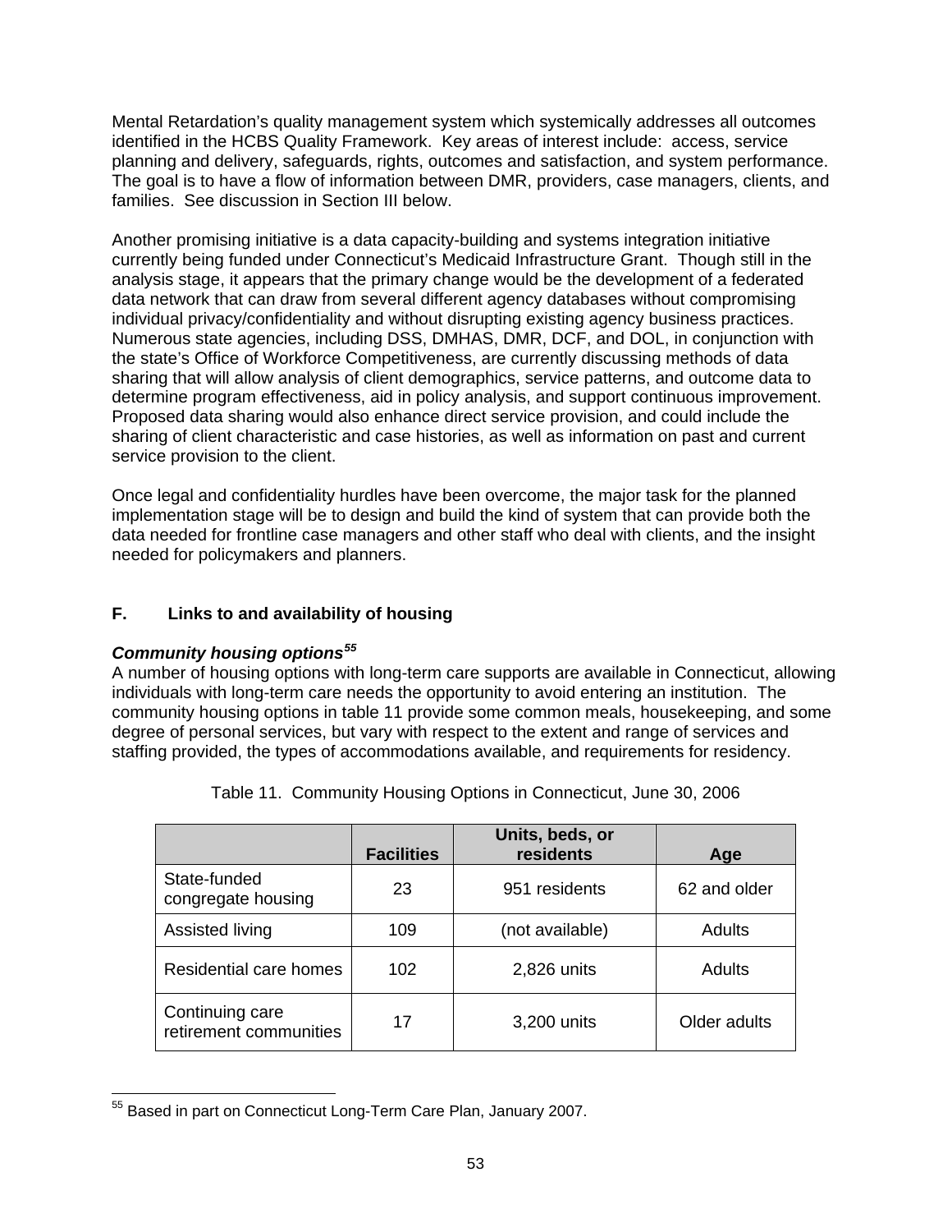Mental Retardation's quality management system which systemically addresses all outcomes identified in the HCBS Quality Framework. Key areas of interest include: access, service planning and delivery, safeguards, rights, outcomes and satisfaction, and system performance. The goal is to have a flow of information between DMR, providers, case managers, clients, and families. See discussion in Section III below.

Another promising initiative is a data capacity-building and systems integration initiative currently being funded under Connecticut's Medicaid Infrastructure Grant. Though still in the analysis stage, it appears that the primary change would be the development of a federated data network that can draw from several different agency databases without compromising individual privacy/confidentiality and without disrupting existing agency business practices. Numerous state agencies, including DSS, DMHAS, DMR, DCF, and DOL, in conjunction with the state's Office of Workforce Competitiveness, are currently discussing methods of data sharing that will allow analysis of client demographics, service patterns, and outcome data to determine program effectiveness, aid in policy analysis, and support continuous improvement. Proposed data sharing would also enhance direct service provision, and could include the sharing of client characteristic and case histories, as well as information on past and current service provision to the client.

Once legal and confidentiality hurdles have been overcome, the major task for the planned implementation stage will be to design and build the kind of system that can provide both the data needed for frontline case managers and other staff who deal with clients, and the insight needed for policymakers and planners.

## F. Links to and availability of housing

***Community housing options[55]***

A number of housing options with long-term care supports are available in Connecticut, allowing individuals with long-term care needs the opportunity to avoid entering an institution. The community housing options in table 11 provide some common meals, housekeeping, and some degree of personal services, but vary with respect to the extent and range of services and staffing provided, the types of accommodations available, and requirements for residency.

Table 11. Community Housing Options in Connecticut, June 30, 2006

| | Facilities | Units, beds, or residents | Age |
|---|---|---|---|
| State-funded congregate housing | 23 | 951 residents | 62 and older |
| Assisted living | 109 | (not available) | Adults |
| Residential care homes | 102 | 2,826 units | Adults |
| Continuing care retirement communities | 17 | 3,200 units | Older adults |

[55] Based in part on Connecticut Long-Term Care Plan, January 2007.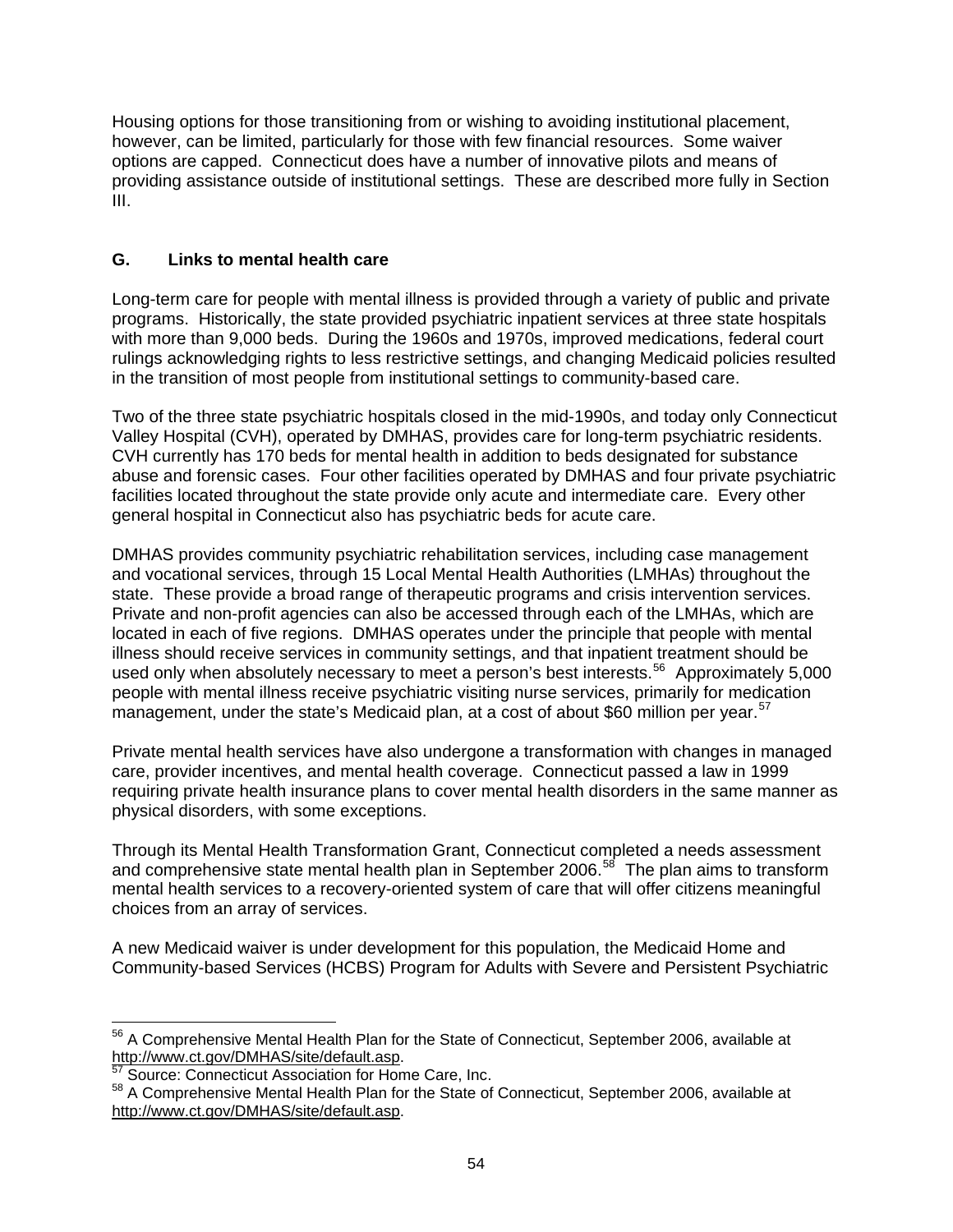Housing options for those transitioning from or wishing to avoiding institutional placement, however, can be limited, particularly for those with few financial resources. Some waiver options are capped. Connecticut does have a number of innovative pilots and means of providing assistance outside of institutional settings. These are described more fully in Section III.

## G. Links to mental health care

Long-term care for people with mental illness is provided through a variety of public and private programs. Historically, the state provided psychiatric inpatient services at three state hospitals with more than 9,000 beds. During the 1960s and 1970s, improved medications, federal court rulings acknowledging rights to less restrictive settings, and changing Medicaid policies resulted in the transition of most people from institutional settings to community-based care.

Two of the three state psychiatric hospitals closed in the mid-1990s, and today only Connecticut Valley Hospital (CVH), operated by DMHAS, provides care for long-term psychiatric residents. CVH currently has 170 beds for mental health in addition to beds designated for substance abuse and forensic cases. Four other facilities operated by DMHAS and four private psychiatric facilities located throughout the state provide only acute and intermediate care. Every other general hospital in Connecticut also has psychiatric beds for acute care.

DMHAS provides community psychiatric rehabilitation services, including case management and vocational services, through 15 Local Mental Health Authorities (LMHAs) throughout the state. These provide a broad range of therapeutic programs and crisis intervention services. Private and non-profit agencies can also be accessed through each of the LMHAs, which are located in each of five regions. DMHAS operates under the principle that people with mental illness should receive services in community settings, and that inpatient treatment should be used only when absolutely necessary to meet a person's best interests.[56] Approximately 5,000 people with mental illness receive psychiatric visiting nurse services, primarily for medication management, under the state's Medicaid plan, at a cost of about $60 million per year.[57]

Private mental health services have also undergone a transformation with changes in managed care, provider incentives, and mental health coverage. Connecticut passed a law in 1999 requiring private health insurance plans to cover mental health disorders in the same manner as physical disorders, with some exceptions.

Through its Mental Health Transformation Grant, Connecticut completed a needs assessment and comprehensive state mental health plan in September 2006.[58] The plan aims to transform mental health services to a recovery-oriented system of care that will offer citizens meaningful choices from an array of services.

A new Medicaid waiver is under development for this population, the Medicaid Home and Community-based Services (HCBS) Program for Adults with Severe and Persistent Psychiatric

---

[56] A Comprehensive Mental Health Plan for the State of Connecticut, September 2006, available at http://www.ct.gov/DMHAS/site/default.asp.

[57] Source: Connecticut Association for Home Care, Inc.

[58] A Comprehensive Mental Health Plan for the State of Connecticut, September 2006, available at http://www.ct.gov/DMHAS/site/default.asp.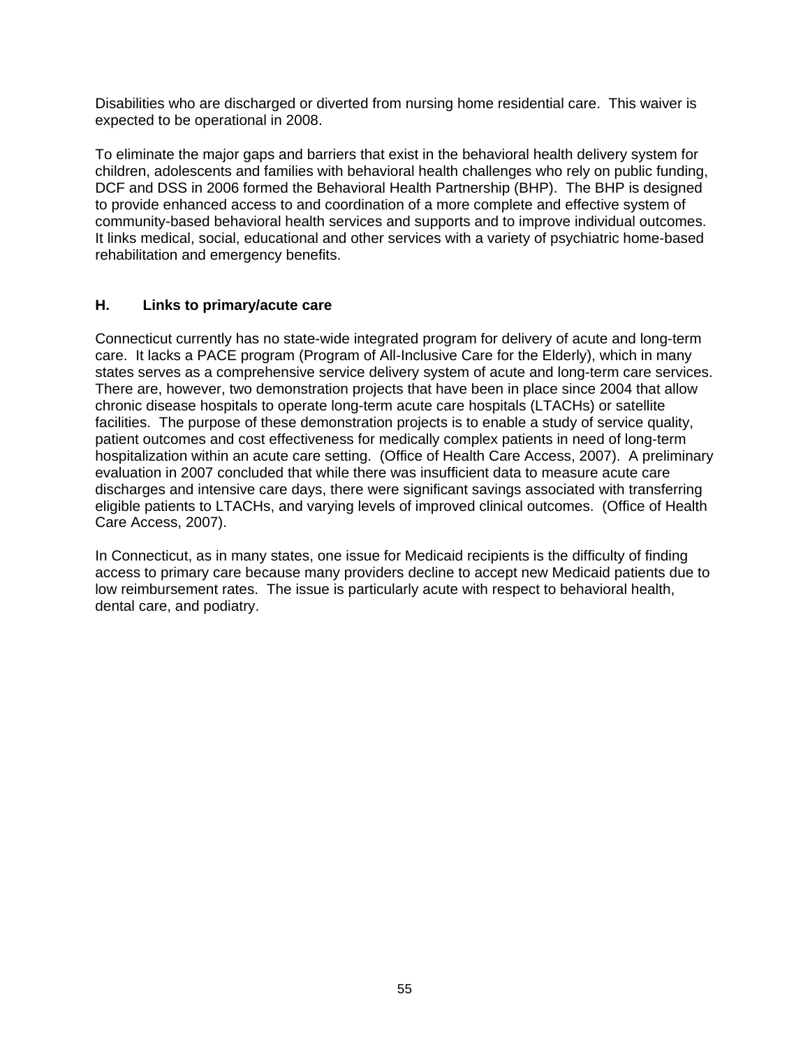Disabilities who are discharged or diverted from nursing home residential care. This waiver is expected to be operational in 2008.

To eliminate the major gaps and barriers that exist in the behavioral health delivery system for children, adolescents and families with behavioral health challenges who rely on public funding, DCF and DSS in 2006 formed the Behavioral Health Partnership (BHP). The BHP is designed to provide enhanced access to and coordination of a more complete and effective system of community-based behavioral health services and supports and to improve individual outcomes. It links medical, social, educational and other services with a variety of psychiatric home-based rehabilitation and emergency benefits.

### H. Links to primary/acute care

Connecticut currently has no state-wide integrated program for delivery of acute and long-term care. It lacks a PACE program (Program of All-Inclusive Care for the Elderly), which in many states serves as a comprehensive service delivery system of acute and long-term care services. There are, however, two demonstration projects that have been in place since 2004 that allow chronic disease hospitals to operate long-term acute care hospitals (LTACHs) or satellite facilities. The purpose of these demonstration projects is to enable a study of service quality, patient outcomes and cost effectiveness for medically complex patients in need of long-term hospitalization within an acute care setting. (Office of Health Care Access, 2007). A preliminary evaluation in 2007 concluded that while there was insufficient data to measure acute care discharges and intensive care days, there were significant savings associated with transferring eligible patients to LTACHs, and varying levels of improved clinical outcomes. (Office of Health Care Access, 2007).

In Connecticut, as in many states, one issue for Medicaid recipients is the difficulty of finding access to primary care because many providers decline to accept new Medicaid patients due to low reimbursement rates. The issue is particularly acute with respect to behavioral health, dental care, and podiatry.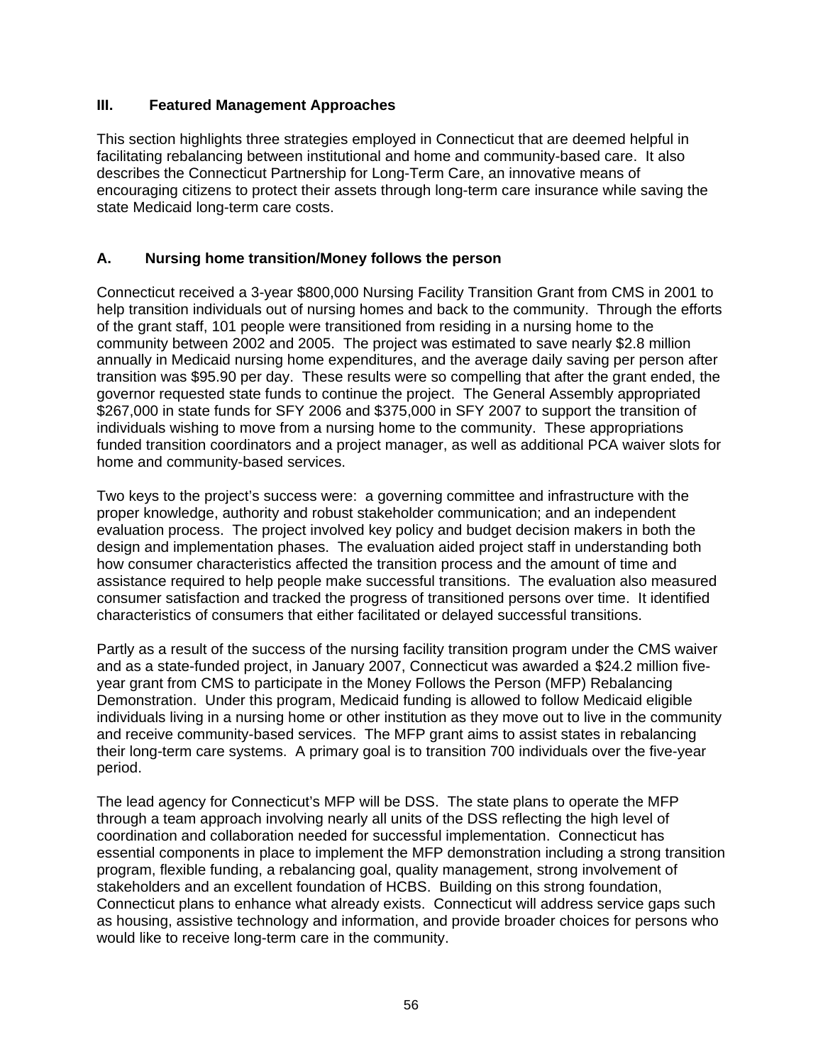## III. Featured Management Approaches

This section highlights three strategies employed in Connecticut that are deemed helpful in facilitating rebalancing between institutional and home and community-based care. It also describes the Connecticut Partnership for Long-Term Care, an innovative means of encouraging citizens to protect their assets through long-term care insurance while saving the state Medicaid long-term care costs.

### A. Nursing home transition/Money follows the person

Connecticut received a 3-year $800,000 Nursing Facility Transition Grant from CMS in 2001 to help transition individuals out of nursing homes and back to the community. Through the efforts of the grant staff, 101 people were transitioned from residing in a nursing home to the community between 2002 and 2005. The project was estimated to save nearly $2.8 million annually in Medicaid nursing home expenditures, and the average daily saving per person after transition was $95.90 per day. These results were so compelling that after the grant ended, the governor requested state funds to continue the project. The General Assembly appropriated $267,000 in state funds for SFY 2006 and $375,000 in SFY 2007 to support the transition of individuals wishing to move from a nursing home to the community. These appropriations funded transition coordinators and a project manager, as well as additional PCA waiver slots for home and community-based services.

Two keys to the project's success were: a governing committee and infrastructure with the proper knowledge, authority and robust stakeholder communication; and an independent evaluation process. The project involved key policy and budget decision makers in both the design and implementation phases. The evaluation aided project staff in understanding both how consumer characteristics affected the transition process and the amount of time and assistance required to help people make successful transitions. The evaluation also measured consumer satisfaction and tracked the progress of transitioned persons over time. It identified characteristics of consumers that either facilitated or delayed successful transitions.

Partly as a result of the success of the nursing facility transition program under the CMS waiver and as a state-funded project, in January 2007, Connecticut was awarded a $24.2 million five-year grant from CMS to participate in the Money Follows the Person (MFP) Rebalancing Demonstration. Under this program, Medicaid funding is allowed to follow Medicaid eligible individuals living in a nursing home or other institution as they move out to live in the community and receive community-based services. The MFP grant aims to assist states in rebalancing their long-term care systems. A primary goal is to transition 700 individuals over the five-year period.

The lead agency for Connecticut's MFP will be DSS. The state plans to operate the MFP through a team approach involving nearly all units of the DSS reflecting the high level of coordination and collaboration needed for successful implementation. Connecticut has essential components in place to implement the MFP demonstration including a strong transition program, flexible funding, a rebalancing goal, quality management, strong involvement of stakeholders and an excellent foundation of HCBS. Building on this strong foundation, Connecticut plans to enhance what already exists. Connecticut will address service gaps such as housing, assistive technology and information, and provide broader choices for persons who would like to receive long-term care in the community.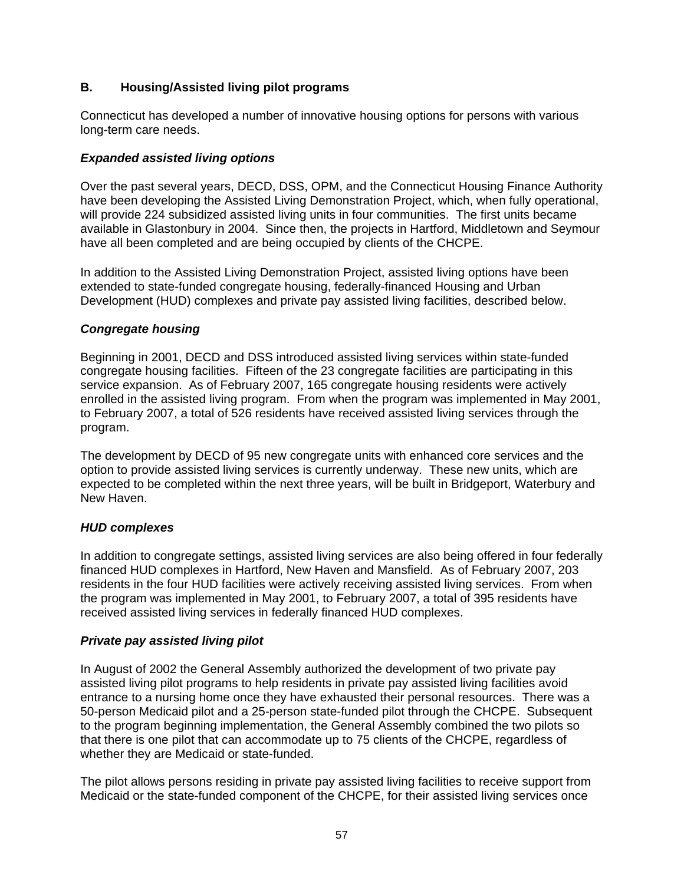## B. Housing/Assisted living pilot programs

Connecticut has developed a number of innovative housing options for persons with various long-term care needs.

### *Expanded assisted living options*

Over the past several years, DECD, DSS, OPM, and the Connecticut Housing Finance Authority have been developing the Assisted Living Demonstration Project, which, when fully operational, will provide 224 subsidized assisted living units in four communities. The first units became available in Glastonbury in 2004. Since then, the projects in Hartford, Middletown and Seymour have all been completed and are being occupied by clients of the CHCPE.

In addition to the Assisted Living Demonstration Project, assisted living options have been extended to state-funded congregate housing, federally-financed Housing and Urban Development (HUD) complexes and private pay assisted living facilities, described below.

### *Congregate housing*

Beginning in 2001, DECD and DSS introduced assisted living services within state-funded congregate housing facilities. Fifteen of the 23 congregate facilities are participating in this service expansion. As of February 2007, 165 congregate housing residents were actively enrolled in the assisted living program. From when the program was implemented in May 2001, to February 2007, a total of 526 residents have received assisted living services through the program.

The development by DECD of 95 new congregate units with enhanced core services and the option to provide assisted living services is currently underway. These new units, which are expected to be completed within the next three years, will be built in Bridgeport, Waterbury and New Haven.

### *HUD complexes*

In addition to congregate settings, assisted living services are also being offered in four federally financed HUD complexes in Hartford, New Haven and Mansfield. As of February 2007, 203 residents in the four HUD facilities were actively receiving assisted living services. From when the program was implemented in May 2001, to February 2007, a total of 395 residents have received assisted living services in federally financed HUD complexes.

### *Private pay assisted living pilot*

In August of 2002 the General Assembly authorized the development of two private pay assisted living pilot programs to help residents in private pay assisted living facilities avoid entrance to a nursing home once they have exhausted their personal resources. There was a 50-person Medicaid pilot and a 25-person state-funded pilot through the CHCPE. Subsequent to the program beginning implementation, the General Assembly combined the two pilots so that there is one pilot that can accommodate up to 75 clients of the CHCPE, regardless of whether they are Medicaid or state-funded.

The pilot allows persons residing in private pay assisted living facilities to receive support from Medicaid or the state-funded component of the CHCPE, for their assisted living services once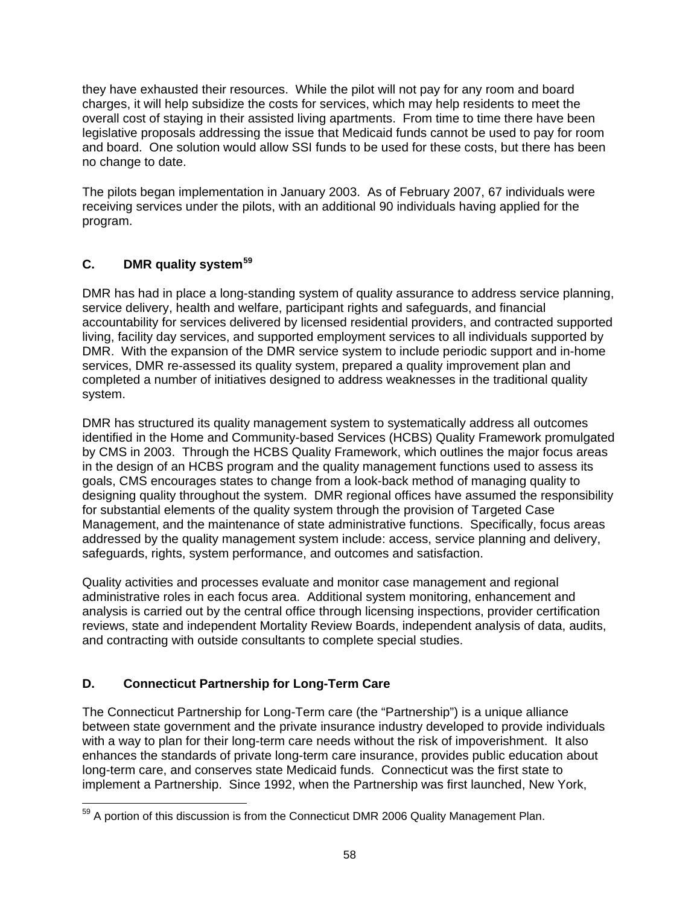they have exhausted their resources. While the pilot will not pay for any room and board charges, it will help subsidize the costs for services, which may help residents to meet the overall cost of staying in their assisted living apartments. From time to time there have been legislative proposals addressing the issue that Medicaid funds cannot be used to pay for room and board. One solution would allow SSI funds to be used for these costs, but there has been no change to date.

The pilots began implementation in January 2003. As of February 2007, 67 individuals were receiving services under the pilots, with an additional 90 individuals having applied for the program.

## C. DMR quality system[59]

DMR has had in place a long-standing system of quality assurance to address service planning, service delivery, health and welfare, participant rights and safeguards, and financial accountability for services delivered by licensed residential providers, and contracted supported living, facility day services, and supported employment services to all individuals supported by DMR. With the expansion of the DMR service system to include periodic support and in-home services, DMR re-assessed its quality system, prepared a quality improvement plan and completed a number of initiatives designed to address weaknesses in the traditional quality system.

DMR has structured its quality management system to systematically address all outcomes identified in the Home and Community-based Services (HCBS) Quality Framework promulgated by CMS in 2003. Through the HCBS Quality Framework, which outlines the major focus areas in the design of an HCBS program and the quality management functions used to assess its goals, CMS encourages states to change from a look-back method of managing quality to designing quality throughout the system. DMR regional offices have assumed the responsibility for substantial elements of the quality system through the provision of Targeted Case Management, and the maintenance of state administrative functions. Specifically, focus areas addressed by the quality management system include: access, service planning and delivery, safeguards, rights, system performance, and outcomes and satisfaction.

Quality activities and processes evaluate and monitor case management and regional administrative roles in each focus area. Additional system monitoring, enhancement and analysis is carried out by the central office through licensing inspections, provider certification reviews, state and independent Mortality Review Boards, independent analysis of data, audits, and contracting with outside consultants to complete special studies.

## D. Connecticut Partnership for Long-Term Care

The Connecticut Partnership for Long-Term care (the "Partnership") is a unique alliance between state government and the private insurance industry developed to provide individuals with a way to plan for their long-term care needs without the risk of impoverishment. It also enhances the standards of private long-term care insurance, provides public education about long-term care, and conserves state Medicaid funds. Connecticut was the first state to implement a Partnership. Since 1992, when the Partnership was first launched, New York,

---

[59] A portion of this discussion is from the Connecticut DMR 2006 Quality Management Plan.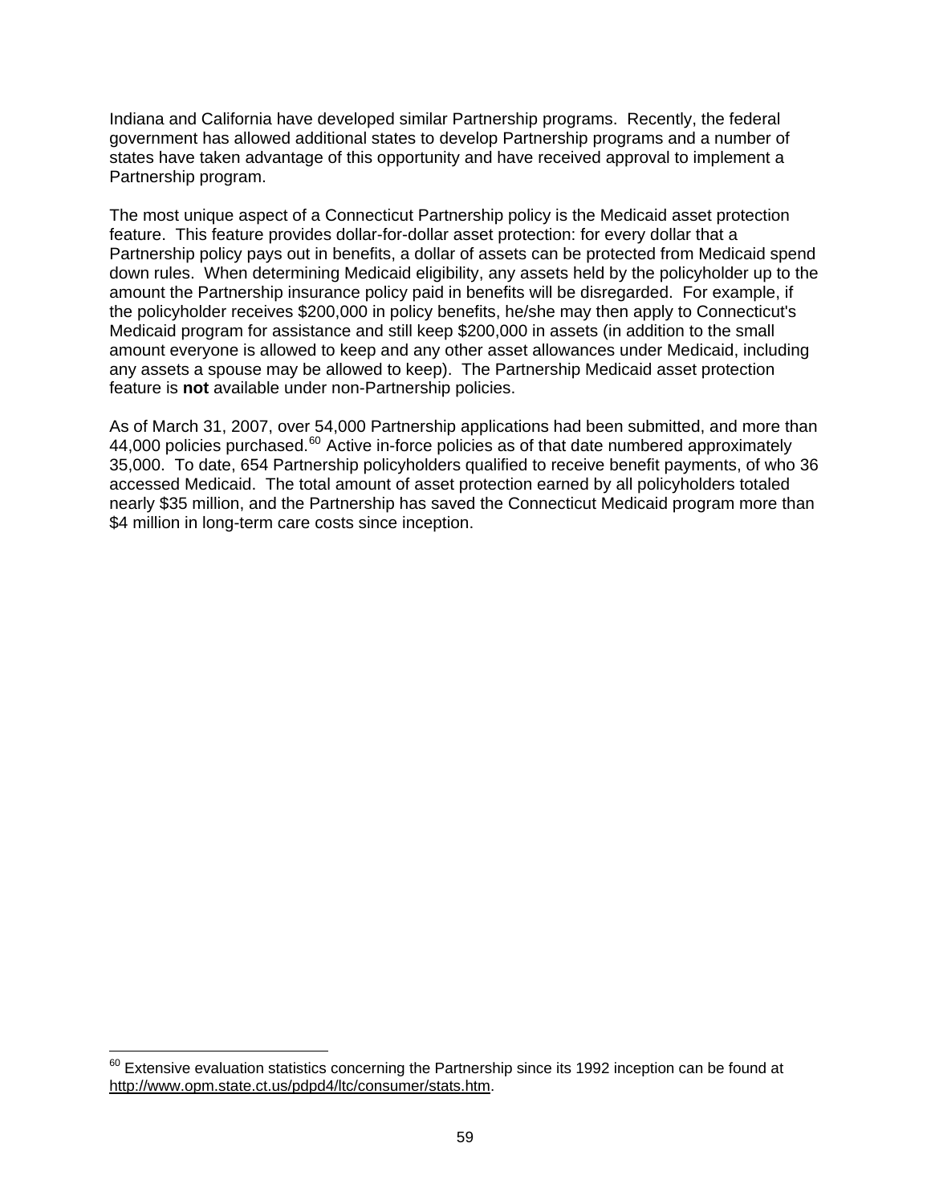Indiana and California have developed similar Partnership programs. Recently, the federal government has allowed additional states to develop Partnership programs and a number of states have taken advantage of this opportunity and have received approval to implement a Partnership program.

The most unique aspect of a Connecticut Partnership policy is the Medicaid asset protection feature. This feature provides dollar-for-dollar asset protection: for every dollar that a Partnership policy pays out in benefits, a dollar of assets can be protected from Medicaid spend down rules. When determining Medicaid eligibility, any assets held by the policyholder up to the amount the Partnership insurance policy paid in benefits will be disregarded. For example, if the policyholder receives $200,000 in policy benefits, he/she may then apply to Connecticut's Medicaid program for assistance and still keep $200,000 in assets (in addition to the small amount everyone is allowed to keep and any other asset allowances under Medicaid, including any assets a spouse may be allowed to keep). The Partnership Medicaid asset protection feature is **not** available under non-Partnership policies.

As of March 31, 2007, over 54,000 Partnership applications had been submitted, and more than 44,000 policies purchased.[60] Active in-force policies as of that date numbered approximately 35,000. To date, 654 Partnership policyholders qualified to receive benefit payments, of who 36 accessed Medicaid. The total amount of asset protection earned by all policyholders totaled nearly $35 million, and the Partnership has saved the Connecticut Medicaid program more than $4 million in long-term care costs since inception.

---

[60] Extensive evaluation statistics concerning the Partnership since its 1992 inception can be found at http://www.opm.state.ct.us/pdpd4/ltc/consumer/stats.htm.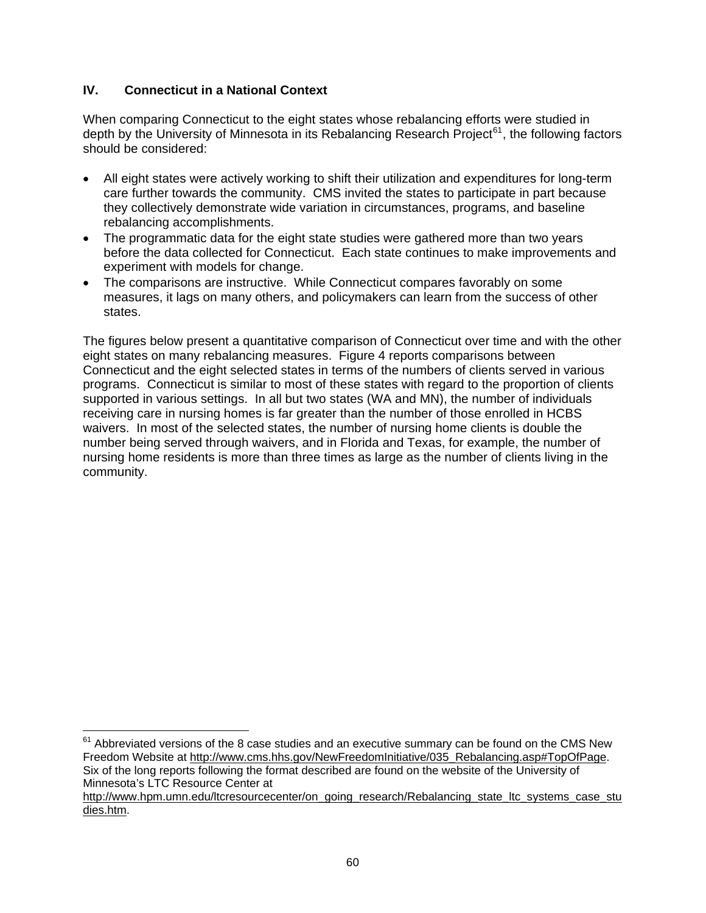## IV. Connecticut in a National Context

When comparing Connecticut to the eight states whose rebalancing efforts were studied in depth by the University of Minnesota in its Rebalancing Research Project[61], the following factors should be considered:

- All eight states were actively working to shift their utilization and expenditures for long-term care further towards the community. CMS invited the states to participate in part because they collectively demonstrate wide variation in circumstances, programs, and baseline rebalancing accomplishments.
- The programmatic data for the eight state studies were gathered more than two years before the data collected for Connecticut. Each state continues to make improvements and experiment with models for change.
- The comparisons are instructive. While Connecticut compares favorably on some measures, it lags on many others, and policymakers can learn from the success of other states.

The figures below present a quantitative comparison of Connecticut over time and with the other eight states on many rebalancing measures. Figure 4 reports comparisons between Connecticut and the eight selected states in terms of the numbers of clients served in various programs. Connecticut is similar to most of these states with regard to the proportion of clients supported in various settings. In all but two states (WA and MN), the number of individuals receiving care in nursing homes is far greater than the number of those enrolled in HCBS waivers. In most of the selected states, the number of nursing home clients is double the number being served through waivers, and in Florida and Texas, for example, the number of nursing home residents is more than three times as large as the number of clients living in the community.

---

[61] Abbreviated versions of the 8 case studies and an executive summary can be found on the CMS New Freedom Website at http://www.cms.hhs.gov/NewFreedomInitiative/035_Rebalancing.asp#TopOfPage. Six of the long reports following the format described are found on the website of the University of Minnesota's LTC Resource Center at http://www.hpm.umn.edu/ltcresourcecenter/on_going_research/Rebalancing_state_ltc_systems_case_studies.htm.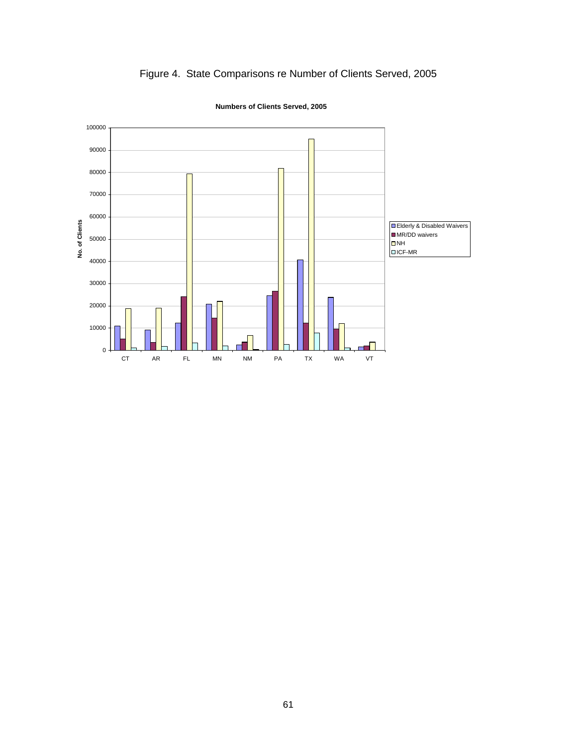Figure 4. State Comparisons re Number of Clients Served, 2005

**Numbers of Clients Served, 2005**

| State | Elderly & Disabled Waivers | MR/DD waivers | NH | ICF-MR |
|---|---|---|---|---|
| CT | ~11000 | ~5000 | ~18700 | ~1200 |
| AR | ~9200 | ~3600 | ~19000 | ~1800 |
| FL | ~12300 | ~24000 | ~79300 | ~3400 |
| MN | ~20800 | ~14500 | ~22000 | ~2000 |
| NM | ~2500 | ~3700 | ~6700 | ~400 |
| PA | ~24500 | ~26500 | ~81800 | ~2600 |
| TX | ~40700 | ~12300 | ~95000 | ~7800 |
| WA | ~23800 | ~9700 | ~12000 | ~1200 |
| VT | ~1600 | ~2000 | ~3700 | ~0 |

*Values estimated from bar chart; y-axis: No. of Clients (0–100000).*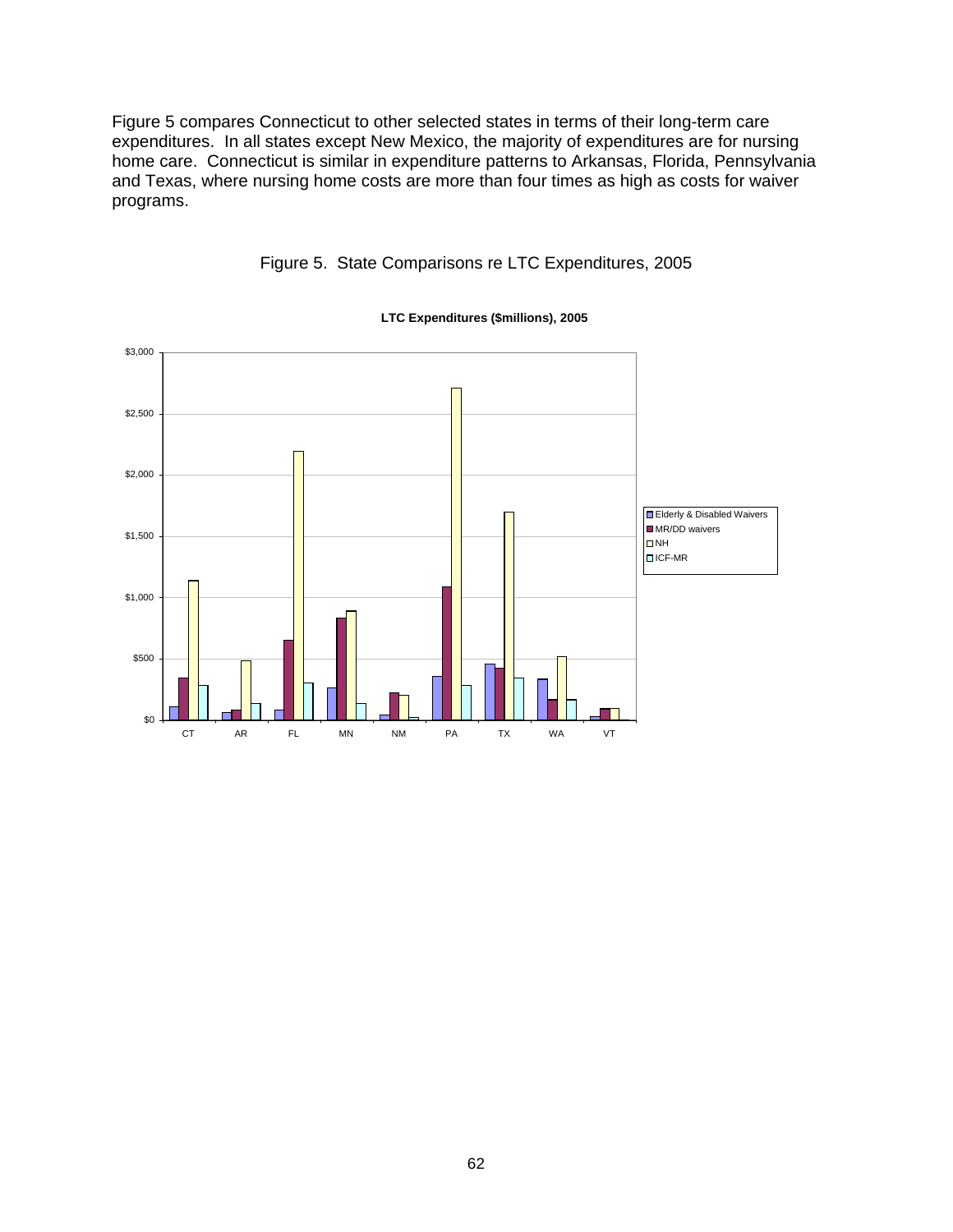Figure 5 compares Connecticut to other selected states in terms of their long-term care expenditures. In all states except New Mexico, the majority of expenditures are for nursing home care. Connecticut is similar in expenditure patterns to Arkansas, Florida, Pennsylvania and Texas, where nursing home costs are more than four times as high as costs for waiver programs.

Figure 5. State Comparisons re LTC Expenditures, 2005

**LTC Expenditures ($millions), 2005**

Legend: Elderly & Disabled Waivers; MR/DD waivers; NH; ICF-MR

States: CT, AR, FL, MN, NM, PA, TX, WA, VT

Y-axis: $0, $500, $1,000, $1,500, $2,000, $2,500, $3,000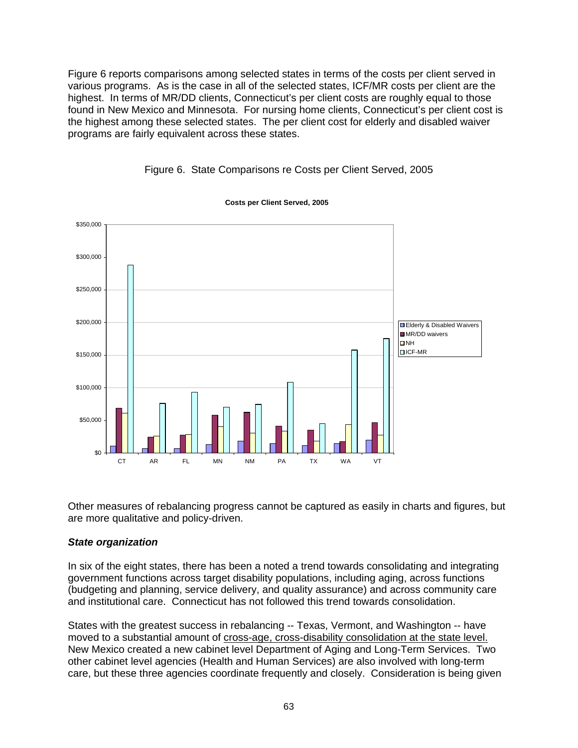Figure 6 reports comparisons among selected states in terms of the costs per client served in various programs. As is the case in all of the selected states, ICF/MR costs per client are the highest. In terms of MR/DD clients, Connecticut's per client costs are roughly equal to those found in New Mexico and Minnesota. For nursing home clients, Connecticut's per client cost is the highest among these selected states. The per client cost for elderly and disabled waiver programs are fairly equivalent across these states.

Figure 6. State Comparisons re Costs per Client Served, 2005

Other measures of rebalancing progress cannot be captured as easily in charts and figures, but are more qualitative and policy-driven.

### *State organization*

In six of the eight states, there has been a noted a trend towards consolidating and integrating government functions across target disability populations, including aging, across functions (budgeting and planning, service delivery, and quality assurance) and across community care and institutional care. Connecticut has not followed this trend towards consolidation.

States with the greatest success in rebalancing -- Texas, Vermont, and Washington -- have moved to a substantial amount of cross-age, cross-disability consolidation at the state level. New Mexico created a new cabinet level Department of Aging and Long-Term Services. Two other cabinet level agencies (Health and Human Services) are also involved with long-term care, but these three agencies coordinate frequently and closely. Consideration is being given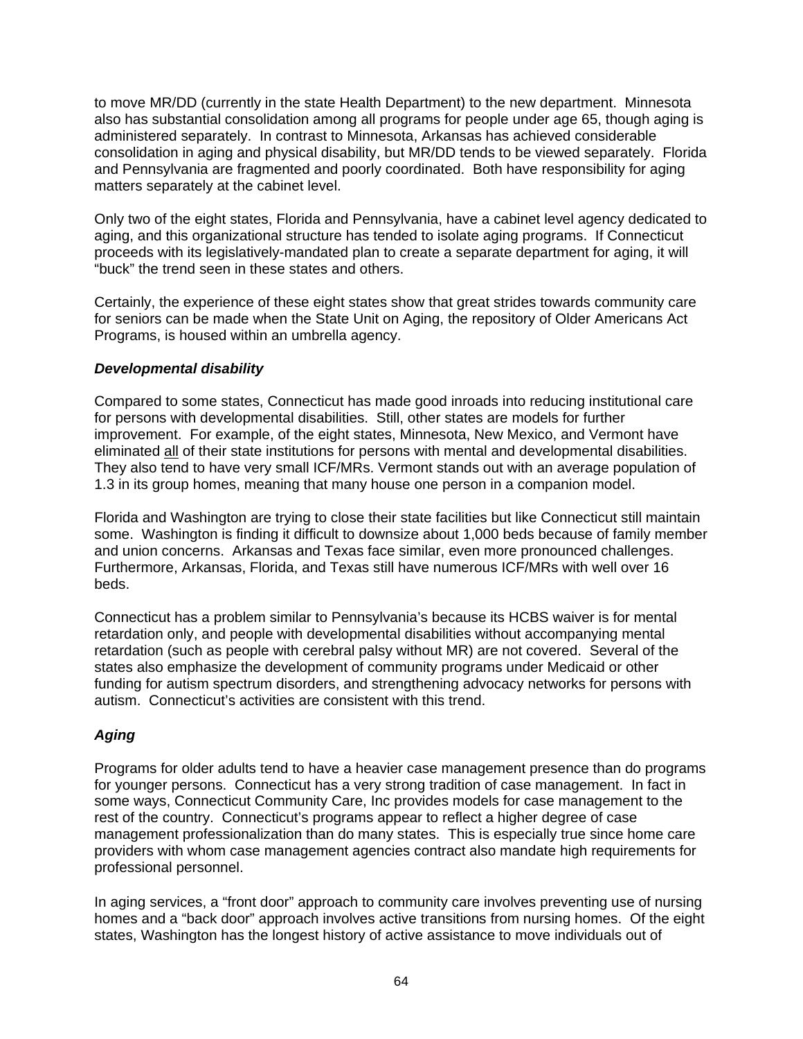to move MR/DD (currently in the state Health Department) to the new department. Minnesota also has substantial consolidation among all programs for people under age 65, though aging is administered separately. In contrast to Minnesota, Arkansas has achieved considerable consolidation in aging and physical disability, but MR/DD tends to be viewed separately. Florida and Pennsylvania are fragmented and poorly coordinated. Both have responsibility for aging matters separately at the cabinet level.

Only two of the eight states, Florida and Pennsylvania, have a cabinet level agency dedicated to aging, and this organizational structure has tended to isolate aging programs. If Connecticut proceeds with its legislatively-mandated plan to create a separate department for aging, it will "buck" the trend seen in these states and others.

Certainly, the experience of these eight states show that great strides towards community care for seniors can be made when the State Unit on Aging, the repository of Older Americans Act Programs, is housed within an umbrella agency.

***Developmental disability***

Compared to some states, Connecticut has made good inroads into reducing institutional care for persons with developmental disabilities. Still, other states are models for further improvement. For example, of the eight states, Minnesota, New Mexico, and Vermont have eliminated <u>all</u> of their state institutions for persons with mental and developmental disabilities. They also tend to have very small ICF/MRs. Vermont stands out with an average population of 1.3 in its group homes, meaning that many house one person in a companion model.

Florida and Washington are trying to close their state facilities but like Connecticut still maintain some. Washington is finding it difficult to downsize about 1,000 beds because of family member and union concerns. Arkansas and Texas face similar, even more pronounced challenges. Furthermore, Arkansas, Florida, and Texas still have numerous ICF/MRs with well over 16 beds.

Connecticut has a problem similar to Pennsylvania's because its HCBS waiver is for mental retardation only, and people with developmental disabilities without accompanying mental retardation (such as people with cerebral palsy without MR) are not covered. Several of the states also emphasize the development of community programs under Medicaid or other funding for autism spectrum disorders, and strengthening advocacy networks for persons with autism. Connecticut's activities are consistent with this trend.

***Aging***

Programs for older adults tend to have a heavier case management presence than do programs for younger persons. Connecticut has a very strong tradition of case management. In fact in some ways, Connecticut Community Care, Inc provides models for case management to the rest of the country. Connecticut's programs appear to reflect a higher degree of case management professionalization than do many states. This is especially true since home care providers with whom case management agencies contract also mandate high requirements for professional personnel.

In aging services, a "front door" approach to community care involves preventing use of nursing homes and a "back door" approach involves active transitions from nursing homes. Of the eight states, Washington has the longest history of active assistance to move individuals out of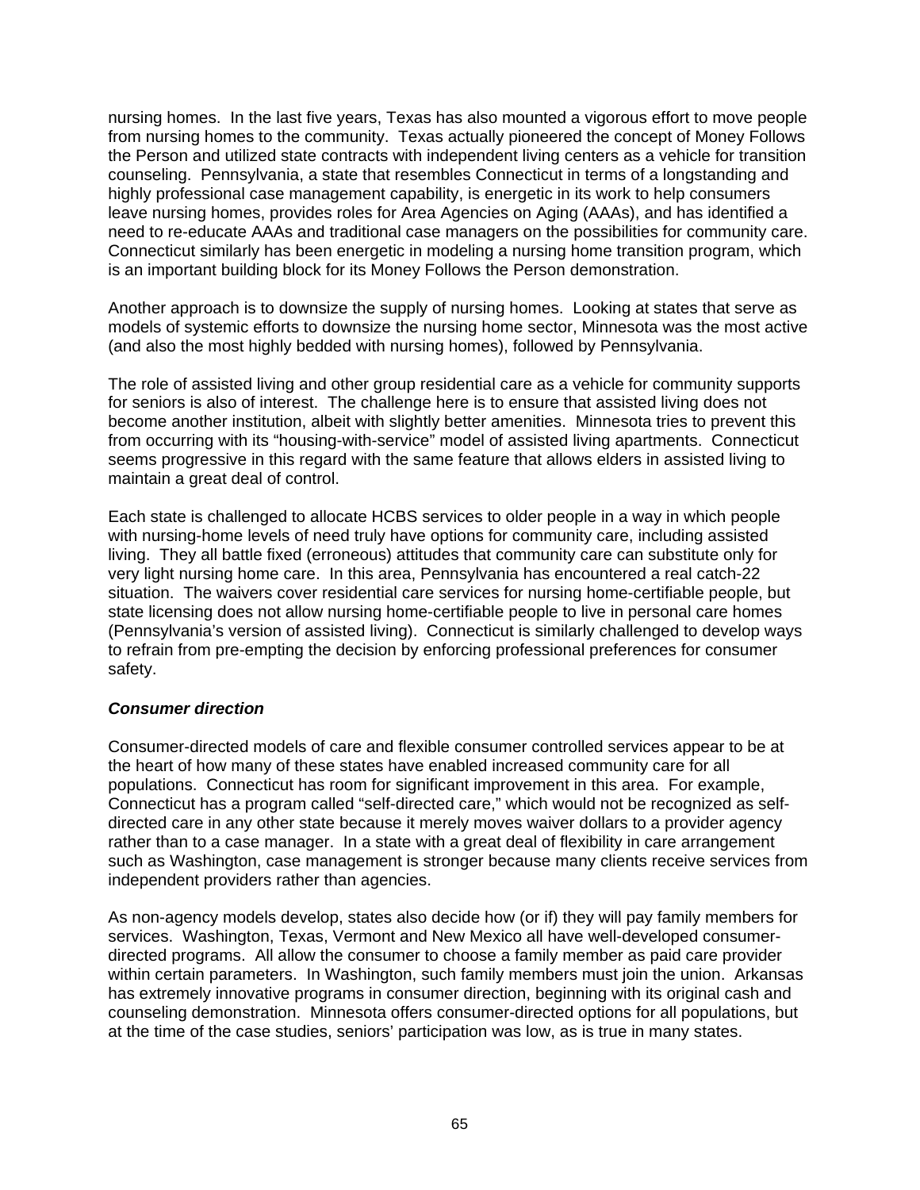nursing homes. In the last five years, Texas has also mounted a vigorous effort to move people from nursing homes to the community. Texas actually pioneered the concept of Money Follows the Person and utilized state contracts with independent living centers as a vehicle for transition counseling. Pennsylvania, a state that resembles Connecticut in terms of a longstanding and highly professional case management capability, is energetic in its work to help consumers leave nursing homes, provides roles for Area Agencies on Aging (AAAs), and has identified a need to re-educate AAAs and traditional case managers on the possibilities for community care. Connecticut similarly has been energetic in modeling a nursing home transition program, which is an important building block for its Money Follows the Person demonstration.

Another approach is to downsize the supply of nursing homes. Looking at states that serve as models of systemic efforts to downsize the nursing home sector, Minnesota was the most active (and also the most highly bedded with nursing homes), followed by Pennsylvania.

The role of assisted living and other group residential care as a vehicle for community supports for seniors is also of interest. The challenge here is to ensure that assisted living does not become another institution, albeit with slightly better amenities. Minnesota tries to prevent this from occurring with its "housing-with-service" model of assisted living apartments. Connecticut seems progressive in this regard with the same feature that allows elders in assisted living to maintain a great deal of control.

Each state is challenged to allocate HCBS services to older people in a way in which people with nursing-home levels of need truly have options for community care, including assisted living. They all battle fixed (erroneous) attitudes that community care can substitute only for very light nursing home care. In this area, Pennsylvania has encountered a real catch-22 situation. The waivers cover residential care services for nursing home-certifiable people, but state licensing does not allow nursing home-certifiable people to live in personal care homes (Pennsylvania's version of assisted living). Connecticut is similarly challenged to develop ways to refrain from pre-empting the decision by enforcing professional preferences for consumer safety.

***Consumer direction***

Consumer-directed models of care and flexible consumer controlled services appear to be at the heart of how many of these states have enabled increased community care for all populations. Connecticut has room for significant improvement in this area. For example, Connecticut has a program called "self-directed care," which would not be recognized as self-directed care in any other state because it merely moves waiver dollars to a provider agency rather than to a case manager. In a state with a great deal of flexibility in care arrangement such as Washington, case management is stronger because many clients receive services from independent providers rather than agencies.

As non-agency models develop, states also decide how (or if) they will pay family members for services. Washington, Texas, Vermont and New Mexico all have well-developed consumer-directed programs. All allow the consumer to choose a family member as paid care provider within certain parameters. In Washington, such family members must join the union. Arkansas has extremely innovative programs in consumer direction, beginning with its original cash and counseling demonstration. Minnesota offers consumer-directed options for all populations, but at the time of the case studies, seniors' participation was low, as is true in many states.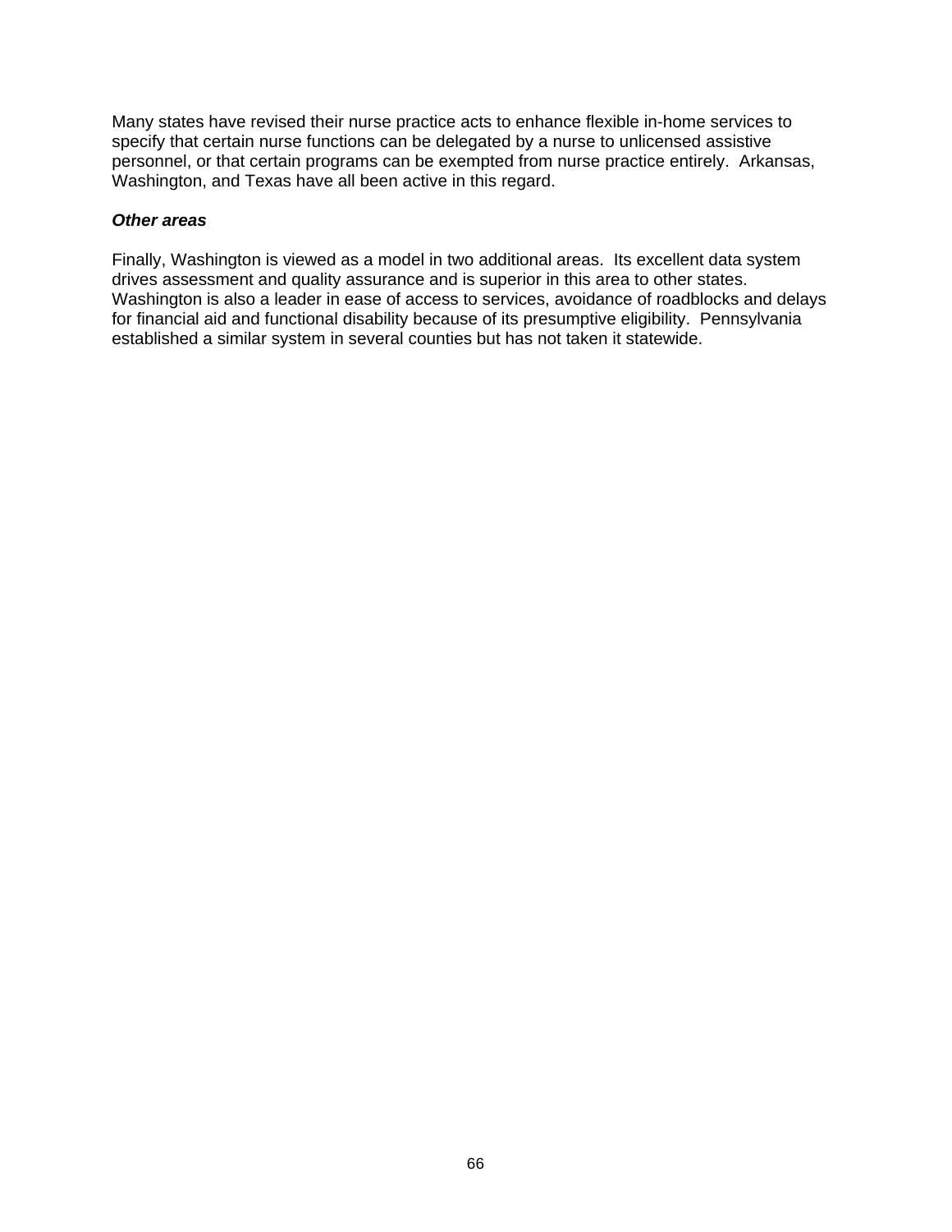Many states have revised their nurse practice acts to enhance flexible in-home services to specify that certain nurse functions can be delegated by a nurse to unlicensed assistive personnel, or that certain programs can be exempted from nurse practice entirely. Arkansas, Washington, and Texas have all been active in this regard.

***Other areas***

Finally, Washington is viewed as a model in two additional areas. Its excellent data system drives assessment and quality assurance and is superior in this area to other states. Washington is also a leader in ease of access to services, avoidance of roadblocks and delays for financial aid and functional disability because of its presumptive eligibility. Pennsylvania established a similar system in several counties but has not taken it statewide.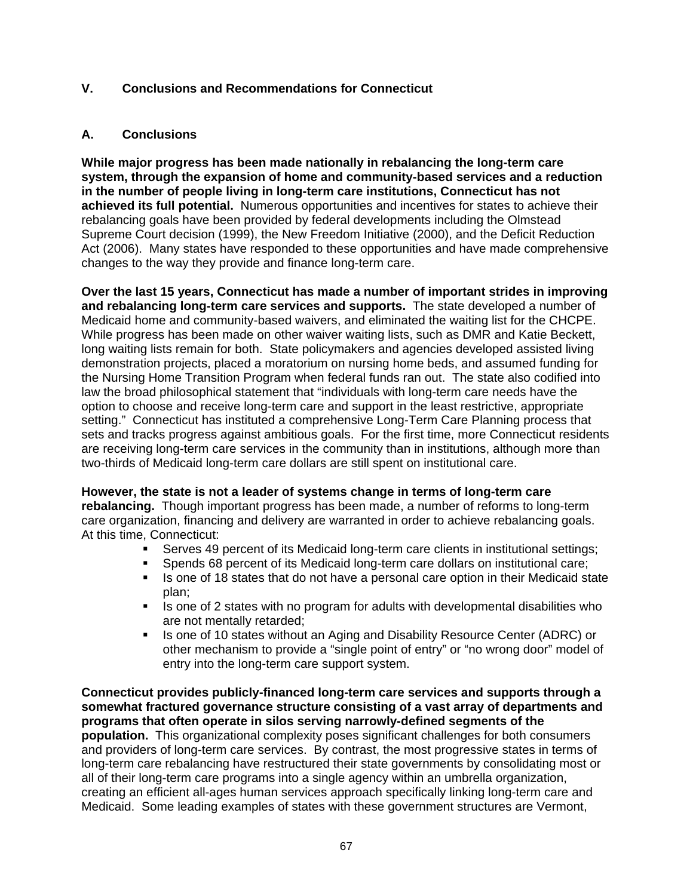## V. Conclusions and Recommendations for Connecticut

### A. Conclusions

**While major progress has been made nationally in rebalancing the long-term care system, through the expansion of home and community-based services and a reduction in the number of people living in long-term care institutions, Connecticut has not achieved its full potential.** Numerous opportunities and incentives for states to achieve their rebalancing goals have been provided by federal developments including the Olmstead Supreme Court decision (1999), the New Freedom Initiative (2000), and the Deficit Reduction Act (2006). Many states have responded to these opportunities and have made comprehensive changes to the way they provide and finance long-term care.

**Over the last 15 years, Connecticut has made a number of important strides in improving and rebalancing long-term care services and supports.** The state developed a number of Medicaid home and community-based waivers, and eliminated the waiting list for the CHCPE. While progress has been made on other waiver waiting lists, such as DMR and Katie Beckett, long waiting lists remain for both. State policymakers and agencies developed assisted living demonstration projects, placed a moratorium on nursing home beds, and assumed funding for the Nursing Home Transition Program when federal funds ran out. The state also codified into law the broad philosophical statement that "individuals with long-term care needs have the option to choose and receive long-term care and support in the least restrictive, appropriate setting." Connecticut has instituted a comprehensive Long-Term Care Planning process that sets and tracks progress against ambitious goals. For the first time, more Connecticut residents are receiving long-term care services in the community than in institutions, although more than two-thirds of Medicaid long-term care dollars are still spent on institutional care.

**However, the state is not a leader of systems change in terms of long-term care rebalancing.** Though important progress has been made, a number of reforms to long-term care organization, financing and delivery are warranted in order to achieve rebalancing goals. At this time, Connecticut:

- Serves 49 percent of its Medicaid long-term care clients in institutional settings;
- Spends 68 percent of its Medicaid long-term care dollars on institutional care;
- Is one of 18 states that do not have a personal care option in their Medicaid state plan;
- Is one of 2 states with no program for adults with developmental disabilities who are not mentally retarded;
- Is one of 10 states without an Aging and Disability Resource Center (ADRC) or other mechanism to provide a "single point of entry" or "no wrong door" model of entry into the long-term care support system.

**Connecticut provides publicly-financed long-term care services and supports through a somewhat fractured governance structure consisting of a vast array of departments and programs that often operate in silos serving narrowly-defined segments of the population.** This organizational complexity poses significant challenges for both consumers and providers of long-term care services. By contrast, the most progressive states in terms of long-term care rebalancing have restructured their state governments by consolidating most or all of their long-term care programs into a single agency within an umbrella organization, creating an efficient all-ages human services approach specifically linking long-term care and Medicaid. Some leading examples of states with these government structures are Vermont,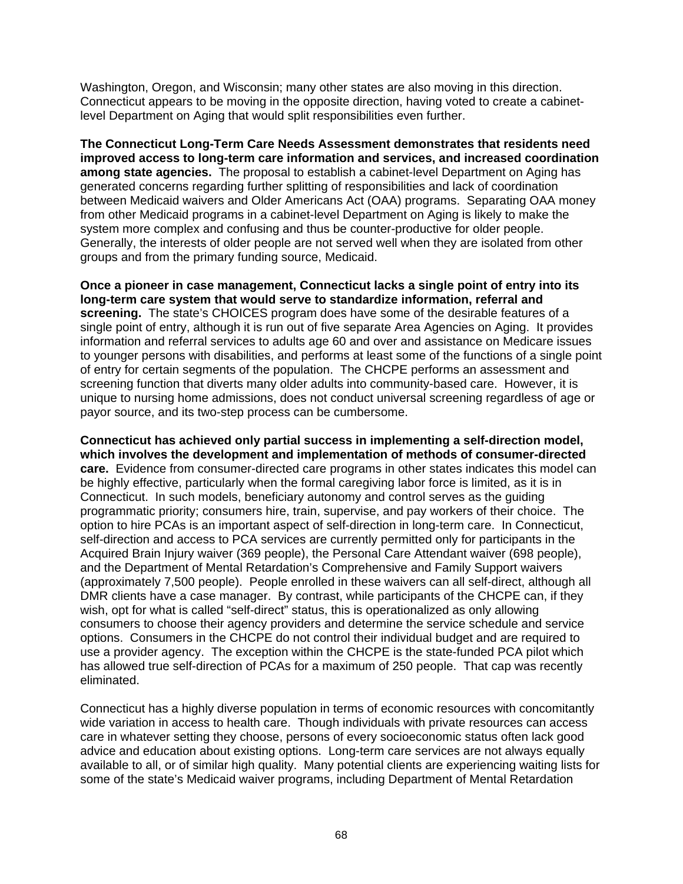Washington, Oregon, and Wisconsin; many other states are also moving in this direction. Connecticut appears to be moving in the opposite direction, having voted to create a cabinet-level Department on Aging that would split responsibilities even further.

**The Connecticut Long-Term Care Needs Assessment demonstrates that residents need improved access to long-term care information and services, and increased coordination among state agencies.** The proposal to establish a cabinet-level Department on Aging has generated concerns regarding further splitting of responsibilities and lack of coordination between Medicaid waivers and Older Americans Act (OAA) programs. Separating OAA money from other Medicaid programs in a cabinet-level Department on Aging is likely to make the system more complex and confusing and thus be counter-productive for older people. Generally, the interests of older people are not served well when they are isolated from other groups and from the primary funding source, Medicaid.

**Once a pioneer in case management, Connecticut lacks a single point of entry into its long-term care system that would serve to standardize information, referral and screening.** The state's CHOICES program does have some of the desirable features of a single point of entry, although it is run out of five separate Area Agencies on Aging. It provides information and referral services to adults age 60 and over and assistance on Medicare issues to younger persons with disabilities, and performs at least some of the functions of a single point of entry for certain segments of the population. The CHCPE performs an assessment and screening function that diverts many older adults into community-based care. However, it is unique to nursing home admissions, does not conduct universal screening regardless of age or payor source, and its two-step process can be cumbersome.

**Connecticut has achieved only partial success in implementing a self-direction model, which involves the development and implementation of methods of consumer-directed care.** Evidence from consumer-directed care programs in other states indicates this model can be highly effective, particularly when the formal caregiving labor force is limited, as it is in Connecticut. In such models, beneficiary autonomy and control serves as the guiding programmatic priority; consumers hire, train, supervise, and pay workers of their choice. The option to hire PCAs is an important aspect of self-direction in long-term care. In Connecticut, self-direction and access to PCA services are currently permitted only for participants in the Acquired Brain Injury waiver (369 people), the Personal Care Attendant waiver (698 people), and the Department of Mental Retardation's Comprehensive and Family Support waivers (approximately 7,500 people). People enrolled in these waivers can all self-direct, although all DMR clients have a case manager. By contrast, while participants of the CHCPE can, if they wish, opt for what is called "self-direct" status, this is operationalized as only allowing consumers to choose their agency providers and determine the service schedule and service options. Consumers in the CHCPE do not control their individual budget and are required to use a provider agency. The exception within the CHCPE is the state-funded PCA pilot which has allowed true self-direction of PCAs for a maximum of 250 people. That cap was recently eliminated.

Connecticut has a highly diverse population in terms of economic resources with concomitantly wide variation in access to health care. Though individuals with private resources can access care in whatever setting they choose, persons of every socioeconomic status often lack good advice and education about existing options. Long-term care services are not always equally available to all, or of similar high quality. Many potential clients are experiencing waiting lists for some of the state's Medicaid waiver programs, including Department of Mental Retardation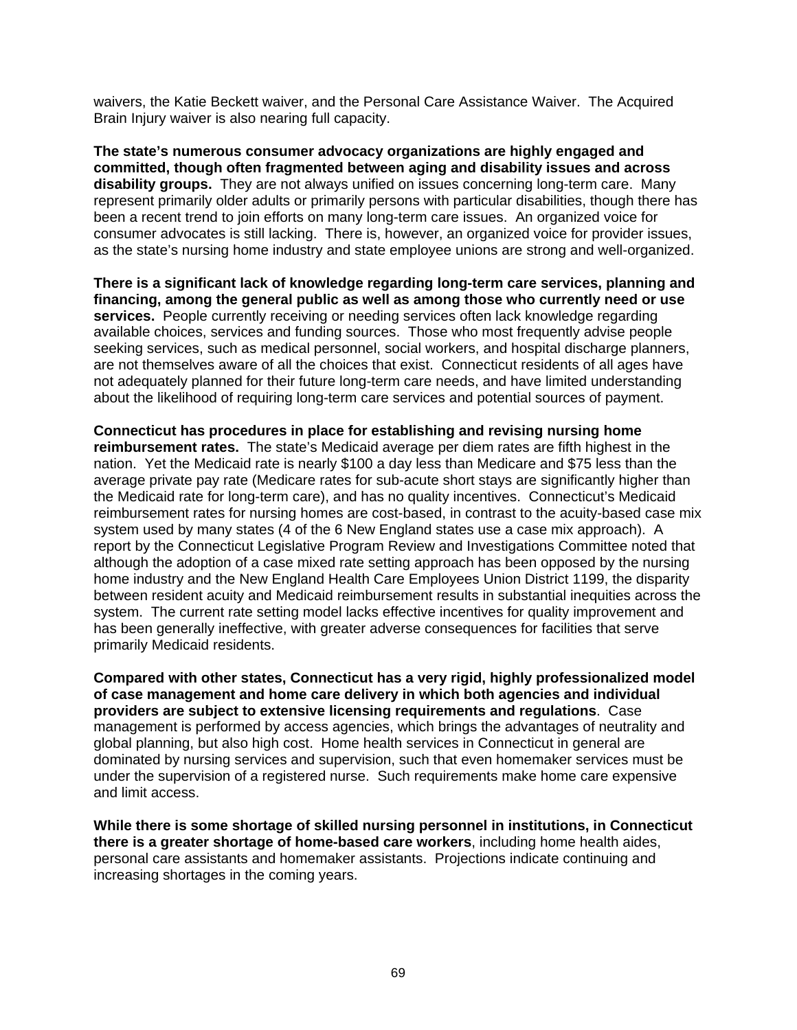waivers, the Katie Beckett waiver, and the Personal Care Assistance Waiver. The Acquired Brain Injury waiver is also nearing full capacity.

**The state's numerous consumer advocacy organizations are highly engaged and committed, though often fragmented between aging and disability issues and across disability groups.** They are not always unified on issues concerning long-term care. Many represent primarily older adults or primarily persons with particular disabilities, though there has been a recent trend to join efforts on many long-term care issues. An organized voice for consumer advocates is still lacking. There is, however, an organized voice for provider issues, as the state's nursing home industry and state employee unions are strong and well-organized.

**There is a significant lack of knowledge regarding long-term care services, planning and financing, among the general public as well as among those who currently need or use services.** People currently receiving or needing services often lack knowledge regarding available choices, services and funding sources. Those who most frequently advise people seeking services, such as medical personnel, social workers, and hospital discharge planners, are not themselves aware of all the choices that exist. Connecticut residents of all ages have not adequately planned for their future long-term care needs, and have limited understanding about the likelihood of requiring long-term care services and potential sources of payment.

**Connecticut has procedures in place for establishing and revising nursing home reimbursement rates.** The state's Medicaid average per diem rates are fifth highest in the nation. Yet the Medicaid rate is nearly $100 a day less than Medicare and $75 less than the average private pay rate (Medicare rates for sub-acute short stays are significantly higher than the Medicaid rate for long-term care), and has no quality incentives. Connecticut's Medicaid reimbursement rates for nursing homes are cost-based, in contrast to the acuity-based case mix system used by many states (4 of the 6 New England states use a case mix approach). A report by the Connecticut Legislative Program Review and Investigations Committee noted that although the adoption of a case mixed rate setting approach has been opposed by the nursing home industry and the New England Health Care Employees Union District 1199, the disparity between resident acuity and Medicaid reimbursement results in substantial inequities across the system. The current rate setting model lacks effective incentives for quality improvement and has been generally ineffective, with greater adverse consequences for facilities that serve primarily Medicaid residents.

**Compared with other states, Connecticut has a very rigid, highly professionalized model of case management and home care delivery in which both agencies and individual providers are subject to extensive licensing requirements and regulations**. Case management is performed by access agencies, which brings the advantages of neutrality and global planning, but also high cost. Home health services in Connecticut in general are dominated by nursing services and supervision, such that even homemaker services must be under the supervision of a registered nurse. Such requirements make home care expensive and limit access.

**While there is some shortage of skilled nursing personnel in institutions, in Connecticut there is a greater shortage of home-based care workers**, including home health aides, personal care assistants and homemaker assistants. Projections indicate continuing and increasing shortages in the coming years.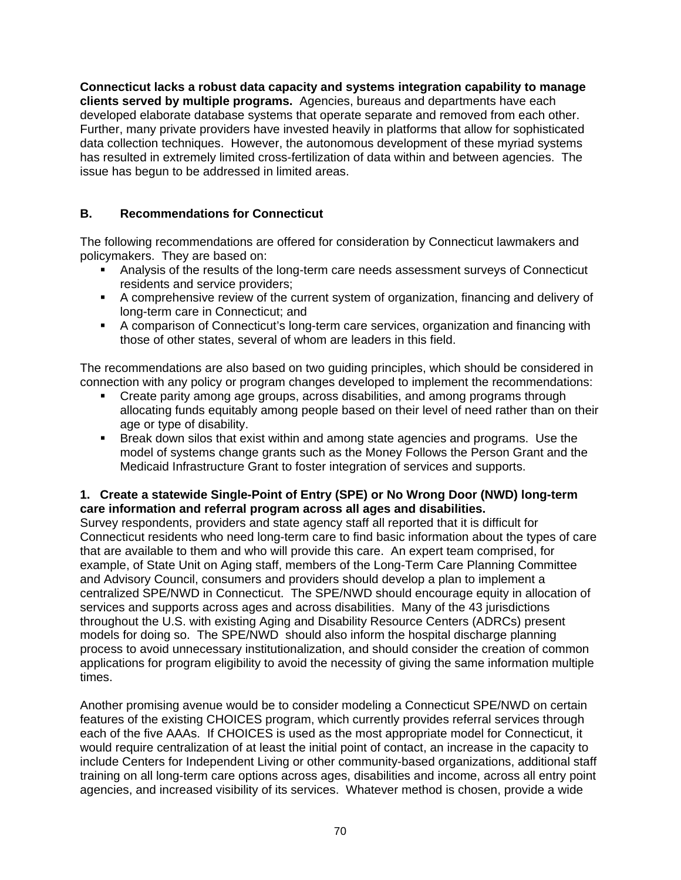**Connecticut lacks a robust data capacity and systems integration capability to manage clients served by multiple programs.** Agencies, bureaus and departments have each developed elaborate database systems that operate separate and removed from each other. Further, many private providers have invested heavily in platforms that allow for sophisticated data collection techniques. However, the autonomous development of these myriad systems has resulted in extremely limited cross-fertilization of data within and between agencies. The issue has begun to be addressed in limited areas.

## B. Recommendations for Connecticut

The following recommendations are offered for consideration by Connecticut lawmakers and policymakers. They are based on:

- Analysis of the results of the long-term care needs assessment surveys of Connecticut residents and service providers;
- A comprehensive review of the current system of organization, financing and delivery of long-term care in Connecticut; and
- A comparison of Connecticut's long-term care services, organization and financing with those of other states, several of whom are leaders in this field.

The recommendations are also based on two guiding principles, which should be considered in connection with any policy or program changes developed to implement the recommendations:

- Create parity among age groups, across disabilities, and among programs through allocating funds equitably among people based on their level of need rather than on their age or type of disability.
- Break down silos that exist within and among state agencies and programs. Use the model of systems change grants such as the Money Follows the Person Grant and the Medicaid Infrastructure Grant to foster integration of services and supports.

**1. Create a statewide Single-Point of Entry (SPE) or No Wrong Door (NWD) long-term care information and referral program across all ages and disabilities.**

Survey respondents, providers and state agency staff all reported that it is difficult for Connecticut residents who need long-term care to find basic information about the types of care that are available to them and who will provide this care. An expert team comprised, for example, of State Unit on Aging staff, members of the Long-Term Care Planning Committee and Advisory Council, consumers and providers should develop a plan to implement a centralized SPE/NWD in Connecticut. The SPE/NWD should encourage equity in allocation of services and supports across ages and across disabilities. Many of the 43 jurisdictions throughout the U.S. with existing Aging and Disability Resource Centers (ADRCs) present models for doing so. The SPE/NWD should also inform the hospital discharge planning process to avoid unnecessary institutionalization, and should consider the creation of common applications for program eligibility to avoid the necessity of giving the same information multiple times.

Another promising avenue would be to consider modeling a Connecticut SPE/NWD on certain features of the existing CHOICES program, which currently provides referral services through each of the five AAAs. If CHOICES is used as the most appropriate model for Connecticut, it would require centralization of at least the initial point of contact, an increase in the capacity to include Centers for Independent Living or other community-based organizations, additional staff training on all long-term care options across ages, disabilities and income, across all entry point agencies, and increased visibility of its services. Whatever method is chosen, provide a wide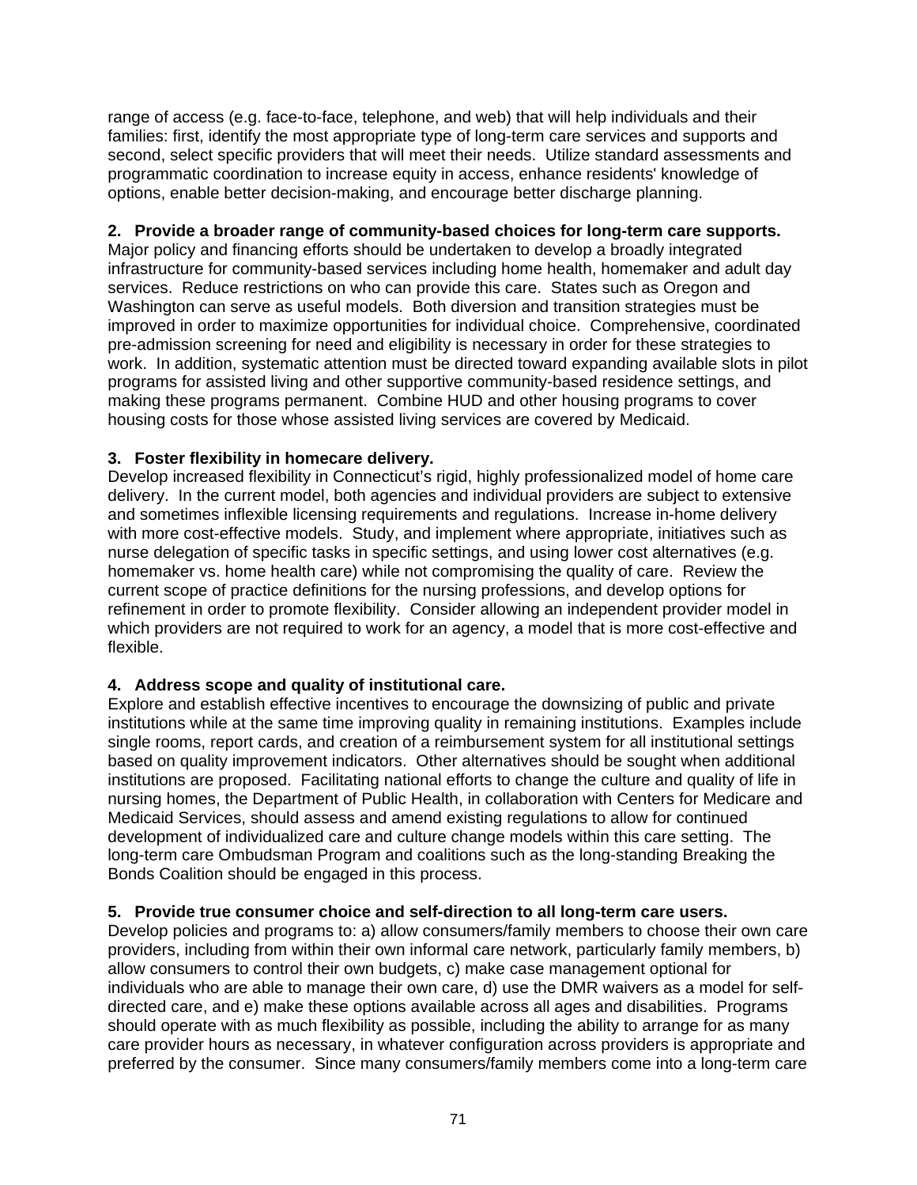range of access (e.g. face-to-face, telephone, and web) that will help individuals and their families: first, identify the most appropriate type of long-term care services and supports and second, select specific providers that will meet their needs. Utilize standard assessments and programmatic coordination to increase equity in access, enhance residents' knowledge of options, enable better decision-making, and encourage better discharge planning.

**2. Provide a broader range of community-based choices for long-term care supports.**
Major policy and financing efforts should be undertaken to develop a broadly integrated infrastructure for community-based services including home health, homemaker and adult day services. Reduce restrictions on who can provide this care. States such as Oregon and Washington can serve as useful models. Both diversion and transition strategies must be improved in order to maximize opportunities for individual choice. Comprehensive, coordinated pre-admission screening for need and eligibility is necessary in order for these strategies to work. In addition, systematic attention must be directed toward expanding available slots in pilot programs for assisted living and other supportive community-based residence settings, and making these programs permanent. Combine HUD and other housing programs to cover housing costs for those whose assisted living services are covered by Medicaid.

**3. Foster flexibility in homecare delivery.**
Develop increased flexibility in Connecticut's rigid, highly professionalized model of home care delivery. In the current model, both agencies and individual providers are subject to extensive and sometimes inflexible licensing requirements and regulations. Increase in-home delivery with more cost-effective models. Study, and implement where appropriate, initiatives such as nurse delegation of specific tasks in specific settings, and using lower cost alternatives (e.g. homemaker vs. home health care) while not compromising the quality of care. Review the current scope of practice definitions for the nursing professions, and develop options for refinement in order to promote flexibility. Consider allowing an independent provider model in which providers are not required to work for an agency, a model that is more cost-effective and flexible.

**4. Address scope and quality of institutional care.**
Explore and establish effective incentives to encourage the downsizing of public and private institutions while at the same time improving quality in remaining institutions. Examples include single rooms, report cards, and creation of a reimbursement system for all institutional settings based on quality improvement indicators. Other alternatives should be sought when additional institutions are proposed. Facilitating national efforts to change the culture and quality of life in nursing homes, the Department of Public Health, in collaboration with Centers for Medicare and Medicaid Services, should assess and amend existing regulations to allow for continued development of individualized care and culture change models within this care setting. The long-term care Ombudsman Program and coalitions such as the long-standing Breaking the Bonds Coalition should be engaged in this process.

**5. Provide true consumer choice and self-direction to all long-term care users.**
Develop policies and programs to: a) allow consumers/family members to choose their own care providers, including from within their own informal care network, particularly family members, b) allow consumers to control their own budgets, c) make case management optional for individuals who are able to manage their own care, d) use the DMR waivers as a model for self-directed care, and e) make these options available across all ages and disabilities. Programs should operate with as much flexibility as possible, including the ability to arrange for as many care provider hours as necessary, in whatever configuration across providers is appropriate and preferred by the consumer. Since many consumers/family members come into a long-term care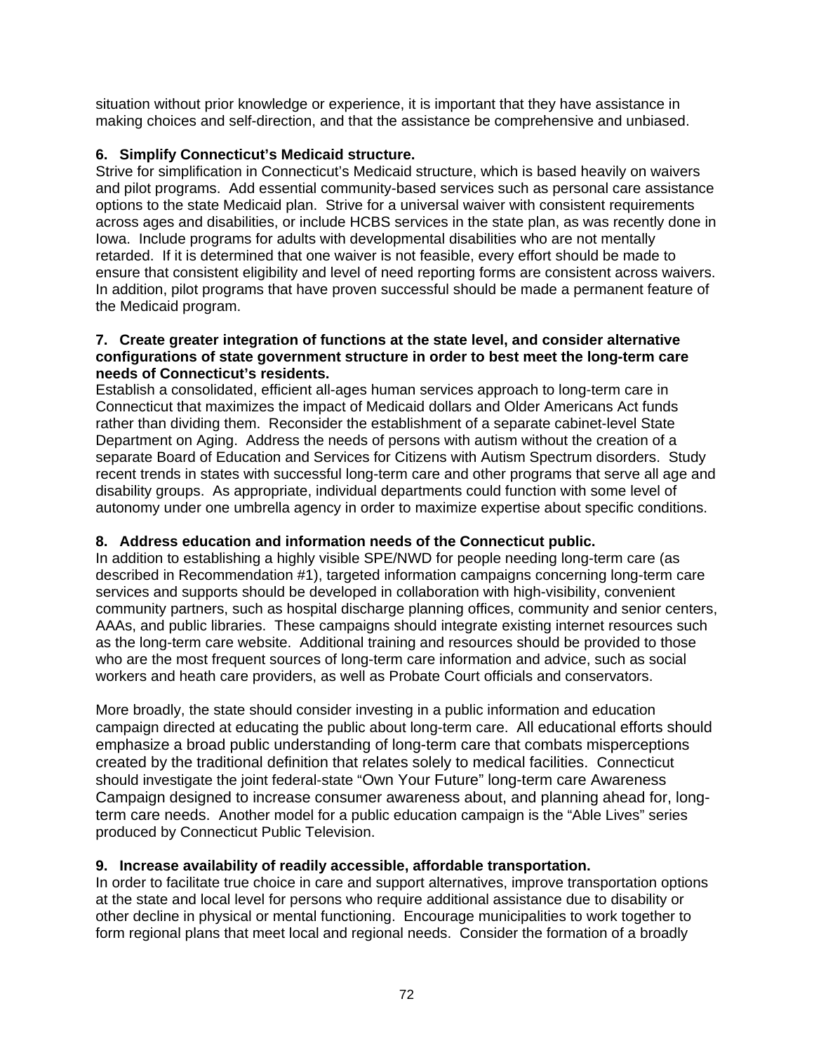situation without prior knowledge or experience, it is important that they have assistance in making choices and self-direction, and that the assistance be comprehensive and unbiased.

**6. Simplify Connecticut's Medicaid structure.**
Strive for simplification in Connecticut's Medicaid structure, which is based heavily on waivers and pilot programs. Add essential community-based services such as personal care assistance options to the state Medicaid plan. Strive for a universal waiver with consistent requirements across ages and disabilities, or include HCBS services in the state plan, as was recently done in Iowa. Include programs for adults with developmental disabilities who are not mentally retarded. If it is determined that one waiver is not feasible, every effort should be made to ensure that consistent eligibility and level of need reporting forms are consistent across waivers. In addition, pilot programs that have proven successful should be made a permanent feature of the Medicaid program.

**7. Create greater integration of functions at the state level, and consider alternative configurations of state government structure in order to best meet the long-term care needs of Connecticut's residents.**
Establish a consolidated, efficient all-ages human services approach to long-term care in Connecticut that maximizes the impact of Medicaid dollars and Older Americans Act funds rather than dividing them. Reconsider the establishment of a separate cabinet-level State Department on Aging. Address the needs of persons with autism without the creation of a separate Board of Education and Services for Citizens with Autism Spectrum disorders. Study recent trends in states with successful long-term care and other programs that serve all age and disability groups. As appropriate, individual departments could function with some level of autonomy under one umbrella agency in order to maximize expertise about specific conditions.

**8. Address education and information needs of the Connecticut public.**
In addition to establishing a highly visible SPE/NWD for people needing long-term care (as described in Recommendation #1), targeted information campaigns concerning long-term care services and supports should be developed in collaboration with high-visibility, convenient community partners, such as hospital discharge planning offices, community and senior centers, AAAs, and public libraries. These campaigns should integrate existing internet resources such as the long-term care website. Additional training and resources should be provided to those who are the most frequent sources of long-term care information and advice, such as social workers and heath care providers, as well as Probate Court officials and conservators.

More broadly, the state should consider investing in a public information and education campaign directed at educating the public about long-term care. All educational efforts should emphasize a broad public understanding of long-term care that combats misperceptions created by the traditional definition that relates solely to medical facilities. Connecticut should investigate the joint federal-state "Own Your Future" long-term care Awareness Campaign designed to increase consumer awareness about, and planning ahead for, long-term care needs. Another model for a public education campaign is the "Able Lives" series produced by Connecticut Public Television.

**9. Increase availability of readily accessible, affordable transportation.**
In order to facilitate true choice in care and support alternatives, improve transportation options at the state and local level for persons who require additional assistance due to disability or other decline in physical or mental functioning. Encourage municipalities to work together to form regional plans that meet local and regional needs. Consider the formation of a broadly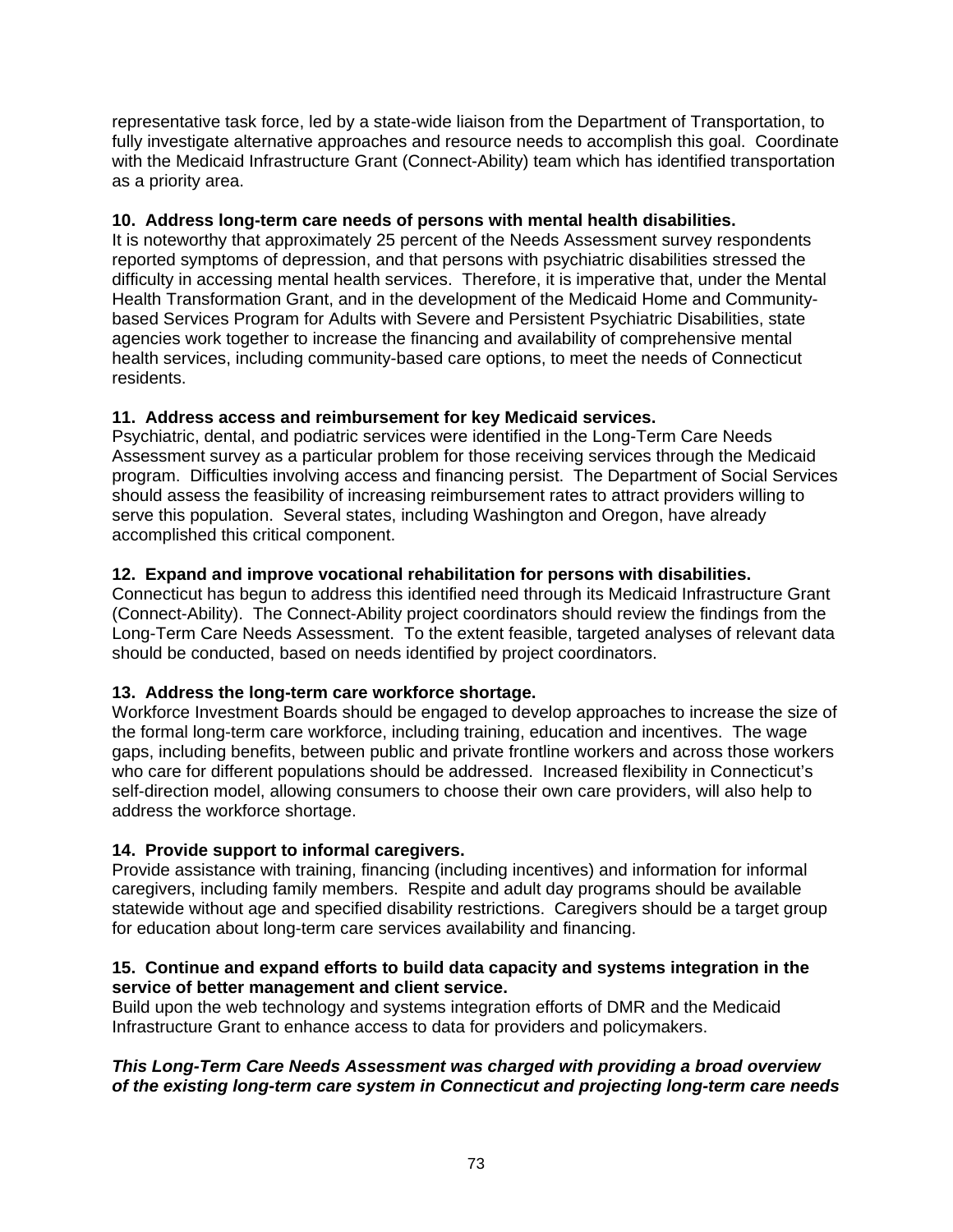representative task force, led by a state-wide liaison from the Department of Transportation, to fully investigate alternative approaches and resource needs to accomplish this goal. Coordinate with the Medicaid Infrastructure Grant (Connect-Ability) team which has identified transportation as a priority area.

**10. Address long-term care needs of persons with mental health disabilities.**
It is noteworthy that approximately 25 percent of the Needs Assessment survey respondents reported symptoms of depression, and that persons with psychiatric disabilities stressed the difficulty in accessing mental health services. Therefore, it is imperative that, under the Mental Health Transformation Grant, and in the development of the Medicaid Home and Community-based Services Program for Adults with Severe and Persistent Psychiatric Disabilities, state agencies work together to increase the financing and availability of comprehensive mental health services, including community-based care options, to meet the needs of Connecticut residents.

**11. Address access and reimbursement for key Medicaid services.**
Psychiatric, dental, and podiatric services were identified in the Long-Term Care Needs Assessment survey as a particular problem for those receiving services through the Medicaid program. Difficulties involving access and financing persist. The Department of Social Services should assess the feasibility of increasing reimbursement rates to attract providers willing to serve this population. Several states, including Washington and Oregon, have already accomplished this critical component.

**12. Expand and improve vocational rehabilitation for persons with disabilities.**
Connecticut has begun to address this identified need through its Medicaid Infrastructure Grant (Connect-Ability). The Connect-Ability project coordinators should review the findings from the Long-Term Care Needs Assessment. To the extent feasible, targeted analyses of relevant data should be conducted, based on needs identified by project coordinators.

**13. Address the long-term care workforce shortage.**
Workforce Investment Boards should be engaged to develop approaches to increase the size of the formal long-term care workforce, including training, education and incentives. The wage gaps, including benefits, between public and private frontline workers and across those workers who care for different populations should be addressed. Increased flexibility in Connecticut's self-direction model, allowing consumers to choose their own care providers, will also help to address the workforce shortage.

**14. Provide support to informal caregivers.**
Provide assistance with training, financing (including incentives) and information for informal caregivers, including family members. Respite and adult day programs should be available statewide without age and specified disability restrictions. Caregivers should be a target group for education about long-term care services availability and financing.

**15. Continue and expand efforts to build data capacity and systems integration in the service of better management and client service.**
Build upon the web technology and systems integration efforts of DMR and the Medicaid Infrastructure Grant to enhance access to data for providers and policymakers.

***This Long-Term Care Needs Assessment was charged with providing a broad overview of the existing long-term care system in Connecticut and projecting long-term care needs***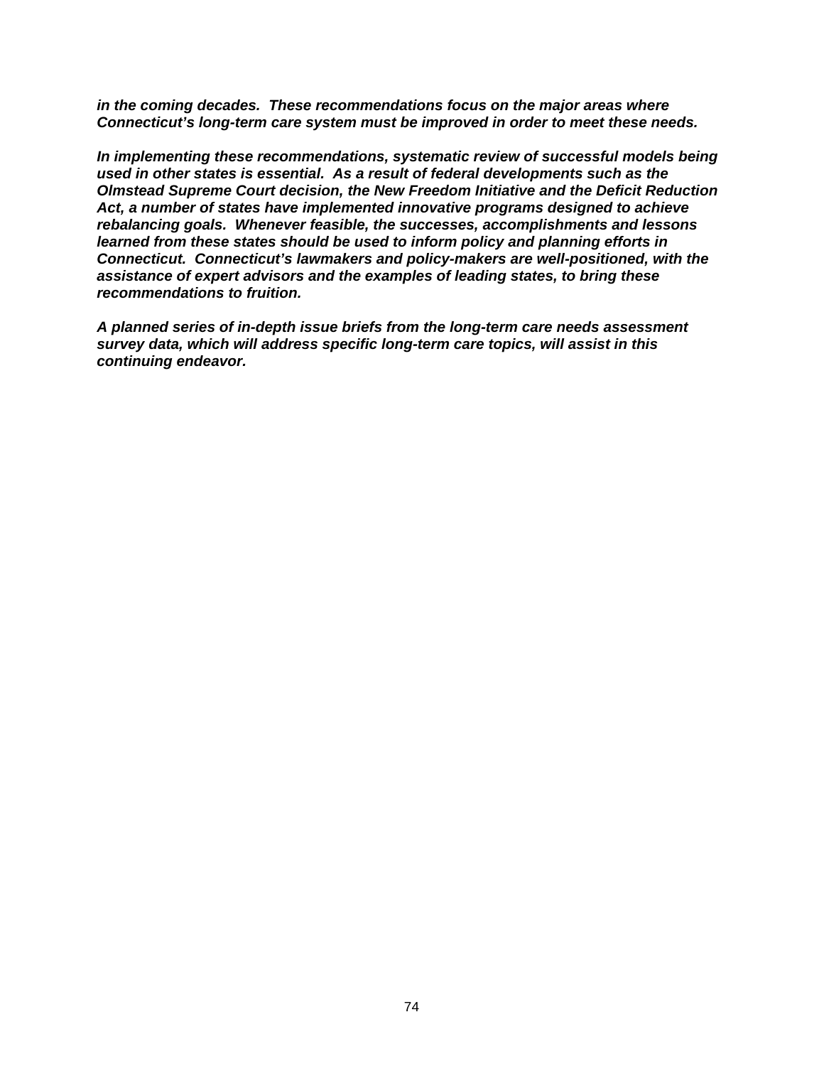***in the coming decades. These recommendations focus on the major areas where Connecticut's long-term care system must be improved in order to meet these needs.***

***In implementing these recommendations, systematic review of successful models being used in other states is essential. As a result of federal developments such as the Olmstead Supreme Court decision, the New Freedom Initiative and the Deficit Reduction Act, a number of states have implemented innovative programs designed to achieve rebalancing goals. Whenever feasible, the successes, accomplishments and lessons learned from these states should be used to inform policy and planning efforts in Connecticut. Connecticut's lawmakers and policy-makers are well-positioned, with the assistance of expert advisors and the examples of leading states, to bring these recommendations to fruition.***

***A planned series of in-depth issue briefs from the long-term care needs assessment survey data, which will address specific long-term care topics, will assist in this continuing endeavor.***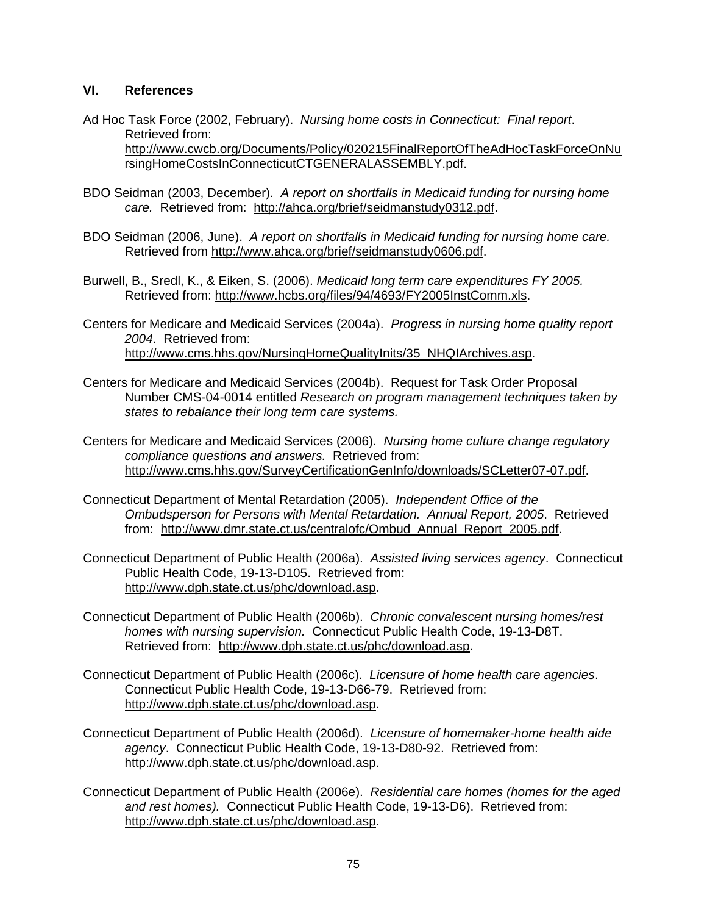## VI. References

Ad Hoc Task Force (2002, February). *Nursing home costs in Connecticut: Final report*. Retrieved from: http://www.cwcb.org/Documents/Policy/020215FinalReportOfTheAdHocTaskForceOnNursingHomeCostsInConnecticutCTGENERALASSEMBLY.pdf.

BDO Seidman (2003, December). *A report on shortfalls in Medicaid funding for nursing home care.* Retrieved from: http://ahca.org/brief/seidmanstudy0312.pdf.

BDO Seidman (2006, June). *A report on shortfalls in Medicaid funding for nursing home care.* Retrieved from http://www.ahca.org/brief/seidmanstudy0606.pdf.

Burwell, B., Sredl, K., & Eiken, S. (2006). *Medicaid long term care expenditures FY 2005.* Retrieved from: http://www.hcbs.org/files/94/4693/FY2005InstComm.xls.

Centers for Medicare and Medicaid Services (2004a). *Progress in nursing home quality report 2004*. Retrieved from: http://www.cms.hhs.gov/NursingHomeQualityInits/35_NHQIArchives.asp.

Centers for Medicare and Medicaid Services (2004b). Request for Task Order Proposal Number CMS-04-0014 entitled *Research on program management techniques taken by states to rebalance their long term care systems.*

Centers for Medicare and Medicaid Services (2006). *Nursing home culture change regulatory compliance questions and answers.* Retrieved from: http://www.cms.hhs.gov/SurveyCertificationGenInfo/downloads/SCLetter07-07.pdf.

Connecticut Department of Mental Retardation (2005). *Independent Office of the Ombudsperson for Persons with Mental Retardation. Annual Report, 2005*. Retrieved from: http://www.dmr.state.ct.us/centralofc/Ombud_Annual_Report_2005.pdf.

Connecticut Department of Public Health (2006a). *Assisted living services agency*. Connecticut Public Health Code, 19-13-D105. Retrieved from: http://www.dph.state.ct.us/phc/download.asp.

Connecticut Department of Public Health (2006b). *Chronic convalescent nursing homes/rest homes with nursing supervision.* Connecticut Public Health Code, 19-13-D8T. Retrieved from: http://www.dph.state.ct.us/phc/download.asp.

Connecticut Department of Public Health (2006c). *Licensure of home health care agencies*. Connecticut Public Health Code, 19-13-D66-79. Retrieved from: http://www.dph.state.ct.us/phc/download.asp.

Connecticut Department of Public Health (2006d). *Licensure of homemaker-home health aide agency*. Connecticut Public Health Code, 19-13-D80-92. Retrieved from: http://www.dph.state.ct.us/phc/download.asp.

Connecticut Department of Public Health (2006e). *Residential care homes (homes for the aged and rest homes).* Connecticut Public Health Code, 19-13-D6). Retrieved from: http://www.dph.state.ct.us/phc/download.asp.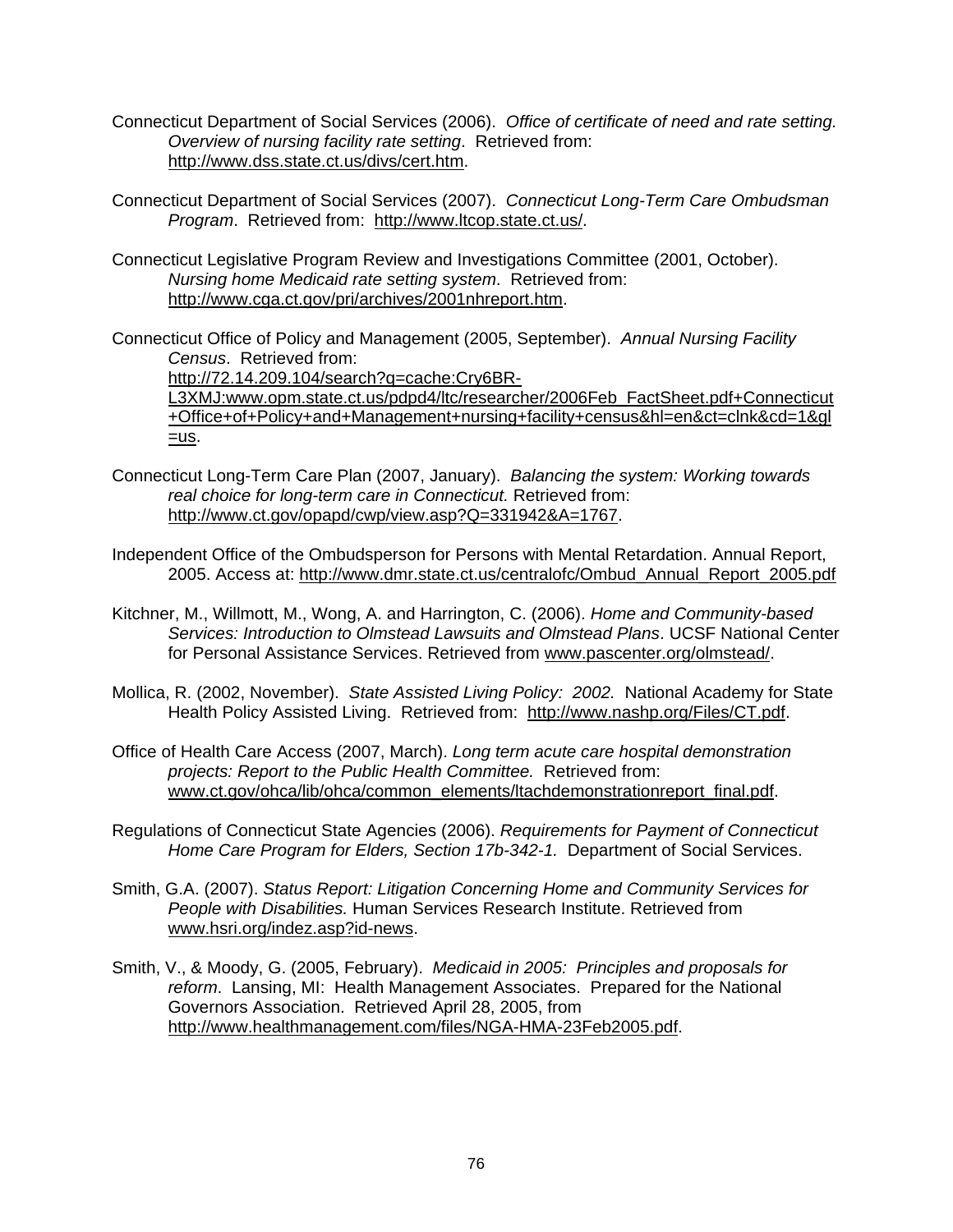Connecticut Department of Social Services (2006). *Office of certificate of need and rate setting. Overview of nursing facility rate setting*. Retrieved from: http://www.dss.state.ct.us/divs/cert.htm.

Connecticut Department of Social Services (2007). *Connecticut Long-Term Care Ombudsman Program*. Retrieved from: http://www.ltcop.state.ct.us/.

Connecticut Legislative Program Review and Investigations Committee (2001, October). *Nursing home Medicaid rate setting system*. Retrieved from: http://www.cga.ct.gov/pri/archives/2001nhreport.htm.

Connecticut Office of Policy and Management (2005, September). *Annual Nursing Facility Census*. Retrieved from: http://72.14.209.104/search?q=cache:Cry6BR-L3XMJ:www.opm.state.ct.us/pdpd4/ltc/researcher/2006Feb_FactSheet.pdf+Connecticut+Office+of+Policy+and+Management+nursing+facility+census&hl=en&ct=clnk&cd=1&gl=us.

Connecticut Long-Term Care Plan (2007, January). *Balancing the system: Working towards real choice for long-term care in Connecticut.* Retrieved from: http://www.ct.gov/opapd/cwp/view.asp?Q=331942&A=1767.

Independent Office of the Ombudsperson for Persons with Mental Retardation. Annual Report, 2005. Access at: http://www.dmr.state.ct.us/centralofc/Ombud_Annual_Report_2005.pdf

Kitchner, M., Willmott, M., Wong, A. and Harrington, C. (2006). *Home and Community-based Services: Introduction to Olmstead Lawsuits and Olmstead Plans*. UCSF National Center for Personal Assistance Services. Retrieved from www.pascenter.org/olmstead/.

Mollica, R. (2002, November). *State Assisted Living Policy: 2002.* National Academy for State Health Policy Assisted Living. Retrieved from: http://www.nashp.org/Files/CT.pdf.

Office of Health Care Access (2007, March). *Long term acute care hospital demonstration projects: Report to the Public Health Committee.* Retrieved from: www.ct.gov/ohca/lib/ohca/common_elements/ltachdemonstrationreport_final.pdf.

Regulations of Connecticut State Agencies (2006). *Requirements for Payment of Connecticut Home Care Program for Elders, Section 17b-342-1.* Department of Social Services.

Smith, G.A. (2007). *Status Report: Litigation Concerning Home and Community Services for People with Disabilities.* Human Services Research Institute. Retrieved from www.hsri.org/indez.asp?id-news.

Smith, V., & Moody, G. (2005, February). *Medicaid in 2005: Principles and proposals for reform*. Lansing, MI: Health Management Associates. Prepared for the National Governors Association. Retrieved April 28, 2005, from http://www.healthmanagement.com/files/NGA-HMA-23Feb2005.pdf.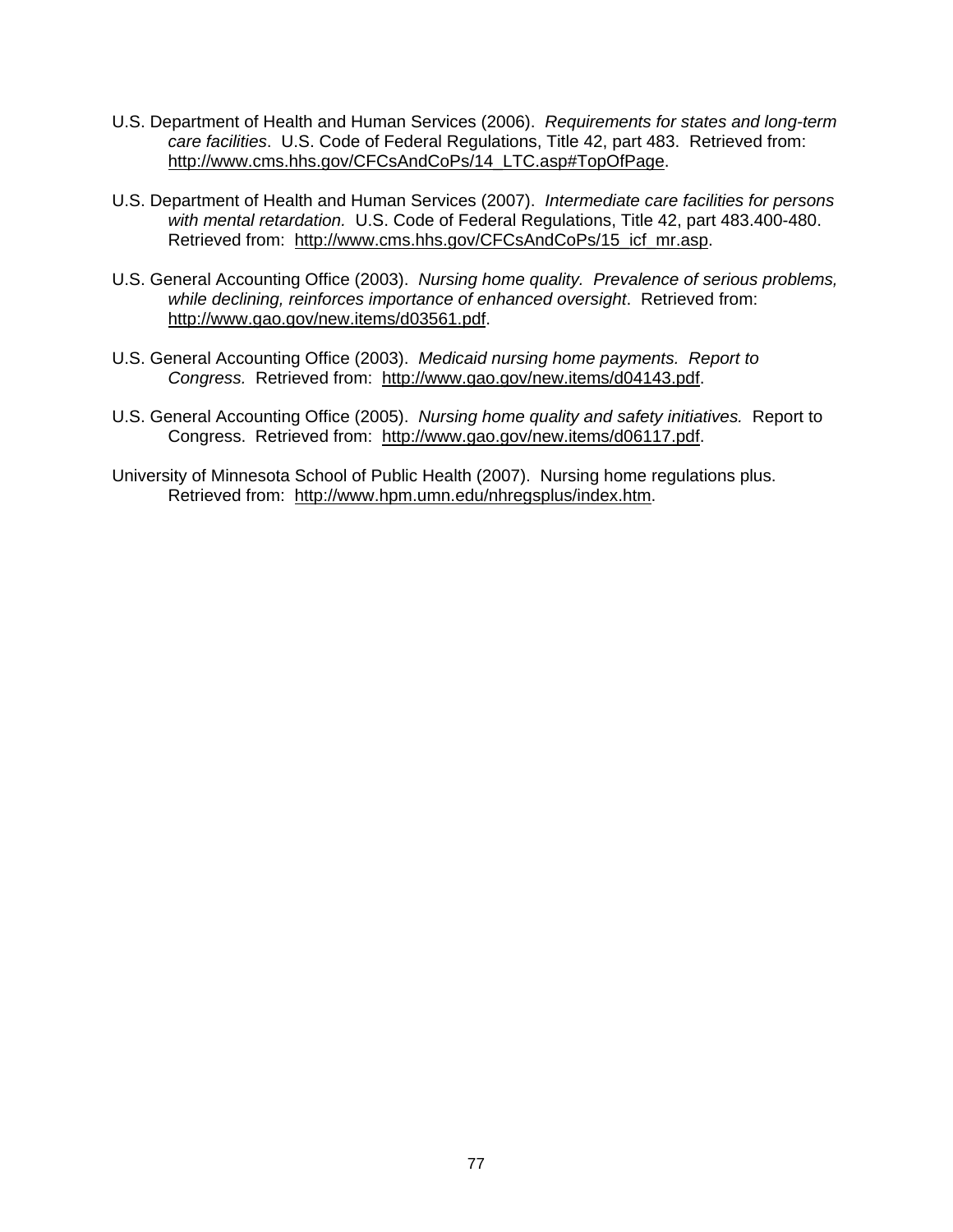U.S. Department of Health and Human Services (2006). *Requirements for states and long-term care facilities*. U.S. Code of Federal Regulations, Title 42, part 483. Retrieved from: http://www.cms.hhs.gov/CFCsAndCoPs/14_LTC.asp#TopOfPage.

U.S. Department of Health and Human Services (2007). *Intermediate care facilities for persons with mental retardation.* U.S. Code of Federal Regulations, Title 42, part 483.400-480. Retrieved from: http://www.cms.hhs.gov/CFCsAndCoPs/15_icf_mr.asp.

U.S. General Accounting Office (2003). *Nursing home quality. Prevalence of serious problems, while declining, reinforces importance of enhanced oversight*. Retrieved from: http://www.gao.gov/new.items/d03561.pdf.

U.S. General Accounting Office (2003). *Medicaid nursing home payments. Report to Congress.* Retrieved from: http://www.gao.gov/new.items/d04143.pdf.

U.S. General Accounting Office (2005). *Nursing home quality and safety initiatives.* Report to Congress. Retrieved from: http://www.gao.gov/new.items/d06117.pdf.

University of Minnesota School of Public Health (2007). Nursing home regulations plus. Retrieved from: http://www.hpm.umn.edu/nhregsplus/index.htm.